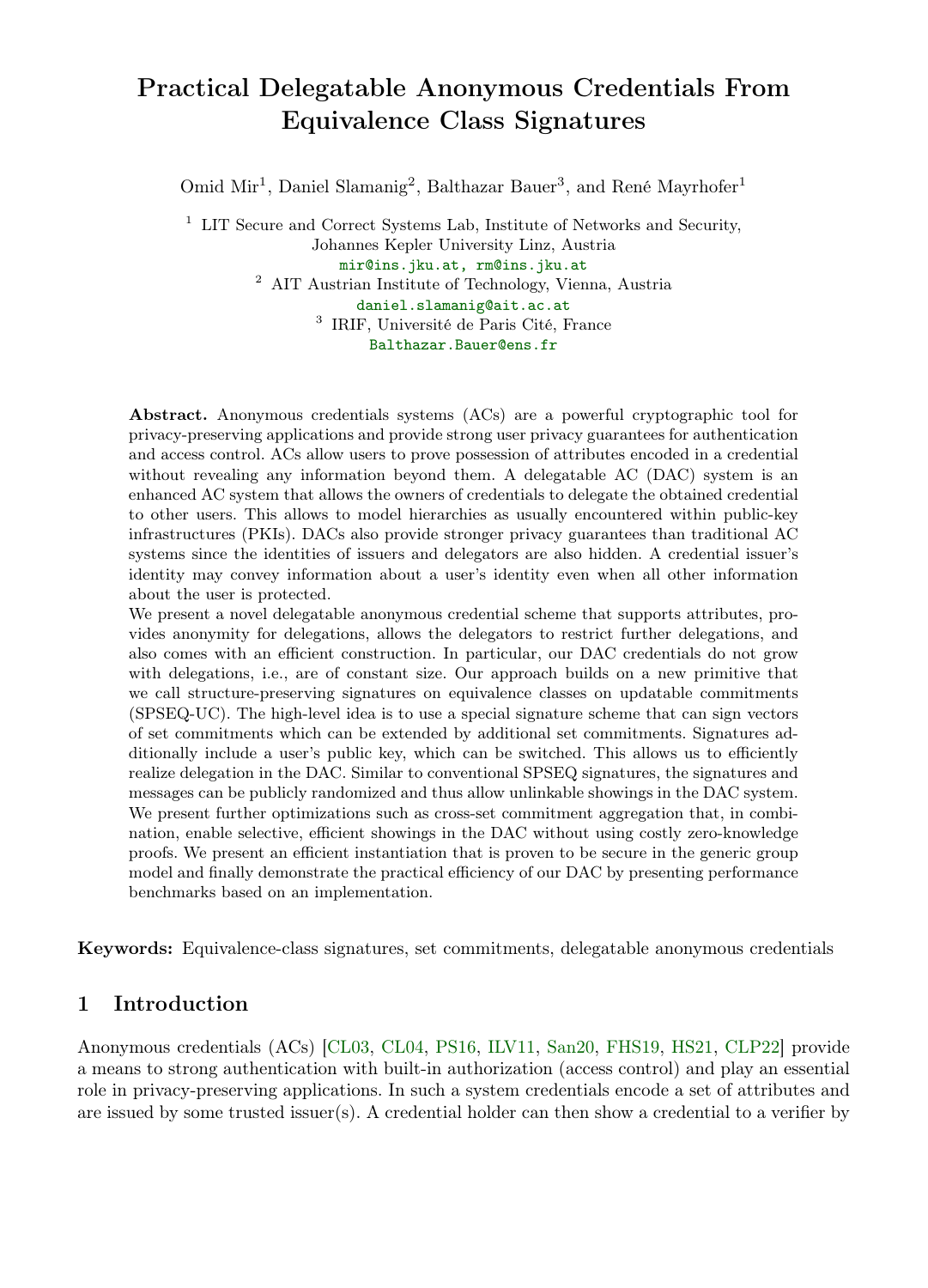# Practical Delegatable Anonymous Credentials From Equivalence Class Signatures

Omid Mir[1], Daniel Slamanig[2], Balthazar Bauer[3], and René Mayrhofer[1]

[1] LIT Secure and Correct Systems Lab, Institute of Networks and Security, Johannes Kepler University Linz, Austria
mir@ins.jku.at, rm@ins.jku.at

[2] AIT Austrian Institute of Technology, Vienna, Austria
daniel.slamanig@ait.ac.at

[3] IRIF, Université de Paris Cité, France
Balthazar.Bauer@ens.fr

**Abstract.** Anonymous credentials systems (ACs) are a powerful cryptographic tool for privacy-preserving applications and provide strong user privacy guarantees for authentication and access control. ACs allow users to prove possession of attributes encoded in a credential without revealing any information beyond them. A delegatable AC (DAC) system is an enhanced AC system that allows the owners of credentials to delegate the obtained credential to other users. This allows to model hierarchies as usually encountered within public-key infrastructures (PKIs). DACs also provide stronger privacy guarantees than traditional AC systems since the identities of issuers and delegators are also hidden. A credential issuer's identity may convey information about a user's identity even when all other information about the user is protected.

We present a novel delegatable anonymous credential scheme that supports attributes, provides anonymity for delegations, allows the delegators to restrict further delegations, and also comes with an efficient construction. In particular, our DAC credentials do not grow with delegations, i.e., are of constant size. Our approach builds on a new primitive that we call structure-preserving signatures on equivalence classes on updatable commitments (SPSEQ-UC). The high-level idea is to use a special signature scheme that can sign vectors of set commitments which can be extended by additional set commitments. Signatures additionally include a user's public key, which can be switched. This allows us to efficiently realize delegation in the DAC. Similar to conventional SPSEQ signatures, the signatures and messages can be publicly randomized and thus allow unlinkable showings in the DAC system. We present further optimizations such as cross-set commitment aggregation that, in combination, enable selective, efficient showings in the DAC without using costly zero-knowledge proofs. We present an efficient instantiation that is proven to be secure in the generic group model and finally demonstrate the practical efficiency of our DAC by presenting performance benchmarks based on an implementation.

**Keywords:** Equivalence-class signatures, set commitments, delegatable anonymous credentials

## 1 Introduction

Anonymous credentials (ACs) [CL03, CL04, PS16, ILV11, San20, FHS19, HS21, CLP22] provide a means to strong authentication with built-in authorization (access control) and play an essential role in privacy-preserving applications. In such a system credentials encode a set of attributes and are issued by some trusted issuer(s). A credential holder can then show a credential to a verifier by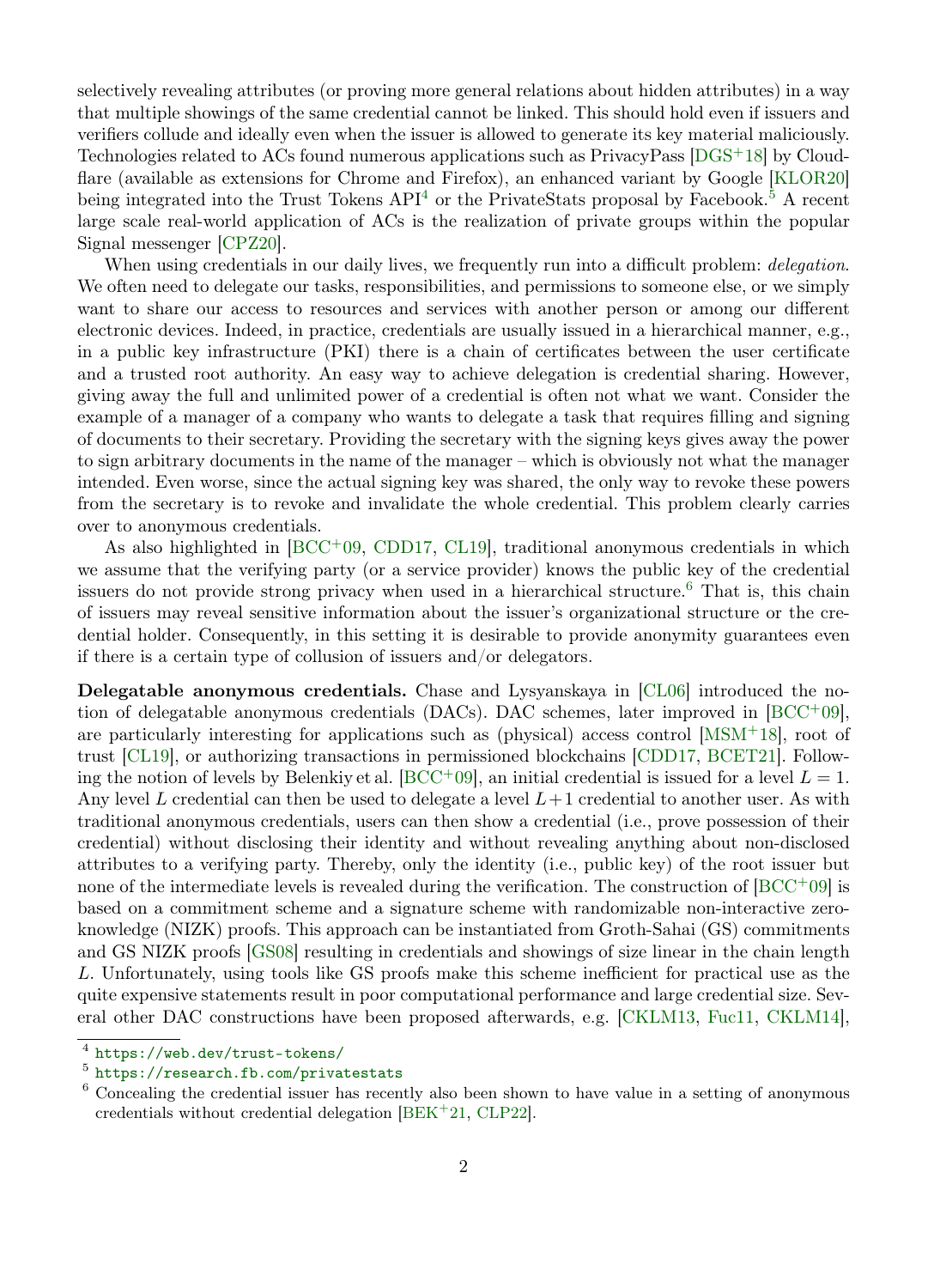selectively revealing attributes (or proving more general relations about hidden attributes) in a way that multiple showings of the same credential cannot be linked. This should hold even if issuers and verifiers collude and ideally even when the issuer is allowed to generate its key material maliciously. Technologies related to ACs found numerous applications such as PrivacyPass [DGS+18] by Cloudflare (available as extensions for Chrome and Firefox), an enhanced variant by Google [KLOR20] being integrated into the Trust Tokens API[4] or the PrivateStats proposal by Facebook.[5] A recent large scale real-world application of ACs is the realization of private groups within the popular Signal messenger [CPZ20].

When using credentials in our daily lives, we frequently run into a difficult problem: *delegation*. We often need to delegate our tasks, responsibilities, and permissions to someone else, or we simply want to share our access to resources and services with another person or among our different electronic devices. Indeed, in practice, credentials are usually issued in a hierarchical manner, e.g., in a public key infrastructure (PKI) there is a chain of certificates between the user certificate and a trusted root authority. An easy way to achieve delegation is credential sharing. However, giving away the full and unlimited power of a credential is often not what we want. Consider the example of a manager of a company who wants to delegate a task that requires filling and signing of documents to their secretary. Providing the secretary with the signing keys gives away the power to sign arbitrary documents in the name of the manager – which is obviously not what the manager intended. Even worse, since the actual signing key was shared, the only way to revoke these powers from the secretary is to revoke and invalidate the whole credential. This problem clearly carries over to anonymous credentials.

As also highlighted in [BCC+09, CDD17, CL19], traditional anonymous credentials in which we assume that the verifying party (or a service provider) knows the public key of the credential issuers do not provide strong privacy when used in a hierarchical structure.[6] That is, this chain of issuers may reveal sensitive information about the issuer's organizational structure or the credential holder. Consequently, in this setting it is desirable to provide anonymity guarantees even if there is a certain type of collusion of issuers and/or delegators.

**Delegatable anonymous credentials.** Chase and Lysyanskaya in [CL06] introduced the notion of delegatable anonymous credentials (DACs). DAC schemes, later improved in [BCC+09], are particularly interesting for applications such as (physical) access control [MSM+18], root of trust [CL19], or authorizing transactions in permissioned blockchains [CDD17, BCET21]. Following the notion of levels by Belenkiy et al. [BCC+09], an initial credential is issued for a level $L = 1$. Any level $L$ credential can then be used to delegate a level $L+1$ credential to another user. As with traditional anonymous credentials, users can then show a credential (i.e., prove possession of their credential) without disclosing their identity and without revealing anything about non-disclosed attributes to a verifying party. Thereby, only the identity (i.e., public key) of the root issuer but none of the intermediate levels is revealed during the verification. The construction of [BCC+09] is based on a commitment scheme and a signature scheme with randomizable non-interactive zero-knowledge (NIZK) proofs. This approach can be instantiated from Groth-Sahai (GS) commitments and GS NIZK proofs [GS08] resulting in credentials and showings of size linear in the chain length $L$. Unfortunately, using tools like GS proofs make this scheme inefficient for practical use as the quite expensive statements result in poor computational performance and large credential size. Several other DAC constructions have been proposed afterwards, e.g. [CKLM13, Fuc11, CKLM14],

[4] https://web.dev/trust-tokens/

[5] https://research.fb.com/privatestats

[6] Concealing the credential issuer has recently also been shown to have value in a setting of anonymous credentials without credential delegation [BEK+21, CLP22].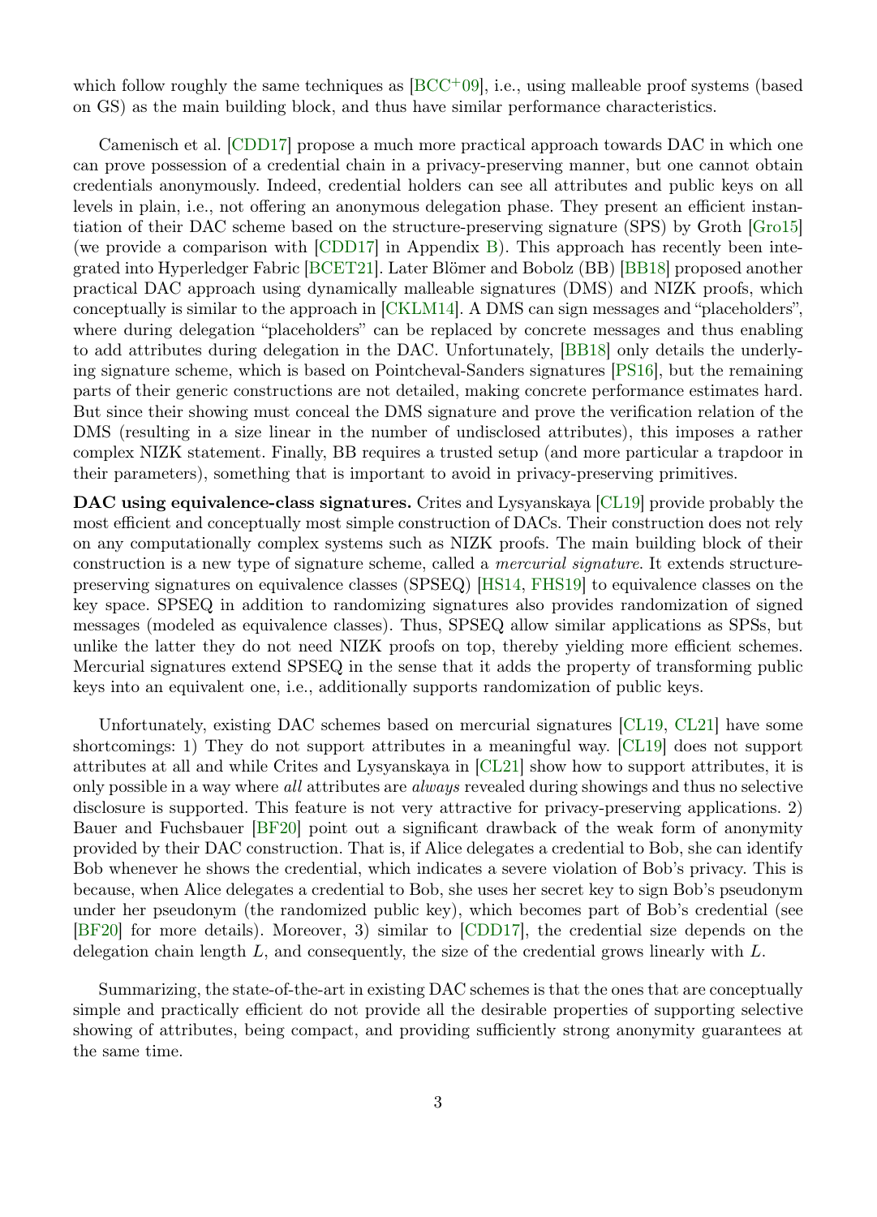which follow roughly the same techniques as [BCC+09], i.e., using malleable proof systems (based on GS) as the main building block, and thus have similar performance characteristics.

Camenisch et al. [CDD17] propose a much more practical approach towards DAC in which one can prove possession of a credential chain in a privacy-preserving manner, but one cannot obtain credentials anonymously. Indeed, credential holders can see all attributes and public keys on all levels in plain, i.e., not offering an anonymous delegation phase. They present an efficient instantiation of their DAC scheme based on the structure-preserving signature (SPS) by Groth [Gro15] (we provide a comparison with [CDD17] in Appendix B). This approach has recently been integrated into Hyperledger Fabric [BCET21]. Later Blömer and Bobolz (BB) [BB18] proposed another practical DAC approach using dynamically malleable signatures (DMS) and NIZK proofs, which conceptually is similar to the approach in [CKLM14]. A DMS can sign messages and "placeholders", where during delegation "placeholders" can be replaced by concrete messages and thus enabling to add attributes during delegation in the DAC. Unfortunately, [BB18] only details the underlying signature scheme, which is based on Pointcheval-Sanders signatures [PS16], but the remaining parts of their generic constructions are not detailed, making concrete performance estimates hard. But since their showing must conceal the DMS signature and prove the verification relation of the DMS (resulting in a size linear in the number of undisclosed attributes), this imposes a rather complex NIZK statement. Finally, BB requires a trusted setup (and more particular a trapdoor in their parameters), something that is important to avoid in privacy-preserving primitives.

**DAC using equivalence-class signatures.** Crites and Lysyanskaya [CL19] provide probably the most efficient and conceptually most simple construction of DACs. Their construction does not rely on any computationally complex systems such as NIZK proofs. The main building block of their construction is a new type of signature scheme, called a *mercurial signature*. It extends structure-preserving signatures on equivalence classes (SPSEQ) [HS14, FHS19] to equivalence classes on the key space. SPSEQ in addition to randomizing signatures also provides randomization of signed messages (modeled as equivalence classes). Thus, SPSEQ allow similar applications as SPSs, but unlike the latter they do not need NIZK proofs on top, thereby yielding more efficient schemes. Mercurial signatures extend SPSEQ in the sense that it adds the property of transforming public keys into an equivalent one, i.e., additionally supports randomization of public keys.

Unfortunately, existing DAC schemes based on mercurial signatures [CL19, CL21] have some shortcomings: 1) They do not support attributes in a meaningful way. [CL19] does not support attributes at all and while Crites and Lysyanskaya in [CL21] show how to support attributes, it is only possible in a way where *all* attributes are *always* revealed during showings and thus no selective disclosure is supported. This feature is not very attractive for privacy-preserving applications. 2) Bauer and Fuchsbauer [BF20] point out a significant drawback of the weak form of anonymity provided by their DAC construction. That is, if Alice delegates a credential to Bob, she can identify Bob whenever he shows the credential, which indicates a severe violation of Bob's privacy. This is because, when Alice delegates a credential to Bob, she uses her secret key to sign Bob's pseudonym under her pseudonym (the randomized public key), which becomes part of Bob's credential (see [BF20] for more details). Moreover, 3) similar to [CDD17], the credential size depends on the delegation chain length $L$, and consequently, the size of the credential grows linearly with $L$.

Summarizing, the state-of-the-art in existing DAC schemes is that the ones that are conceptually simple and practically efficient do not provide all the desirable properties of supporting selective showing of attributes, being compact, and providing sufficiently strong anonymity guarantees at the same time.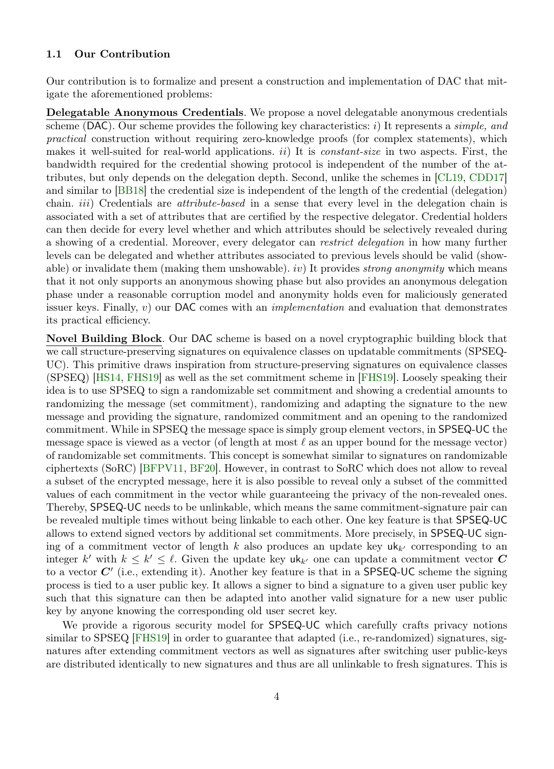### 1.1 Our Contribution

Our contribution is to formalize and present a construction and implementation of DAC that mitigate the aforementioned problems:

**Delegatable Anonymous Credentials**. We propose a novel delegatable anonymous credentials scheme (DAC). Our scheme provides the following key characteristics: *i*) It represents a *simple, and practical* construction without requiring zero-knowledge proofs (for complex statements), which makes it well-suited for real-world applications. *ii*) It is *constant-size* in two aspects. First, the bandwidth required for the credential showing protocol is independent of the number of the attributes, but only depends on the delegation depth. Second, unlike the schemes in [CL19, CDD17] and similar to [BB18] the credential size is independent of the length of the credential (delegation) chain. *iii*) Credentials are *attribute-based* in a sense that every level in the delegation chain is associated with a set of attributes that are certified by the respective delegator. Credential holders can then decide for every level whether and which attributes should be selectively revealed during a showing of a credential. Moreover, every delegator can *restrict delegation* in how many further levels can be delegated and whether attributes associated to previous levels should be valid (showable) or invalidate them (making them unshowable). *iv*) It provides *strong anonymity* which means that it not only supports an anonymous showing phase but also provides an anonymous delegation phase under a reasonable corruption model and anonymity holds even for maliciously generated issuer keys. Finally, *v*) our DAC comes with an *implementation* and evaluation that demonstrates its practical efficiency.

**Novel Building Block**. Our DAC scheme is based on a novel cryptographic building block that we call structure-preserving signatures on equivalence classes on updatable commitments (SPSEQ-UC). This primitive draws inspiration from structure-preserving signatures on equivalence classes (SPSEQ) [HS14, FHS19] as well as the set commitment scheme in [FHS19]. Loosely speaking their idea is to use SPSEQ to sign a randomizable set commitment and showing a credential amounts to randomizing the message (set commitment), randomizing and adapting the signature to the new message and providing the signature, randomized commitment and an opening to the randomized commitment. While in SPSEQ the message space is simply group element vectors, in SPSEQ-UC the message space is viewed as a vector (of length at most $\ell$ as an upper bound for the message vector) of randomizable set commitments. This concept is somewhat similar to signatures on randomizable ciphertexts (SoRC) [BFPV11, BF20]. However, in contrast to SoRC which does not allow to reveal a subset of the encrypted message, here it is also possible to reveal only a subset of the committed values of each commitment in the vector while guaranteeing the privacy of the non-revealed ones. Thereby, SPSEQ-UC needs to be unlinkable, which means the same commitment-signature pair can be revealed multiple times without being linkable to each other. One key feature is that SPSEQ-UC allows to extend signed vectors by additional set commitments. More precisely, in SPSEQ-UC signing of a commitment vector of length $k$ also produces an update key $\mathsf{uk}_{k'}$ corresponding to an integer $k'$ with $k \leq k' \leq \ell$. Given the update key $\mathsf{uk}_{k'}$ one can update a commitment vector $\boldsymbol{C}$ to a vector $\boldsymbol{C}'$ (i.e., extending it). Another key feature is that in a SPSEQ-UC scheme the signing process is tied to a user public key. It allows a signer to bind a signature to a given user public key such that this signature can then be adapted into another valid signature for a new user public key by anyone knowing the corresponding old user secret key.

We provide a rigorous security model for SPSEQ-UC which carefully crafts privacy notions similar to SPSEQ [FHS19] in order to guarantee that adapted (i.e., re-randomized) signatures, signatures after extending commitment vectors as well as signatures after switching user public-keys are distributed identically to new signatures and thus are all unlinkable to fresh signatures. This is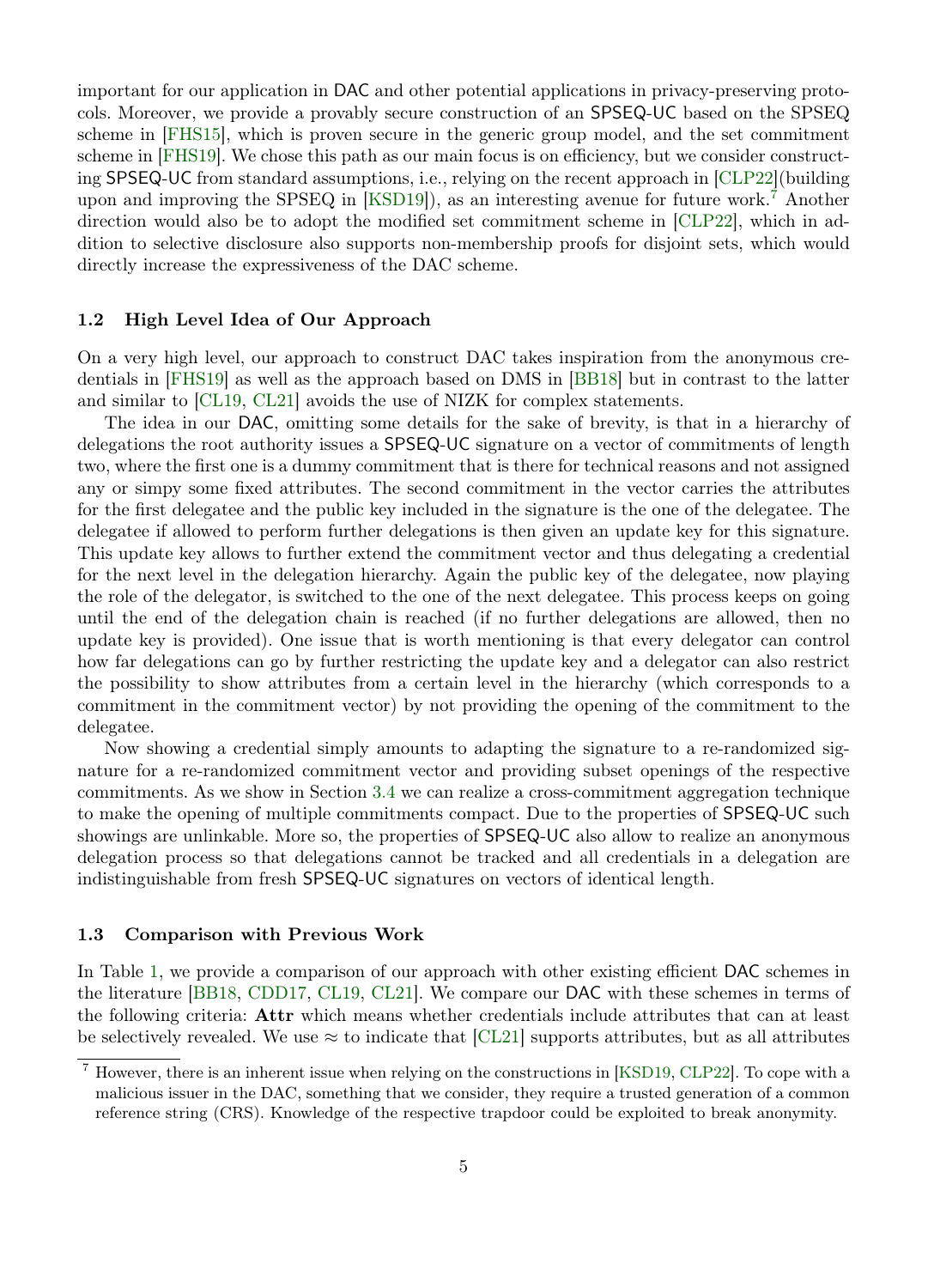important for our application in DAC and other potential applications in privacy-preserving protocols. Moreover, we provide a provably secure construction of an SPSEQ-UC based on the SPSEQ scheme in [FHS15], which is proven secure in the generic group model, and the set commitment scheme in [FHS19]. We chose this path as our main focus is on efficiency, but we consider constructing SPSEQ-UC from standard assumptions, i.e., relying on the recent approach in [CLP22](building upon and improving the SPSEQ in [KSD19]), as an interesting avenue for future work.[7] Another direction would also be to adopt the modified set commitment scheme in [CLP22], which in addition to selective disclosure also supports non-membership proofs for disjoint sets, which would directly increase the expressiveness of the DAC scheme.

### 1.2 High Level Idea of Our Approach

On a very high level, our approach to construct DAC takes inspiration from the anonymous credentials in [FHS19] as well as the approach based on DMS in [BB18] but in contrast to the latter and similar to [CL19, CL21] avoids the use of NIZK for complex statements.

The idea in our DAC, omitting some details for the sake of brevity, is that in a hierarchy of delegations the root authority issues a SPSEQ-UC signature on a vector of commitments of length two, where the first one is a dummy commitment that is there for technical reasons and not assigned any or simpy some fixed attributes. The second commitment in the vector carries the attributes for the first delegatee and the public key included in the signature is the one of the delegatee. The delegatee if allowed to perform further delegations is then given an update key for this signature. This update key allows to further extend the commitment vector and thus delegating a credential for the next level in the delegation hierarchy. Again the public key of the delegatee, now playing the role of the delegator, is switched to the one of the next delegatee. This process keeps on going until the end of the delegation chain is reached (if no further delegations are allowed, then no update key is provided). One issue that is worth mentioning is that every delegator can control how far delegations can go by further restricting the update key and a delegator can also restrict the possibility to show attributes from a certain level in the hierarchy (which corresponds to a commitment in the commitment vector) by not providing the opening of the commitment to the delegatee.

Now showing a credential simply amounts to adapting the signature to a re-randomized signature for a re-randomized commitment vector and providing subset openings of the respective commitments. As we show in Section 3.4 we can realize a cross-commitment aggregation technique to make the opening of multiple commitments compact. Due to the properties of SPSEQ-UC such showings are unlinkable. More so, the properties of SPSEQ-UC also allow to realize an anonymous delegation process so that delegations cannot be tracked and all credentials in a delegation are indistinguishable from fresh SPSEQ-UC signatures on vectors of identical length.

### 1.3 Comparison with Previous Work

In Table 1, we provide a comparison of our approach with other existing efficient DAC schemes in the literature [BB18, CDD17, CL19, CL21]. We compare our DAC with these schemes in terms of the following criteria: **Attr** which means whether credentials include attributes that can at least be selectively revealed. We use $\approx$ to indicate that [CL21] supports attributes, but as all attributes

---

[7] However, there is an inherent issue when relying on the constructions in [KSD19, CLP22]. To cope with a malicious issuer in the DAC, something that we consider, they require a trusted generation of a common reference string (CRS). Knowledge of the respective trapdoor could be exploited to break anonymity.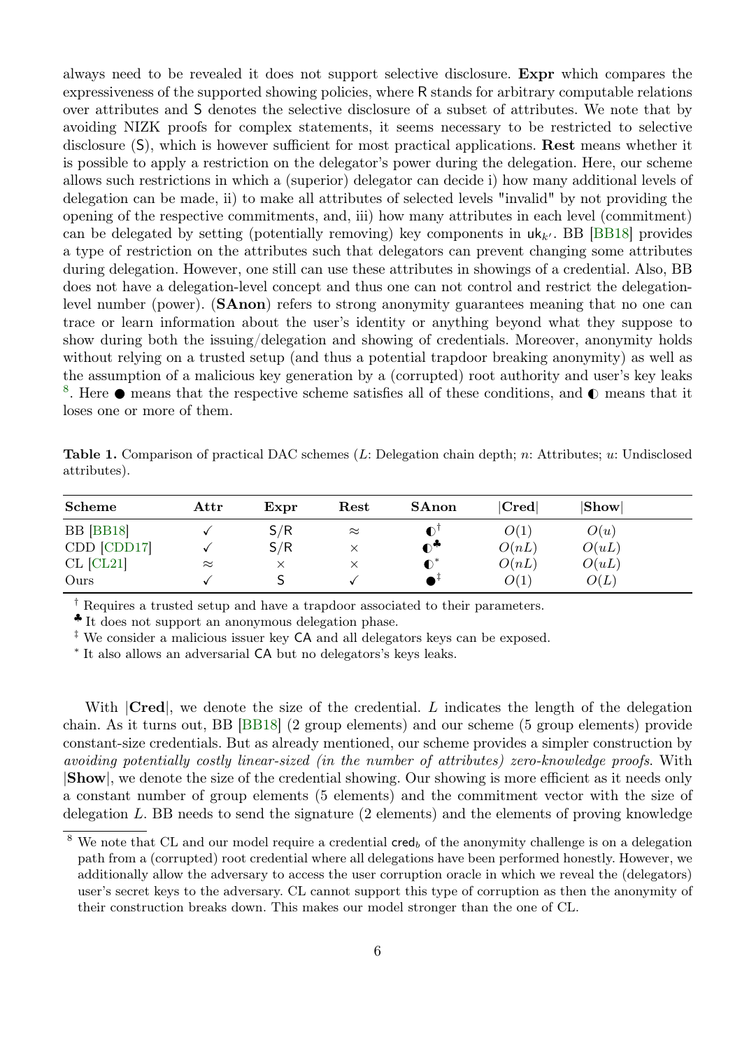always need to be revealed it does not support selective disclosure. **Expr** which compares the expressiveness of the supported showing policies, where R stands for arbitrary computable relations over attributes and S denotes the selective disclosure of a subset of attributes. We note that by avoiding NIZK proofs for complex statements, it seems necessary to be restricted to selective disclosure (S), which is however sufficient for most practical applications. **Rest** means whether it is possible to apply a restriction on the delegator's power during the delegation. Here, our scheme allows such restrictions in which a (superior) delegator can decide i) how many additional levels of delegation can be made, ii) to make all attributes of selected levels "invalid" by not providing the opening of the respective commitments, and, iii) how many attributes in each level (commitment) can be delegated by setting (potentially removing) key components in $\mathsf{uk}_{k'}$. BB [BB18] provides a type of restriction on the attributes such that delegators can prevent changing some attributes during delegation. However, one still can use these attributes in showings of a credential. Also, BB does not have a delegation-level concept and thus one can not control and restrict the delegation-level number (power). (**SAnon**) refers to strong anonymity guarantees meaning that no one can trace or learn information about the user's identity or anything beyond what they suppose to show during both the issuing/delegation and showing of credentials. Moreover, anonymity holds without relying on a trusted setup (and thus a potential trapdoor breaking anonymity) as well as the assumption of a malicious key generation by a (corrupted) root authority and user's key leaks [8]. Here ● means that the respective scheme satisfies all of these conditions, and ◐ means that it loses one or more of them.

**Table 1.** Comparison of practical DAC schemes ($L$: Delegation chain depth; $n$: Attributes; $u$: Undisclosed attributes).

| Scheme | Attr | Expr | Rest | SAnon | \|Cred\| | \|Show\| |
|---|---|---|---|---|---|---|
| BB [BB18] | ✓ | S/R | ≈ | ◐[†] | $O(1)$ | $O(u)$ |
| CDD [CDD17] | ✓ | S/R | × | ◐[♣] | $O(nL)$ | $O(uL)$ |
| CL [CL21] | ≈ | × | × | ◐[*] | $O(nL)$ | $O(uL)$ |
| Ours | ✓ | S | ✓ | ●[‡] | $O(1)$ | $O(L)$ |

[†] Requires a trusted setup and have a trapdoor associated to their parameters.
[♣] It does not support an anonymous delegation phase.
[‡] We consider a malicious issuer key CA and all delegators keys can be exposed.
[*] It also allows an adversarial CA but no delegators's keys leaks.

With |**Cred**|, we denote the size of the credential. $L$ indicates the length of the delegation chain. As it turns out, BB [BB18] (2 group elements) and our scheme (5 group elements) provide constant-size credentials. But as already mentioned, our scheme provides a simpler construction by *avoiding potentially costly linear-sized (in the number of attributes) zero-knowledge proofs*. With |**Show**|, we denote the size of the credential showing. Our showing is more efficient as it needs only a constant number of group elements (5 elements) and the commitment vector with the size of delegation $L$. BB needs to send the signature (2 elements) and the elements of proving knowledge

[8] We note that CL and our model require a credential $\mathsf{cred}_b$ of the anonymity challenge is on a delegation path from a (corrupted) root credential where all delegations have been performed honestly. However, we additionally allow the adversary to access the user corruption oracle in which we reveal the (delegators) user's secret keys to the adversary. CL cannot support this type of corruption as then the anonymity of their construction breaks down. This makes our model stronger than the one of CL.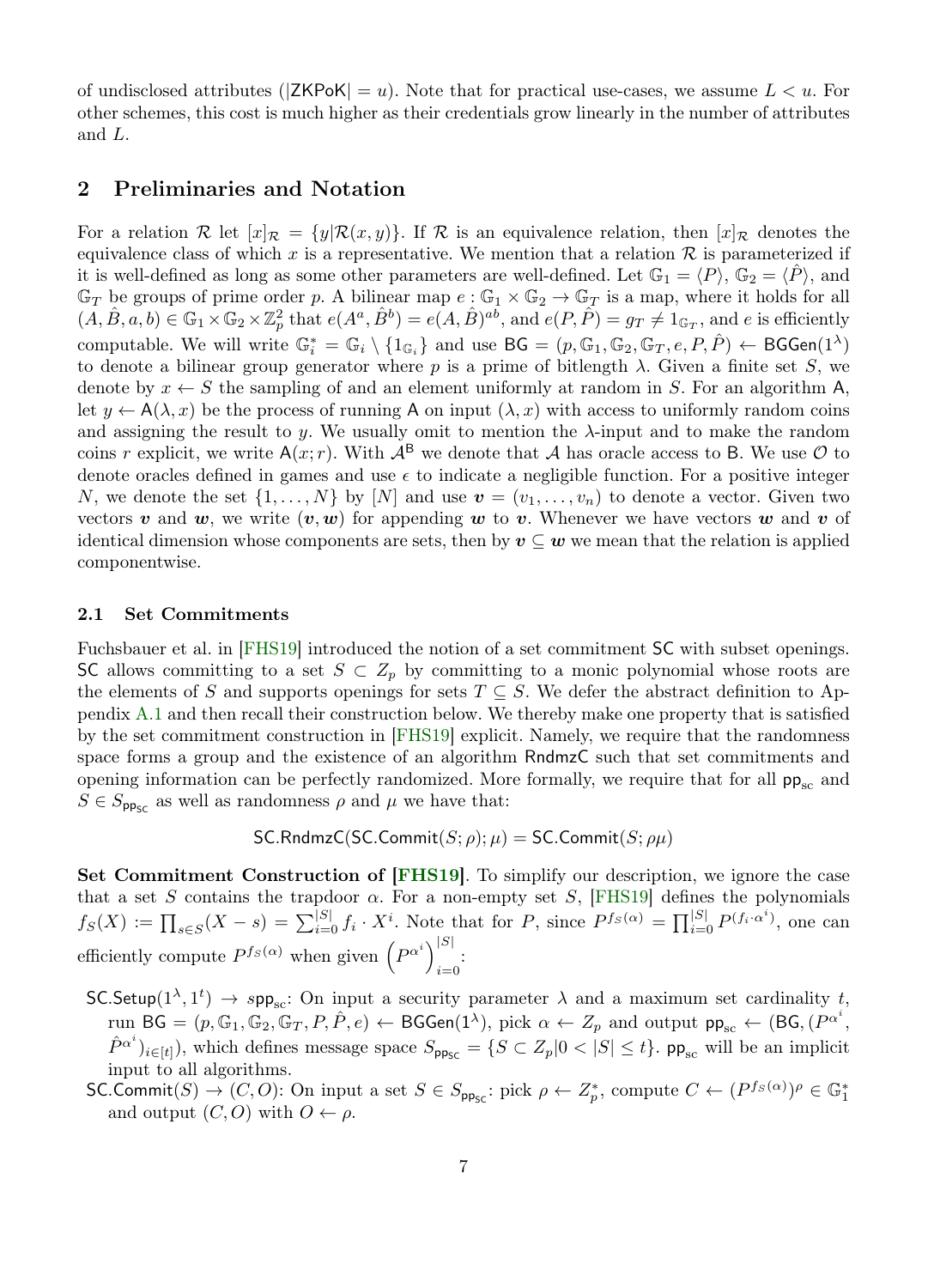of undisclosed attributes ($|\mathsf{ZKPoK}| = u$). Note that for practical use-cases, we assume $L < u$. For other schemes, this cost is much higher as their credentials grow linearly in the number of attributes and $L$.

## 2 Preliminaries and Notation

For a relation $\mathcal{R}$ let $[x]_{\mathcal{R}} = \{y|\mathcal{R}(x,y)\}$. If $\mathcal{R}$ is an equivalence relation, then $[x]_{\mathcal{R}}$ denotes the equivalence class of which $x$ is a representative. We mention that a relation $\mathcal{R}$ is parameterized if it is well-defined as long as some other parameters are well-defined. Let $\mathbb{G}_1 = \langle P \rangle$, $\mathbb{G}_2 = \langle \hat{P} \rangle$, and $\mathbb{G}_T$ be groups of prime order $p$. A bilinear map $e : \mathbb{G}_1 \times \mathbb{G}_2 \to \mathbb{G}_T$ is a map, where it holds for all $(A, \hat{B}, a, b) \in \mathbb{G}_1 \times \mathbb{G}_2 \times \mathbb{Z}_p^2$ that $e(A^a, \hat{B}^b) = e(A, \hat{B})^{ab}$, and $e(P, \hat{P}) = g_T \neq 1_{\mathbb{G}_T}$, and $e$ is efficiently computable. We will write $\mathbb{G}_i^* = \mathbb{G}_i \setminus \{1_{\mathbb{G}_i}\}$ and use $\mathsf{BG} = (p, \mathbb{G}_1, \mathbb{G}_2, \mathbb{G}_T, e, P, \hat{P}) \leftarrow \mathsf{BGGen}(1^\lambda)$ to denote a bilinear group generator where $p$ is a prime of bitlength $\lambda$. Given a finite set $S$, we denote by $x \leftarrow S$ the sampling of and an element uniformly at random in $S$. For an algorithm $\mathsf{A}$, let $y \leftarrow \mathsf{A}(\lambda, x)$ be the process of running $\mathsf{A}$ on input $(\lambda, x)$ with access to uniformly random coins and assigning the result to $y$. We usually omit to mention the $\lambda$-input and to make the random coins $r$ explicit, we write $\mathsf{A}(x; r)$. With $\mathcal{A}^{\mathsf{B}}$ we denote that $\mathcal{A}$ has oracle access to $\mathsf{B}$. We use $\mathcal{O}$ to denote oracles defined in games and use $\epsilon$ to indicate a negligible function. For a positive integer $N$, we denote the set $\{1, \ldots, N\}$ by $[N]$ and use $\boldsymbol{v} = (v_1, \ldots, v_n)$ to denote a vector. Given two vectors $\boldsymbol{v}$ and $\boldsymbol{w}$, we write $(\boldsymbol{v}, \boldsymbol{w})$ for appending $\boldsymbol{w}$ to $\boldsymbol{v}$. Whenever we have vectors $\boldsymbol{w}$ and $\boldsymbol{v}$ of identical dimension whose components are sets, then by $\boldsymbol{v} \subseteq \boldsymbol{w}$ we mean that the relation is applied componentwise.

### 2.1 Set Commitments

Fuchsbauer et al. in [FHS19] introduced the notion of a set commitment $\mathsf{SC}$ with subset openings. $\mathsf{SC}$ allows committing to a set $S \subset Z_p$ by committing to a monic polynomial whose roots are the elements of $S$ and supports openings for sets $T \subseteq S$. We defer the abstract definition to Appendix A.1 and then recall their construction below. We thereby make one property that is satisfied by the set commitment construction in [FHS19] explicit. Namely, we require that the randomness space forms a group and the existence of an algorithm $\mathsf{RndmzC}$ such that set commitments and opening information can be perfectly randomized. More formally, we require that for all $\mathsf{pp}_{\mathsf{sc}}$ and $S \in S_{\mathsf{pp}_{\mathsf{SC}}}$ as well as randomness $\rho$ and $\mu$ we have that:

$$\mathsf{SC.RndmzC}(\mathsf{SC.Commit}(S; \rho); \mu) = \mathsf{SC.Commit}(S; \rho\mu)$$

**Set Commitment Construction of [FHS19].** To simplify our description, we ignore the case that a set $S$ contains the trapdoor $\alpha$. For a non-empty set $S$, [FHS19] defines the polynomials $f_S(X) := \prod_{s \in S}(X - s) = \sum_{i=0}^{|S|} f_i \cdot X^i$. Note that for $P$, since $P^{f_S(\alpha)} = \prod_{i=0}^{|S|} P^{(f_i \cdot \alpha^i)}$, one can efficiently compute $P^{f_S(\alpha)}$ when given $\left(P^{\alpha^i}\right)_{i=0}^{|S|}$:

- $\mathsf{SC.Setup}(1^\lambda, 1^t) \to s\mathsf{pp}_{\mathsf{sc}}$: On input a security parameter $\lambda$ and a maximum set cardinality $t$, run $\mathsf{BG} = (p, \mathbb{G}_1, \mathbb{G}_2, \mathbb{G}_T, P, \hat{P}, e) \leftarrow \mathsf{BGGen}(1^\lambda)$, pick $\alpha \leftarrow Z_p$ and output $\mathsf{pp}_{\mathsf{sc}} \leftarrow (\mathsf{BG}, (P^{\alpha^i}, \hat{P}^{\alpha^i})_{i \in [t]})$, which defines message space $S_{\mathsf{pp}_{\mathsf{SC}}} = \{S \subset Z_p | 0 < |S| \leq t\}$. $\mathsf{pp}_{\mathsf{sc}}$ will be an implicit input to all algorithms.
- $\mathsf{SC.Commit}(S) \to (C, O)$: On input a set $S \in S_{\mathsf{pp}_{\mathsf{SC}}}$: pick $\rho \leftarrow Z_p^*$, compute $C \leftarrow (P^{f_S(\alpha)})^\rho \in \mathbb{G}_1^*$ and output $(C, O)$ with $O \leftarrow \rho$.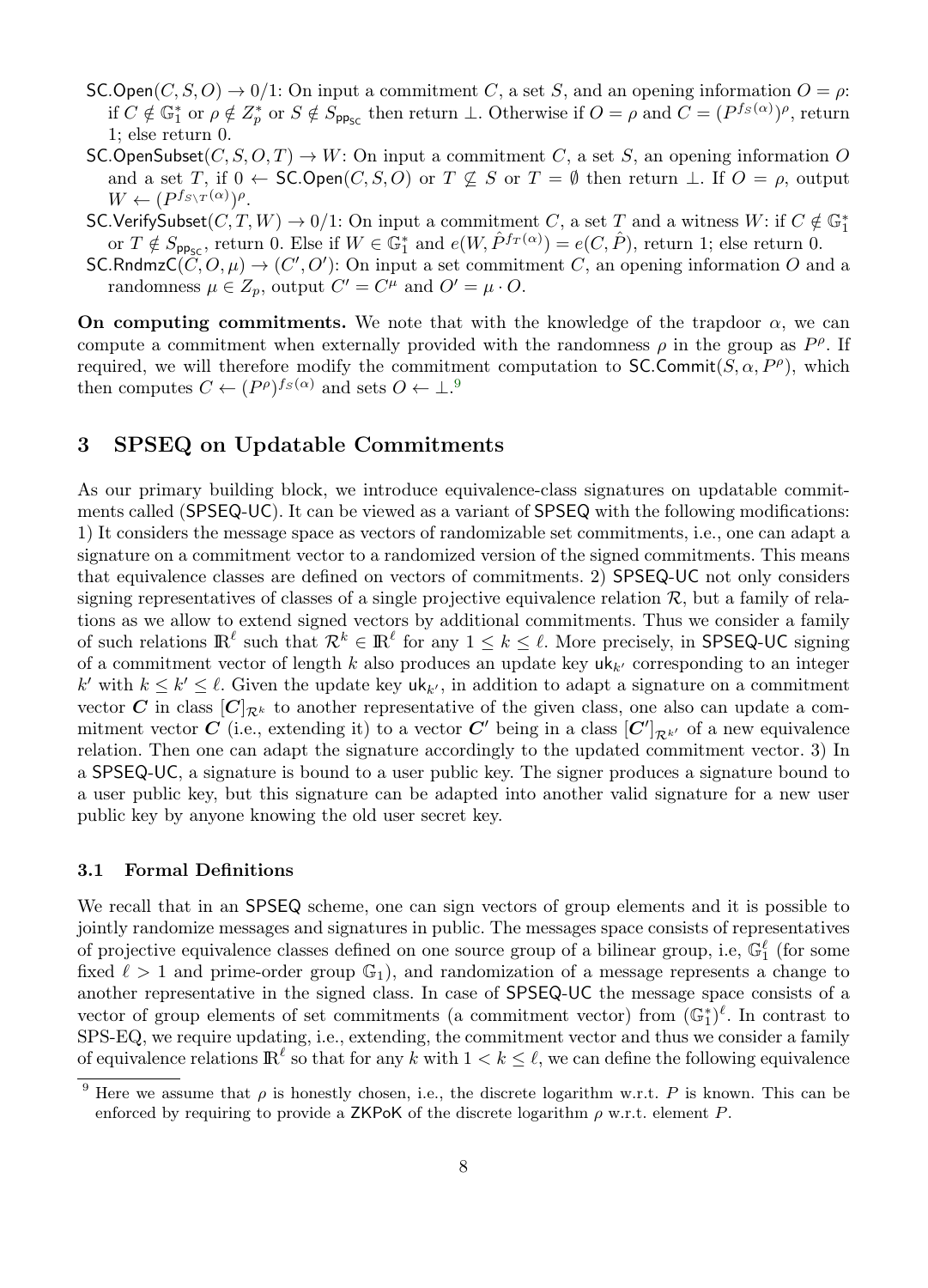- $\mathsf{SC.Open}(C, S, O) \to 0/1$: On input a commitment $C$, a set $S$, and an opening information $O = \rho$: if $C \notin \mathbb{G}_1^*$ or $\rho \notin Z_p^*$ or $S \notin S_{\mathsf{pp}_{\mathsf{SC}}}$ then return $\perp$. Otherwise if $O = \rho$ and $C = (P^{f_S(\alpha)})^\rho$, return 1; else return 0.
- $\mathsf{SC.OpenSubset}(C, S, O, T) \to W$: On input a commitment $C$, a set $S$, an opening information $O$ and a set $T$, if $0 \leftarrow \mathsf{SC.Open}(C, S, O)$ or $T \not\subseteq S$ or $T = \emptyset$ then return $\perp$. If $O = \rho$, output $W \leftarrow (P^{f_{S \setminus T}(\alpha)})^\rho$.
- $\mathsf{SC.VerifySubset}(C, T, W) \to 0/1$: On input a commitment $C$, a set $T$ and a witness $W$: if $C \notin \mathbb{G}_1^*$ or $T \notin S_{\mathsf{pp}_{\mathsf{SC}}}$, return 0. Else if $W \in \mathbb{G}_1^*$ and $e(W, \hat{P}^{f_T(\alpha)}) = e(C, \hat{P})$, return 1; else return 0.
- $\mathsf{SC.RndmzC}(C, O, \mu) \to (C', O')$: On input a set commitment $C$, an opening information $O$ and a randomness $\mu \in Z_p$, output $C' = C^\mu$ and $O' = \mu \cdot O$.

**On computing commitments.** We note that with the knowledge of the trapdoor $\alpha$, we can compute a commitment when externally provided with the randomness $\rho$ in the group as $P^\rho$. If required, we will therefore modify the commitment computation to $\mathsf{SC.Commit}(S, \alpha, P^\rho)$, which then computes $C \leftarrow (P^\rho)^{f_S(\alpha)}$ and sets $O \leftarrow \perp$.[9]

## 3 SPSEQ on Updatable Commitments

As our primary building block, we introduce equivalence-class signatures on updatable commitments called (SPSEQ-UC). It can be viewed as a variant of SPSEQ with the following modifications: 1) It considers the message space as vectors of randomizable set commitments, i.e., one can adapt a signature on a commitment vector to a randomized version of the signed commitments. This means that equivalence classes are defined on vectors of commitments. 2) SPSEQ-UC not only considers signing representatives of classes of a single projective equivalence relation $\mathcal{R}$, but a family of relations as we allow to extend signed vectors by additional commitments. Thus we consider a family of such relations $\mathbb{R}^\ell$ such that $\mathcal{R}^k \in \mathbb{R}^\ell$ for any $1 \le k \le \ell$. More precisely, in SPSEQ-UC signing of a commitment vector of length $k$ also produces an update key $\mathsf{uk}_{k'}$ corresponding to an integer $k'$ with $k \le k' \le \ell$. Given the update key $\mathsf{uk}_{k'}$, in addition to adapt a signature on a commitment vector $\boldsymbol{C}$ in class $[\boldsymbol{C}]_{\mathcal{R}^k}$ to another representative of the given class, one also can update a commitment vector $\boldsymbol{C}$ (i.e., extending it) to a vector $\boldsymbol{C}'$ being in a class $[\boldsymbol{C}']_{\mathcal{R}^{k'}}$ of a new equivalence relation. Then one can adapt the signature accordingly to the updated commitment vector. 3) In a SPSEQ-UC, a signature is bound to a user public key. The signer produces a signature bound to a user public key, but this signature can be adapted into another valid signature for a new user public key by anyone knowing the old user secret key.

### 3.1 Formal Definitions

We recall that in an SPSEQ scheme, one can sign vectors of group elements and it is possible to jointly randomize messages and signatures in public. The messages space consists of representatives of projective equivalence classes defined on one source group of a bilinear group, i.e, $\mathbb{G}_1^\ell$ (for some fixed $\ell > 1$ and prime-order group $\mathbb{G}_1$), and randomization of a message represents a change to another representative in the signed class. In case of SPSEQ-UC the message space consists of a vector of group elements of set commitments (a commitment vector) from $(\mathbb{G}_1^*)^\ell$. In contrast to SPS-EQ, we require updating, i.e., extending, the commitment vector and thus we consider a family of equivalence relations $\mathbb{R}^\ell$ so that for any $k$ with $1 < k \le \ell$, we can define the following equivalence

[9] Here we assume that $\rho$ is honestly chosen, i.e., the discrete logarithm w.r.t. $P$ is known. This can be enforced by requiring to provide a ZKPoK of the discrete logarithm $\rho$ w.r.t. element $P$.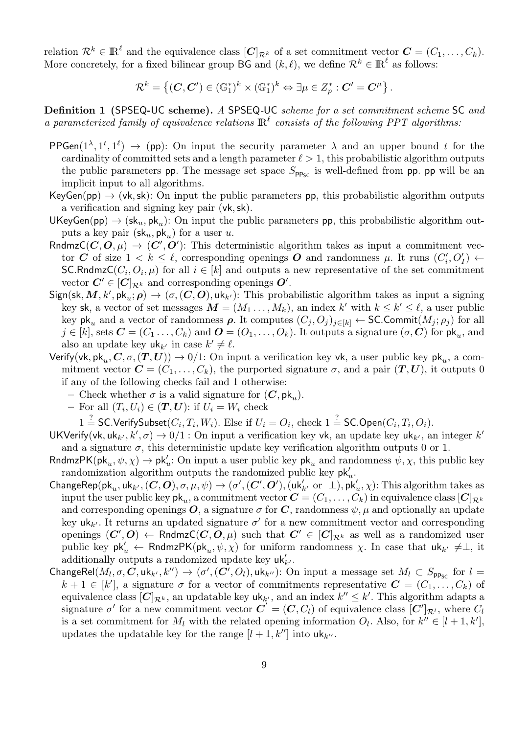relation $\mathcal{R}^k \in \mathbb{R}^\ell$ and the equivalence class $[\boldsymbol{C}]_{\mathcal{R}^k}$ of a set commitment vector $\boldsymbol{C} = (C_1, \dots, C_k)$. More concretely, for a fixed bilinear group $\mathsf{BG}$ and $(k, \ell)$, we define $\mathcal{R}^k \in \mathbb{R}^\ell$ as follows:

$$\mathcal{R}^k = \left\{ (\boldsymbol{C}, \boldsymbol{C}') \in (\mathbb{G}_1^*)^k \times (\mathbb{G}_1^*)^k \Leftrightarrow \exists \mu \in Z_p^* : \boldsymbol{C}' = \boldsymbol{C}^\mu \right\}.$$

**Definition 1 (SPSEQ-UC scheme).** *A* SPSEQ-UC *scheme for a set commitment scheme* SC *and a parameterized family of equivalence relations $\mathbb{R}^\ell$ consists of the following PPT algorithms:*

- $\mathsf{PPGen}(1^\lambda, 1^t, 1^\ell) \to (\mathsf{pp})$: On input the security parameter $\lambda$ and an upper bound $t$ for the cardinality of committed sets and a length parameter $\ell > 1$, this probabilistic algorithm outputs the public parameters $\mathsf{pp}$. The message set space $S_{\mathsf{pp_{SC}}}$ is well-defined from $\mathsf{pp}$. $\mathsf{pp}$ will be an implicit input to all algorithms.
- $\mathsf{KeyGen}(\mathsf{pp}) \to (\mathsf{vk}, \mathsf{sk})$: On input the public parameters $\mathsf{pp}$, this probabilistic algorithm outputs a verification and signing key pair $(\mathsf{vk}, \mathsf{sk})$.
- $\mathsf{UKeyGen}(\mathsf{pp}) \to (\mathsf{sk}_u, \mathsf{pk}_u)$: On input the public parameters $\mathsf{pp}$, this probabilistic algorithm outputs a key pair $(\mathsf{sk}_u, \mathsf{pk}_u)$ for a user $u$.
- $\mathsf{RndmzC}(\boldsymbol{C}, \boldsymbol{O}, \mu) \to (\boldsymbol{C}', \boldsymbol{O}')$: This deterministic algorithm takes as input a commitment vector $\boldsymbol{C}$ of size $1 < k \leq \ell$, corresponding openings $\boldsymbol{O}$ and randomness $\mu$. It runs $(C_i', O_I') \leftarrow \mathsf{SC.RndmzC}(C_i, O_i, \mu)$ for all $i \in [k]$ and outputs a new representative of the set commitment vector $\boldsymbol{C}' \in [\boldsymbol{C}]_{\mathcal{R}^k}$ and corresponding openings $\boldsymbol{O}'$.
- $\mathsf{Sign}(\mathsf{sk}, \boldsymbol{M}, k', \mathsf{pk}_u; \boldsymbol{\rho}) \to (\sigma, (\boldsymbol{C}, \boldsymbol{O}), \mathsf{uk}_{k'})$: This probabilistic algorithm takes as input a signing key $\mathsf{sk}$, a vector of set messages $\boldsymbol{M} = (M_1 \dots, M_k)$, an index $k'$ with $k \leq k' \leq \ell$, a user public key $\mathsf{pk}_u$ and a vector of randomness $\boldsymbol{\rho}$. It computes $(C_j, O_j)_{j \in [k]} \leftarrow \mathsf{SC.Commit}(M_j; \rho_j)$ for all $j \in [k]$, sets $\boldsymbol{C} = (C_1 \dots, C_k)$ and $\boldsymbol{O} = (O_1, \dots, O_k)$. It outputs a signature $(\sigma, \boldsymbol{C})$ for $\mathsf{pk}_u$, and also an update key $\mathsf{uk}_{k'}$ in case $k' \neq \ell$.
- $\mathsf{Verify}(\mathsf{vk}, \mathsf{pk}_u, \boldsymbol{C}, \sigma, (\boldsymbol{T}, \boldsymbol{U})) \to 0/1$: On input a verification key $\mathsf{vk}$, a user public key $\mathsf{pk}_u$, a commitment vector $\boldsymbol{C} = (C_1, \dots, C_k)$, the purported signature $\sigma$, and a pair $(\boldsymbol{T}, \boldsymbol{U})$, it outputs 0 if any of the following checks fail and 1 otherwise:
  - Check whether $\sigma$ is a valid signature for $(\boldsymbol{C}, \mathsf{pk}_u)$.
  - For all $(T_i, U_i) \in (\boldsymbol{T}, \boldsymbol{U})$: if $U_i = W_i$ check $1 \stackrel{?}{=} \mathsf{SC.VerifySubset}(C_i, T_i, W_i)$. Else if $U_i = O_i$, check $1 \stackrel{?}{=} \mathsf{SC.Open}(C_i, T_i, O_i)$.
- $\mathsf{UKVerify}(\mathsf{vk}, \mathsf{uk}_{k'}, k', \sigma) \to 0/1$ : On input a verification key $\mathsf{vk}$, an update key $\mathsf{uk}_{k'}$, an integer $k'$ and a signature $\sigma$, this deterministic update key verification algorithm outputs 0 or 1.
- $\mathsf{RndmzPK}(\mathsf{pk}_u, \psi, \chi) \to \mathsf{pk}_u'$: On input a user public key $\mathsf{pk}_u$ and randomness $\psi, \chi$, this public key randomization algorithm outputs the randomized public key $\mathsf{pk}_u'$.
- $\mathsf{ChangeRep}(\mathsf{pk}_u, \mathsf{uk}_{k'}, (\boldsymbol{C}, \boldsymbol{O}), \sigma, \mu, \psi) \to (\sigma', (\boldsymbol{C}', \boldsymbol{O}'), (\mathsf{uk}_{k'}' \text{ or } \perp), \mathsf{pk}_u', \chi)$: This algorithm takes as input the user public key $\mathsf{pk}_u$, a commitment vector $\boldsymbol{C} = (C_1, \dots, C_k)$ in equivalence class $[\boldsymbol{C}]_{\mathcal{R}^k}$ and corresponding openings $\boldsymbol{O}$, a signature $\sigma$ for $\boldsymbol{C}$, randomness $\psi, \mu$ and optionally an update key $\mathsf{uk}_{k'}$. It returns an updated signature $\sigma'$ for a new commitment vector and corresponding openings $(\boldsymbol{C}', \boldsymbol{O}) \leftarrow \mathsf{RndmzC}(\boldsymbol{C}, \boldsymbol{O}, \mu)$ such that $\boldsymbol{C}' \in [\boldsymbol{C}]_{\mathcal{R}^k}$ as well as a randomized user public key $\mathsf{pk}_u' \leftarrow \mathsf{RndmzPK}(\mathsf{pk}_u, \psi, \chi)$ for uniform randomness $\chi$. In case that $\mathsf{uk}_{k'} \neq \perp$, it additionally outputs a randomized update key $\mathsf{uk}_{k'}'$.
- $\mathsf{ChangeRel}(M_l, \sigma, \boldsymbol{C}, \mathsf{uk}_{k'}, k'') \to (\sigma', (\boldsymbol{C}', O_l), \mathsf{uk}_{k''})$: On input a message set $M_l \subset S_{\mathsf{pp_{SC}}}$ for $l = k + 1 \in [k']$, a signature $\sigma$ for a vector of commitments representative $\boldsymbol{C} = (C_1, \dots, C_k)$ of equivalence class $[\boldsymbol{C}]_{\mathcal{R}^k}$, an updatable key $\mathsf{uk}_{k'}$, and an index $k'' \leq k'$. This algorithm adapts a signature $\sigma'$ for a new commitment vector $\boldsymbol{C}' = (\boldsymbol{C}, C_l)$ of equivalence class $[\boldsymbol{C}']_{\mathcal{R}^l}$, where $C_l$ is a set commitment for $M_l$ with the related opening information $O_l$. Also, for $k'' \in [l+1, k']$, updates the updatable key for the range $[l+1, k'']$ into $\mathsf{uk}_{k''}$.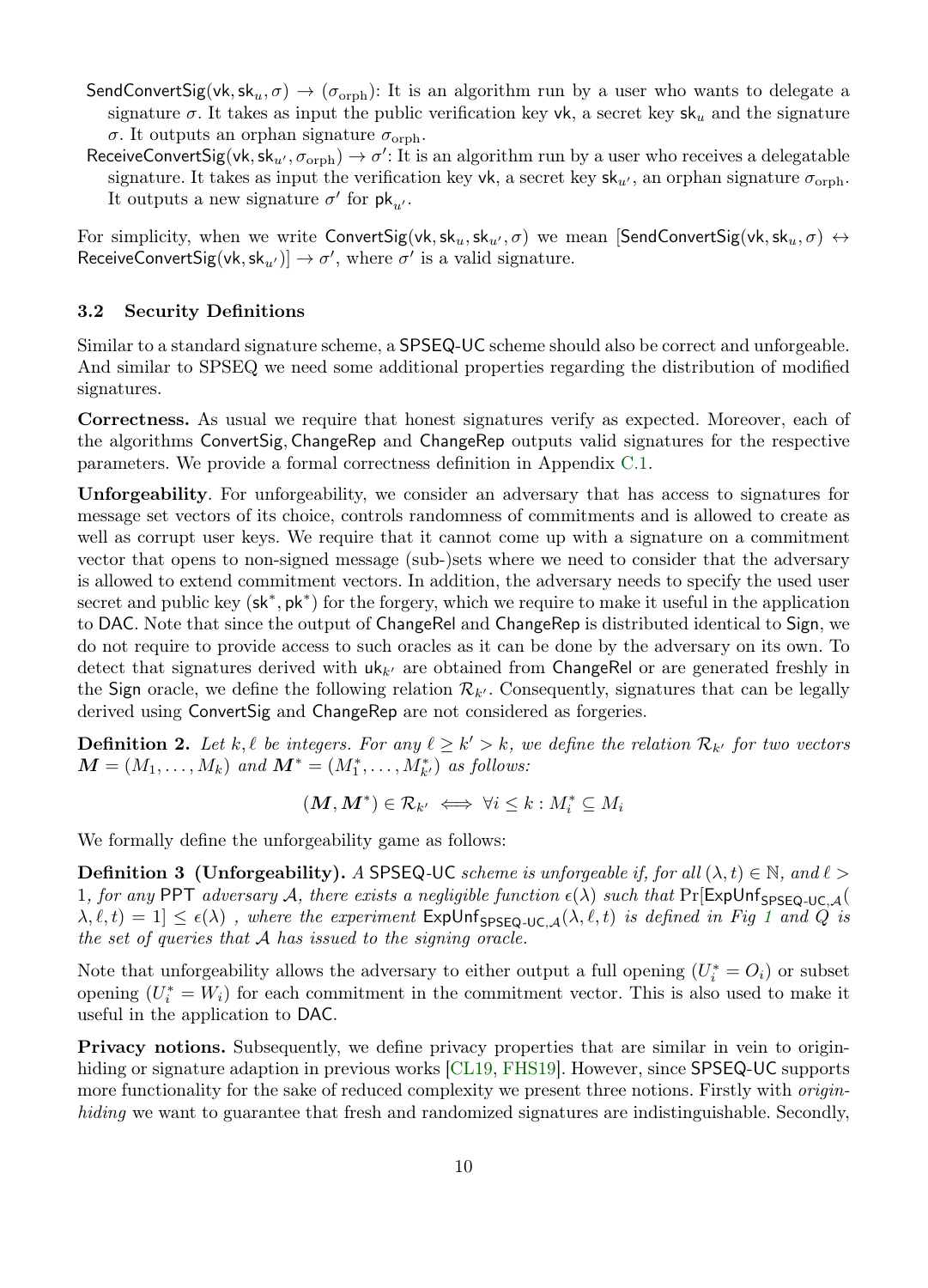$\mathsf{SendConvertSig}(\mathsf{vk}, \mathsf{sk}_u, \sigma) \rightarrow (\sigma_{\text{orph}})$: It is an algorithm run by a user who wants to delegate a signature $\sigma$. It takes as input the public verification key $\mathsf{vk}$, a secret key $\mathsf{sk}_u$ and the signature $\sigma$. It outputs an orphan signature $\sigma_{\text{orph}}$.

$\mathsf{ReceiveConvertSig}(\mathsf{vk}, \mathsf{sk}_{u'}, \sigma_{\text{orph}}) \rightarrow \sigma'$: It is an algorithm run by a user who receives a delegatable signature. It takes as input the verification key $\mathsf{vk}$, a secret key $\mathsf{sk}_{u'}$, an orphan signature $\sigma_{\text{orph}}$. It outputs a new signature $\sigma'$ for $\mathsf{pk}_{u'}$.

For simplicity, when we write $\mathsf{ConvertSig}(\mathsf{vk}, \mathsf{sk}_u, \mathsf{sk}_{u'}, \sigma)$ we mean $[\mathsf{SendConvertSig}(\mathsf{vk}, \mathsf{sk}_u, \sigma) \leftrightarrow \mathsf{ReceiveConvertSig}(\mathsf{vk}, \mathsf{sk}_{u'})] \rightarrow \sigma'$, where $\sigma'$ is a valid signature.

### 3.2 Security Definitions

Similar to a standard signature scheme, a SPSEQ-UC scheme should also be correct and unforgeable. And similar to SPSEQ we need some additional properties regarding the distribution of modified signatures.

**Correctness.** As usual we require that honest signatures verify as expected. Moreover, each of the algorithms ConvertSig, ChangeRep and ChangeRep outputs valid signatures for the respective parameters. We provide a formal correctness definition in Appendix C.1.

**Unforgeability**. For unforgeability, we consider an adversary that has access to signatures for message set vectors of its choice, controls randomness of commitments and is allowed to create as well as corrupt user keys. We require that it cannot come up with a signature on a commitment vector that opens to non-signed message (sub-)sets where we need to consider that the adversary is allowed to extend commitment vectors. In addition, the adversary needs to specify the used user secret and public key $(\mathsf{sk}^*, \mathsf{pk}^*)$ for the forgery, which we require to make it useful in the application to DAC. Note that since the output of ChangeRel and ChangeRep is distributed identical to Sign, we do not require to provide access to such oracles as it can be done by the adversary on its own. To detect that signatures derived with $\mathsf{uk}_{k'}$ are obtained from ChangeRel or are generated freshly in the Sign oracle, we define the following relation $\mathcal{R}_{k'}$. Consequently, signatures that can be legally derived using ConvertSig and ChangeRep are not considered as forgeries.

**Definition 2.** *Let $k, \ell$ be integers. For any $\ell \geq k' > k$, we define the relation $\mathcal{R}_{k'}$ for two vectors $\boldsymbol{M} = (M_1, \ldots, M_k)$ and $\boldsymbol{M}^* = (M_1^*, \ldots, M_{k'}^*)$ as follows:*

$$(\boldsymbol{M}, \boldsymbol{M}^*) \in \mathcal{R}_{k'} \iff \forall i \leq k : M_i^* \subseteq M_i$$

We formally define the unforgeability game as follows:

**Definition 3 (Unforgeability).** *A SPSEQ-UC scheme is unforgeable if, for all $(\lambda, t) \in \mathbb{N}$, and $\ell > 1$, for any PPT adversary $\mathcal{A}$, there exists a negligible function $\epsilon(\lambda)$ such that $\Pr[\mathsf{ExpUnf}_{\mathsf{SPSEQ\text{-}UC},\mathcal{A}}(\lambda, \ell, t) = 1] \leq \epsilon(\lambda)$ , where the experiment $\mathsf{ExpUnf}_{\mathsf{SPSEQ\text{-}UC},\mathcal{A}}(\lambda, \ell, t)$ is defined in Fig 1 and $Q$ is the set of queries that $\mathcal{A}$ has issued to the signing oracle.*

Note that unforgeability allows the adversary to either output a full opening ($U_i^* = O_i$) or subset opening ($U_i^* = W_i$) for each commitment in the commitment vector. This is also used to make it useful in the application to DAC.

**Privacy notions.** Subsequently, we define privacy properties that are similar in vein to origin-hiding or signature adaption in previous works [CL19, FHS19]. However, since SPSEQ-UC supports more functionality for the sake of reduced complexity we present three notions. Firstly with *origin-hiding* we want to guarantee that fresh and randomized signatures are indistinguishable. Secondly,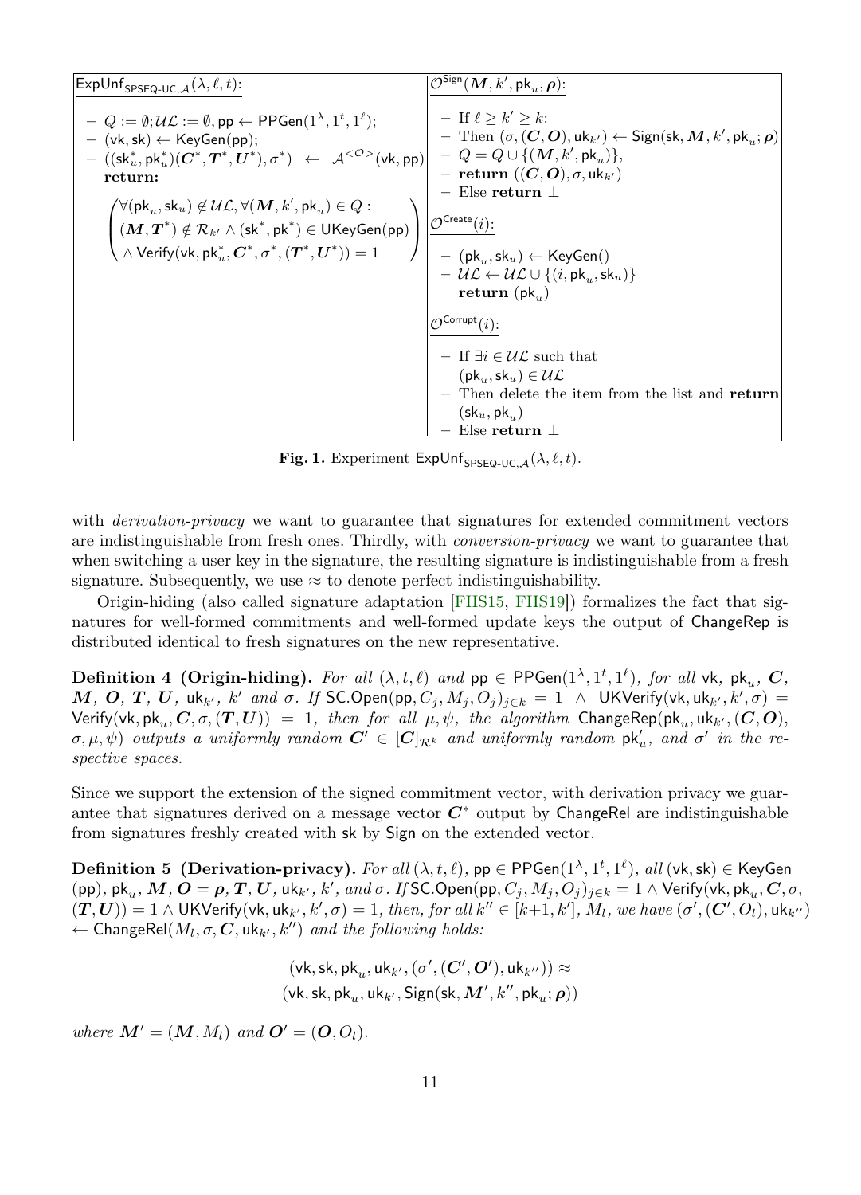$\mathsf{ExpUnf}_{\mathsf{SPSEQ\text{-}UC},\mathcal{A}}(\lambda, \ell, t)$:

- $Q := \emptyset; \mathcal{UL} := \emptyset, \mathsf{pp} \leftarrow \mathsf{PPGen}(1^\lambda, 1^t, 1^\ell)$;
- $(\mathsf{vk}, \mathsf{sk}) \leftarrow \mathsf{KeyGen}(\mathsf{pp})$;
- $((\mathsf{sk}^*_u, \mathsf{pk}^*_u)(\boldsymbol{C}^*, \boldsymbol{T}^*, \boldsymbol{U}^*), \sigma^*) \leftarrow \mathcal{A}^{<\mathcal{O}>}(\mathsf{vk}, \mathsf{pp})$
  **return:**

$$\begin{pmatrix} \forall (\mathsf{pk}_u, \mathsf{sk}_u) \notin \mathcal{UL}, \forall (\boldsymbol{M}, k', \mathsf{pk}_u) \in Q : \\ (\boldsymbol{M}, \boldsymbol{T}^*) \notin \mathcal{R}_{k'} \wedge (\mathsf{sk}^*, \mathsf{pk}^*) \in \mathsf{UKeyGen}(\mathsf{pp}) \\ \wedge \mathsf{Verify}(\mathsf{vk}, \mathsf{pk}^*_u, \boldsymbol{C}^*, \sigma^*, (\boldsymbol{T}^*, \boldsymbol{U}^*)) = 1 \end{pmatrix}$$

$\mathcal{O}^{\mathsf{Sign}}(\boldsymbol{M}, k', \mathsf{pk}_u, \boldsymbol{\rho})$:

- If $\ell \geq k' \geq k$:
- Then $(\sigma, (\boldsymbol{C}, \boldsymbol{O}), \mathsf{uk}_{k'}) \leftarrow \mathsf{Sign}(\mathsf{sk}, \boldsymbol{M}, k', \mathsf{pk}_u; \boldsymbol{\rho})$
- $Q = Q \cup \{(\boldsymbol{M}, k', \mathsf{pk}_u)\}$,
- **return** $((\boldsymbol{C}, \boldsymbol{O}), \sigma, \mathsf{uk}_{k'})$
- Else **return** $\perp$

$\mathcal{O}^{\mathsf{Create}}(i)$:

- $(\mathsf{pk}_u, \mathsf{sk}_u) \leftarrow \mathsf{KeyGen}()$
- $\mathcal{UL} \leftarrow \mathcal{UL} \cup \{(i, \mathsf{pk}_u, \mathsf{sk}_u)\}$
  **return** $(\mathsf{pk}_u)$

$\mathcal{O}^{\mathsf{Corrupt}}(i)$:

- If $\exists i \in \mathcal{UL}$ such that $(\mathsf{pk}_u, \mathsf{sk}_u) \in \mathcal{UL}$
- Then delete the item from the list and **return** $(\mathsf{sk}_u, \mathsf{pk}_u)$
- Else **return** $\perp$

**Fig. 1.** Experiment $\mathsf{ExpUnf}_{\mathsf{SPSEQ\text{-}UC},\mathcal{A}}(\lambda, \ell, t)$.

with *derivation-privacy* we want to guarantee that signatures for extended commitment vectors are indistinguishable from fresh ones. Thirdly, with *conversion-privacy* we want to guarantee that when switching a user key in the signature, the resulting signature is indistinguishable from a fresh signature. Subsequently, we use $\approx$ to denote perfect indistinguishability.

Origin-hiding (also called signature adaptation [FHS15, FHS19]) formalizes the fact that signatures for well-formed commitments and well-formed update keys the output of ChangeRep is distributed identical to fresh signatures on the new representative.

**Definition 4 (Origin-hiding).** *For all $(\lambda, t, \ell)$ and $\mathsf{pp} \in \mathsf{PPGen}(1^\lambda, 1^t, 1^\ell)$, for all $\mathsf{vk}$, $\mathsf{pk}_u$, $\boldsymbol{C}$, $\boldsymbol{M}$, $\boldsymbol{O}$, $\boldsymbol{T}$, $\boldsymbol{U}$, $\mathsf{uk}_{k'}$, $k'$ and $\sigma$. If $\mathsf{SC.Open}(\mathsf{pp}, C_j, M_j, O_j)_{j \in k} = 1 \ \wedge \ \mathsf{UKVerify}(\mathsf{vk}, \mathsf{uk}_{k'}, k', \sigma) = \mathsf{Verify}(\mathsf{vk}, \mathsf{pk}_u, \boldsymbol{C}, \sigma, (\boldsymbol{T}, \boldsymbol{U})) = 1$, then for all $\mu, \psi$, the algorithm $\mathsf{ChangeRep}(\mathsf{pk}_u, \mathsf{uk}_{k'}, (\boldsymbol{C}, \boldsymbol{O}), \sigma, \mu, \psi)$ outputs a uniformly random $\boldsymbol{C}' \in [\boldsymbol{C}]_{\mathcal{R}^k}$ and uniformly random $\mathsf{pk}'_u$, and $\sigma'$ in the respective spaces.*

Since we support the extension of the signed commitment vector, with derivation privacy we guarantee that signatures derived on a message vector $\boldsymbol{C}^*$ output by ChangeRel are indistinguishable from signatures freshly created with sk by Sign on the extended vector.

**Definition 5 (Derivation-privacy).** *For all $(\lambda, t, \ell)$, $\mathsf{pp} \in \mathsf{PPGen}(1^\lambda, 1^t, 1^\ell)$, all $(\mathsf{vk}, \mathsf{sk}) \in \mathsf{KeyGen}(\mathsf{pp})$, $\mathsf{pk}_u$, $\boldsymbol{M}$, $\boldsymbol{O} = \boldsymbol{\rho}$, $\boldsymbol{T}$, $\boldsymbol{U}$, $\mathsf{uk}_{k'}$, $k'$, and $\sigma$. If $\mathsf{SC.Open}(\mathsf{pp}, C_j, M_j, O_j)_{j \in k} = 1 \wedge \mathsf{Verify}(\mathsf{vk}, \mathsf{pk}_u, \boldsymbol{C}, \sigma, (\boldsymbol{T}, \boldsymbol{U})) = 1 \wedge \mathsf{UKVerify}(\mathsf{vk}, \mathsf{uk}_{k'}, k', \sigma) = 1$, then, for all $k'' \in [k+1, k']$, $M_l$, we have $(\sigma', (\boldsymbol{C}', O_l), \mathsf{uk}_{k''}) \leftarrow \mathsf{ChangeRel}(M_l, \sigma, \boldsymbol{C}, \mathsf{uk}_{k'}, k'')$ and the following holds:*

$$(\mathsf{vk}, \mathsf{sk}, \mathsf{pk}_u, \mathsf{uk}_{k'}, (\sigma', (\boldsymbol{C}', \boldsymbol{O}'), \mathsf{uk}_{k''})) \approx$$
$$(\mathsf{vk}, \mathsf{sk}, \mathsf{pk}_u, \mathsf{uk}_{k'}, \mathsf{Sign}(\mathsf{sk}, \boldsymbol{M}', k'', \mathsf{pk}_u; \boldsymbol{\rho}))$$

*where $\boldsymbol{M}' = (\boldsymbol{M}, M_l)$ and $\boldsymbol{O}' = (\boldsymbol{O}, O_l)$.*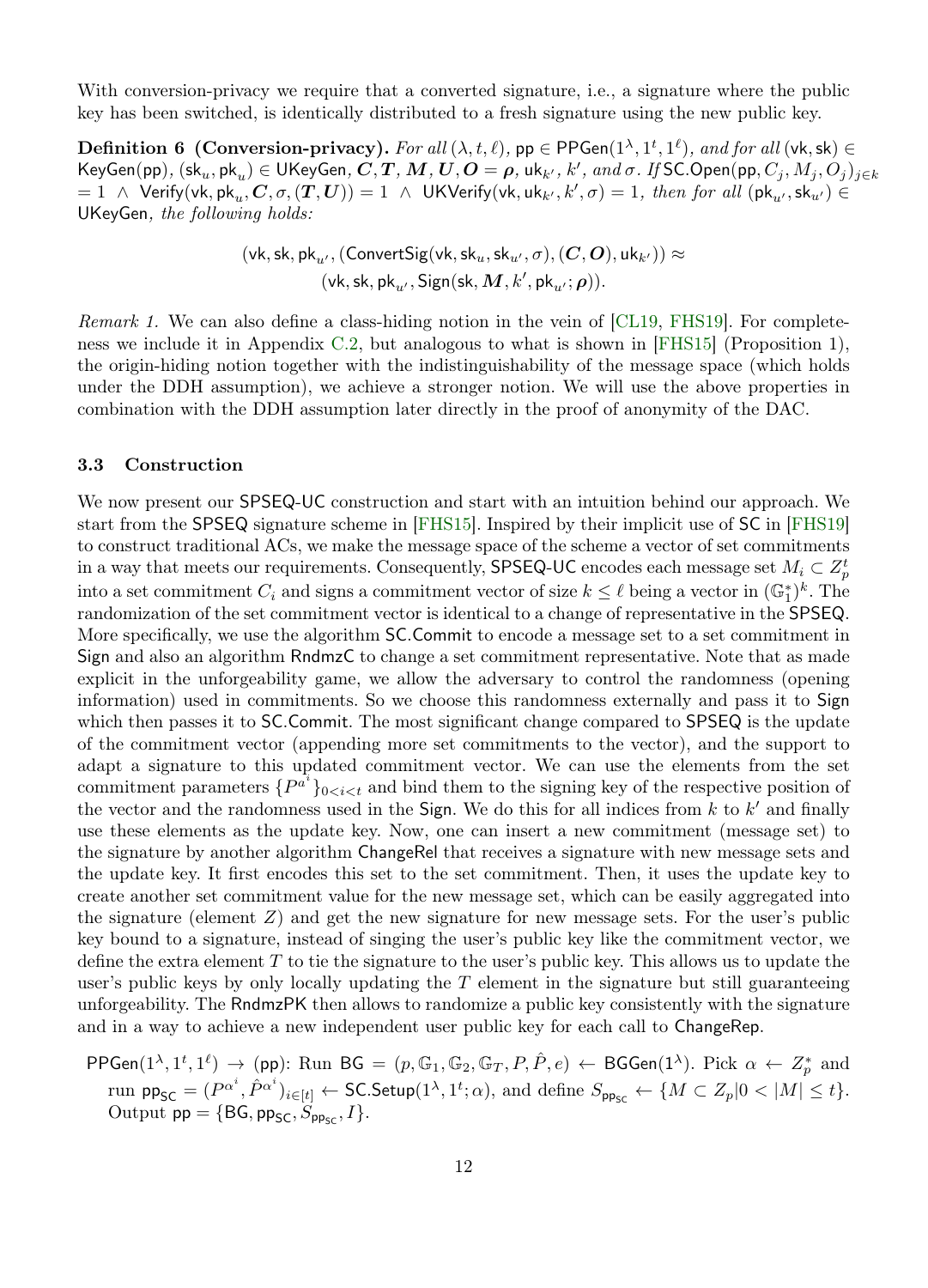With conversion-privacy we require that a converted signature, i.e., a signature where the public key has been switched, is identically distributed to a fresh signature using the new public key.

**Definition 6 (Conversion-privacy).** *For all* $(\lambda, t, \ell)$, $\mathsf{pp} \in \mathsf{PPGen}(1^\lambda, 1^t, 1^\ell)$*, and for all* $(\mathsf{vk}, \mathsf{sk}) \in \mathsf{KeyGen}(\mathsf{pp})$*,* $(\mathsf{sk}_u, \mathsf{pk}_u) \in \mathsf{UKeyGen}$*,* $\boldsymbol{C}, \boldsymbol{T}, \boldsymbol{M}, \boldsymbol{U}, \boldsymbol{O} = \boldsymbol{\rho}$*,* $\mathsf{uk}_{k'}$*,* $k'$*, and* $\sigma$*. If* $\mathsf{SC.Open}(\mathsf{pp}, C_j, M_j, O_j)_{j \in k} = 1 \ \wedge \ \mathsf{Verify}(\mathsf{vk}, \mathsf{pk}_u, \boldsymbol{C}, \sigma, (\boldsymbol{T}, \boldsymbol{U})) = 1 \ \wedge \ \mathsf{UKVerify}(\mathsf{vk}, \mathsf{uk}_{k'}, k', \sigma) = 1$*, then for all* $(\mathsf{pk}_{u'}, \mathsf{sk}_{u'}) \in \mathsf{UKeyGen}$*, the following holds:*

$$(\mathsf{vk}, \mathsf{sk}, \mathsf{pk}_{u'}, (\mathsf{ConvertSig}(\mathsf{vk}, \mathsf{sk}_u, \mathsf{sk}_{u'}, \sigma), (\boldsymbol{C}, \boldsymbol{O}), \mathsf{uk}_{k'})) \approx$$
$$(\mathsf{vk}, \mathsf{sk}, \mathsf{pk}_{u'}, \mathsf{Sign}(\mathsf{sk}, \boldsymbol{M}, k', \mathsf{pk}_{u'}; \boldsymbol{\rho})).$$

*Remark 1.* We can also define a class-hiding notion in the vein of [CL19, FHS19]. For completeness we include it in Appendix C.2, but analogous to what is shown in [FHS15] (Proposition 1), the origin-hiding notion together with the indistinguishability of the message space (which holds under the DDH assumption), we achieve a stronger notion. We will use the above properties in combination with the DDH assumption later directly in the proof of anonymity of the DAC.

### 3.3 Construction

We now present our SPSEQ-UC construction and start with an intuition behind our approach. We start from the SPSEQ signature scheme in [FHS15]. Inspired by their implicit use of SC in [FHS19] to construct traditional ACs, we make the message space of the scheme a vector of set commitments in a way that meets our requirements. Consequently, SPSEQ-UC encodes each message set $M_i \subset Z_p^t$ into a set commitment $C_i$ and signs a commitment vector of size $k \leq \ell$ being a vector in $(\mathbb{G}_1^*)^k$. The randomization of the set commitment vector is identical to a change of representative in the SPSEQ. More specifically, we use the algorithm SC.Commit to encode a message set to a set commitment in Sign and also an algorithm RndmzC to change a set commitment representative. Note that as made explicit in the unforgeability game, we allow the adversary to control the randomness (opening information) used in commitments. So we choose this randomness externally and pass it to Sign which then passes it to SC.Commit. The most significant change compared to SPSEQ is the update of the commitment vector (appending more set commitments to the vector), and the support to adapt a signature to this updated commitment vector. We can use the elements from the set commitment parameters $\{P^{a^i}\}_{0<i<t}$ and bind them to the signing key of the respective position of the vector and the randomness used in the Sign. We do this for all indices from $k$ to $k'$ and finally use these elements as the update key. Now, one can insert a new commitment (message set) to the signature by another algorithm ChangeRel that receives a signature with new message sets and the update key. It first encodes this set to the set commitment. Then, it uses the update key to create another set commitment value for the new message set, which can be easily aggregated into the signature (element $Z$) and get the new signature for new message sets. For the user's public key bound to a signature, instead of singing the user's public key like the commitment vector, we define the extra element $T$ to tie the signature to the user's public key. This allows us to update the user's public keys by only locally updating the $T$ element in the signature but still guaranteeing unforgeability. The RndmzPK then allows to randomize a public key consistently with the signature and in a way to achieve a new independent user public key for each call to ChangeRep.

$\mathsf{PPGen}(1^\lambda, 1^t, 1^\ell) \rightarrow (\mathsf{pp})$: Run $\mathsf{BG} = (p, \mathbb{G}_1, \mathbb{G}_2, \mathbb{G}_T, P, \hat{P}, e) \leftarrow \mathsf{BGGen}(1^\lambda)$. Pick $\alpha \leftarrow Z_p^*$ and run $\mathsf{pp}_{\mathsf{SC}} = (P^{\alpha^i}, \hat{P}^{\alpha^i})_{i \in [t]} \leftarrow \mathsf{SC.Setup}(1^\lambda, 1^t; \alpha)$, and define $S_{\mathsf{pp}_{\mathsf{SC}}} \leftarrow \{M \subset Z_p | 0 < |M| \leq t\}$. Output $\mathsf{pp} = \{\mathsf{BG}, \mathsf{pp}_{\mathsf{SC}}, S_{\mathsf{pp}_{\mathsf{SC}}}, I\}$.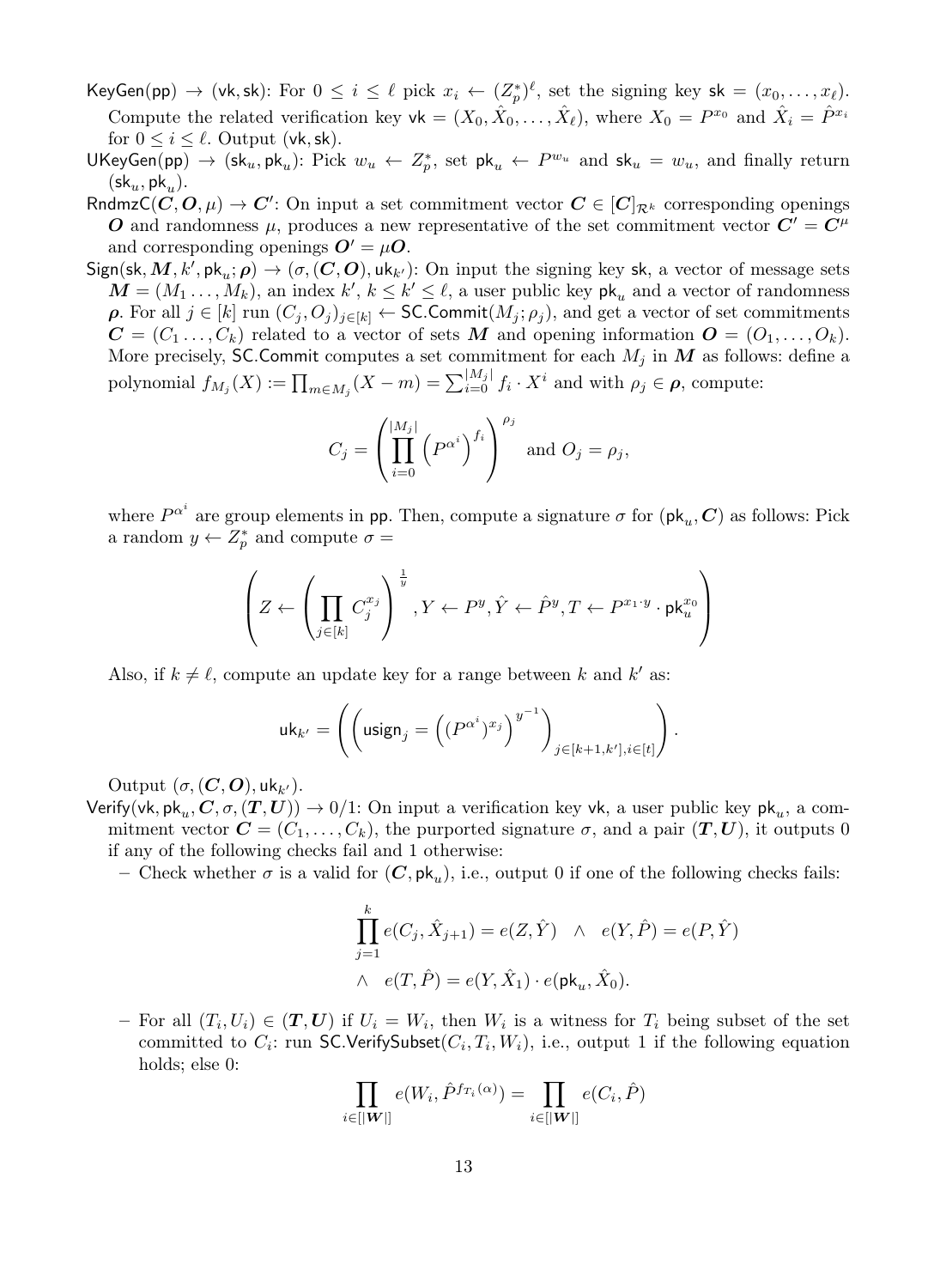KeyGen(pp) $\to$ (vk, sk): For $0 \le i \le \ell$ pick $x_i \leftarrow (Z_p^*)^\ell$, set the signing key $\mathsf{sk} = (x_0, \ldots, x_\ell)$. Compute the related verification key $\mathsf{vk} = (X_0, \hat{X}_0, \ldots, \hat{X}_\ell)$, where $X_0 = P^{x_0}$ and $\hat{X}_i = \hat{P}^{x_i}$ for $0 \le i \le \ell$. Output (vk, sk).

UKeyGen(pp) $\to$ ($\mathsf{sk}_u, \mathsf{pk}_u$): Pick $w_u \leftarrow Z_p^*$, set $\mathsf{pk}_u \leftarrow P^{w_u}$ and $\mathsf{sk}_u = w_u$, and finally return $(\mathsf{sk}_u, \mathsf{pk}_u)$.

RndmzC($\boldsymbol{C}, \boldsymbol{O}, \mu$) $\to \boldsymbol{C}'$: On input a set commitment vector $\boldsymbol{C} \in [\boldsymbol{C}]_{\mathcal{R}^k}$ corresponding openings $\boldsymbol{O}$ and randomness $\mu$, produces a new representative of the set commitment vector $\boldsymbol{C}' = \boldsymbol{C}^\mu$ and corresponding openings $\boldsymbol{O}' = \mu \boldsymbol{O}$.

Sign(sk, $\boldsymbol{M}, k', \mathsf{pk}_u; \boldsymbol{\rho}$) $\to (\sigma, (\boldsymbol{C}, \boldsymbol{O}), \mathsf{uk}_{k'})$: On input the signing key sk, a vector of message sets $\boldsymbol{M} = (M_1 \ldots, M_k)$, an index $k'$, $k \le k' \le \ell$, a user public key $\mathsf{pk}_u$ and a vector of randomness $\boldsymbol{\rho}$. For all $j \in [k]$ run $(C_j, O_j)_{j \in [k]} \leftarrow \mathsf{SC.Commit}(M_j; \rho_j)$, and get a vector of set commitments $\boldsymbol{C} = (C_1 \ldots, C_k)$ related to a vector of sets $\boldsymbol{M}$ and opening information $\boldsymbol{O} = (O_1, \ldots, O_k)$. More precisely, SC.Commit computes a set commitment for each $M_j$ in $\boldsymbol{M}$ as follows: define a polynomial $f_{M_j}(X) := \prod_{m \in M_j}(X - m) = \sum_{i=0}^{|M_j|} f_i \cdot X^i$ and with $\rho_j \in \boldsymbol{\rho}$, compute:

$$C_j = \left( \prod_{i=0}^{|M_j|} \left( P^{\alpha^i} \right)^{f_i} \right)^{\rho_j} \text{ and } O_j = \rho_j,$$

where $P^{\alpha^i}$ are group elements in pp. Then, compute a signature $\sigma$ for $(\mathsf{pk}_u, \boldsymbol{C})$ as follows: Pick a random $y \leftarrow Z_p^*$ and compute $\sigma =$

$$\left( Z \leftarrow \left( \prod_{j \in [k]} C_j^{x_j} \right)^{\frac{1}{y}}, Y \leftarrow P^y, \hat{Y} \leftarrow \hat{P}^y, T \leftarrow P^{x_1 \cdot y} \cdot \mathsf{pk}_u^{x_0} \right)$$

Also, if $k \neq \ell$, compute an update key for a range between $k$ and $k'$ as:

$$\mathsf{uk}_{k'} = \left( \left( \mathsf{usign}_j = \left( (P^{\alpha^i})^{x_j} \right)^{y^{-1}} \right)_{j \in [k+1, k'], i \in [t]} \right).$$

Output $(\sigma, (\boldsymbol{C}, \boldsymbol{O}), \mathsf{uk}_{k'})$.

Verify(vk, $\mathsf{pk}_u, \boldsymbol{C}, \sigma, (\boldsymbol{T}, \boldsymbol{U})$) $\to 0/1$: On input a verification key vk, a user public key $\mathsf{pk}_u$, a commitment vector $\boldsymbol{C} = (C_1, \ldots, C_k)$, the purported signature $\sigma$, and a pair $(\boldsymbol{T}, \boldsymbol{U})$, it outputs 0 if any of the following checks fail and 1 otherwise:

- Check whether $\sigma$ is a valid for $(\boldsymbol{C}, \mathsf{pk}_u)$, i.e., output 0 if one of the following checks fails:

$$\prod_{j=1}^{k} e(C_j, \hat{X}_{j+1}) = e(Z, \hat{Y}) \quad \wedge \quad e(Y, \hat{P}) = e(P, \hat{Y})$$
$$\wedge \quad e(T, \hat{P}) = e(Y, \hat{X}_1) \cdot e(\mathsf{pk}_u, \hat{X}_0).$$

- For all $(T_i, U_i) \in (\boldsymbol{T}, \boldsymbol{U})$ if $U_i = W_i$, then $W_i$ is a witness for $T_i$ being subset of the set committed to $C_i$: run SC.VerifySubset$(C_i, T_i, W_i)$, i.e., output 1 if the following equation holds; else 0:

$$\prod_{i \in [|\boldsymbol{W}|]} e(W_i, \hat{P}^{f_{T_i}(\alpha)}) = \prod_{i \in [|\boldsymbol{W}|]} e(C_i, \hat{P})$$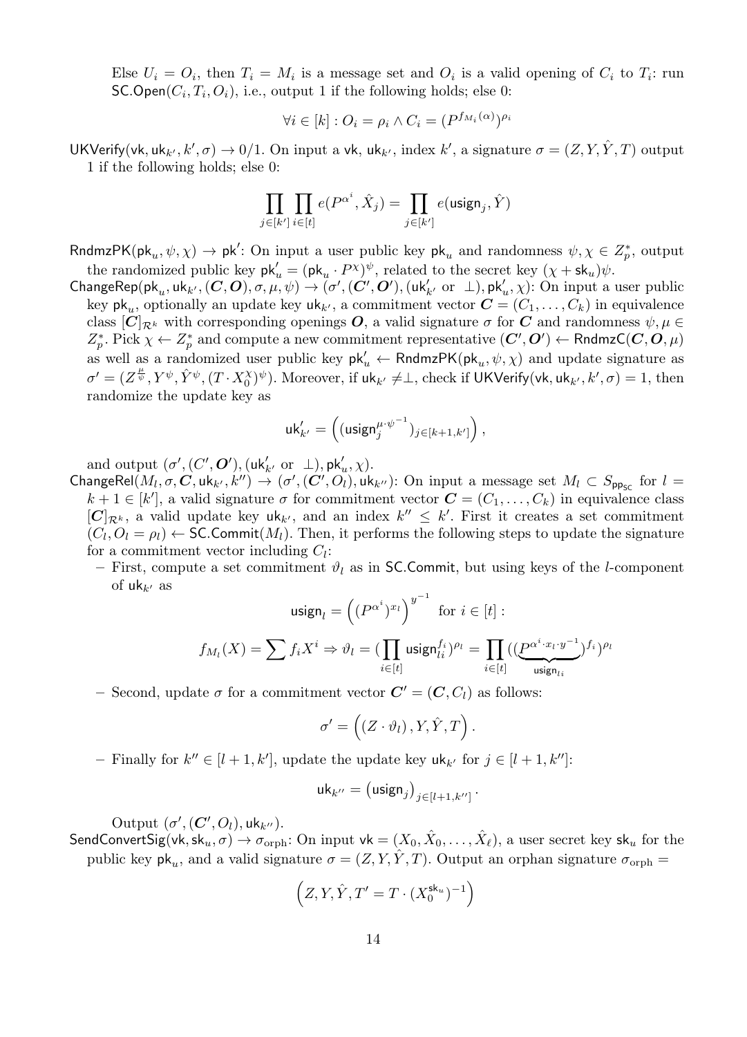Else $U_i = O_i$, then $T_i = M_i$ is a message set and $O_i$ is a valid opening of $C_i$ to $T_i$: run $\mathsf{SC.Open}(C_i, T_i, O_i)$, i.e., output 1 if the following holds; else 0:

$$\forall i \in [k] : O_i = \rho_i \wedge C_i = (P^{f_{M_i}(\alpha)})^{\rho_i}$$

$\mathsf{UKVerify}(\mathsf{vk}, \mathsf{uk}_{k'}, k', \sigma) \to 0/1$. On input a $\mathsf{vk}$, $\mathsf{uk}_{k'}$, index $k'$, a signature $\sigma = (Z, Y, \hat{Y}, T)$ output 1 if the following holds; else 0:

$$\prod_{j \in [k']} \prod_{i \in [t]} e(P^{\alpha^i}, \hat{X}_j) = \prod_{j \in [k']} e(\mathsf{usign}_j, \hat{Y})$$

$\mathsf{RndmzPK}(\mathsf{pk}_u, \psi, \chi) \to \mathsf{pk}'$: On input a user public key $\mathsf{pk}_u$ and randomness $\psi, \chi \in Z_p^*$, output the randomized public key $\mathsf{pk}'_u = (\mathsf{pk}_u \cdot P^{\chi})^{\psi}$, related to the secret key $(\chi + \mathsf{sk}_u)\psi$.

$\mathsf{ChangeRep}(\mathsf{pk}_u, \mathsf{uk}_{k'}, (\boldsymbol{C}, \boldsymbol{O}), \sigma, \mu, \psi) \to (\sigma', (\boldsymbol{C}', \boldsymbol{O}'), (\mathsf{uk}'_{k'} \text{ or } \perp), \mathsf{pk}'_u, \chi)$: On input a user public key $\mathsf{pk}_u$, optionally an update key $\mathsf{uk}_{k'}$, a commitment vector $\boldsymbol{C} = (C_1, \ldots, C_k)$ in equivalence class $[\boldsymbol{C}]_{\mathcal{R}^k}$ with corresponding openings $\boldsymbol{O}$, a valid signature $\sigma$ for $\boldsymbol{C}$ and randomness $\psi, \mu \in Z_p^*$. Pick $\chi \leftarrow Z_p^*$ and compute a new commitment representative $(\boldsymbol{C}', \boldsymbol{O}') \leftarrow \mathsf{RndmzC}(\boldsymbol{C}, \boldsymbol{O}, \mu)$ as well as a randomized user public key $\mathsf{pk}'_u \leftarrow \mathsf{RndmzPK}(\mathsf{pk}_u, \psi, \chi)$ and update signature as $\sigma' = (Z^{\frac{\mu}{\psi}}, Y^{\psi}, \hat{Y}^{\psi}, (T \cdot X_0^{\chi})^{\psi})$. Moreover, if $\mathsf{uk}_{k'} \neq \perp$, check if $\mathsf{UKVerify}(\mathsf{vk}, \mathsf{uk}_{k'}, k', \sigma) = 1$, then randomize the update key as

$$\mathsf{uk}'_{k'} = \left( (\mathsf{usign}_j^{\mu \cdot \psi^{-1}})_{j \in [k+1, k']} \right),$$

and output $(\sigma', (C', \boldsymbol{O}'), (\mathsf{uk}'_{k'} \text{ or } \perp), \mathsf{pk}'_u, \chi)$.

$\mathsf{ChangeRel}(M_l, \sigma, \boldsymbol{C}, \mathsf{uk}_{k'}, k'') \to (\sigma', (\boldsymbol{C}', O_l), \mathsf{uk}_{k''})$: On input a message set $M_l \subset S_{\mathsf{pp}_{\mathsf{SC}}}$ for $l = k + 1 \in [k']$, a valid signature $\sigma$ for commitment vector $\boldsymbol{C} = (C_1, \ldots, C_k)$ in equivalence class $[\boldsymbol{C}]_{\mathcal{R}^k}$, a valid update key $\mathsf{uk}_{k'}$, and an index $k'' \leq k'$. First it creates a set commitment $(C_l, O_l = \rho_l) \leftarrow \mathsf{SC.Commit}(M_l)$. Then, it performs the following steps to update the signature for a commitment vector including $C_l$:

- First, compute a set commitment $\vartheta_l$ as in $\mathsf{SC.Commit}$, but using keys of the $l$-component of $\mathsf{uk}_{k'}$ as

$$\mathsf{usign}_l = \left( (P^{\alpha^i})^{x_l} \right)^{y^{-1}} \text{ for } i \in [t] :$$

$$f_{M_l}(X) = \sum f_i X^i \Rightarrow \vartheta_l = (\prod_{i \in [t]} \mathsf{usign}_{li}^{f_i})^{\rho_l} = \prod_{i \in [t]} ((\underbrace{P^{\alpha^i \cdot x_l \cdot y^{-1}}}_{\mathsf{usign}_{li}})^{f_i})^{\rho_l}$$

- Second, update $\sigma$ for a commitment vector $\boldsymbol{C}' = (\boldsymbol{C}, C_l)$ as follows:

$$\sigma' = \left( (Z \cdot \vartheta_l), Y, \hat{Y}, T \right).$$

- Finally for $k'' \in [l + 1, k']$, update the update key $\mathsf{uk}_{k'}$ for $j \in [l + 1, k'']$:

$$\mathsf{uk}_{k''} = \left( \mathsf{usign}_j \right)_{j \in [l+1, k'']}.$$

Output $(\sigma', (\boldsymbol{C}', O_l), \mathsf{uk}_{k''})$.

$\mathsf{SendConvertSig}(\mathsf{vk}, \mathsf{sk}_u, \sigma) \to \sigma_{\text{orph}}$: On input $\mathsf{vk} = (X_0, \hat{X}_0, \ldots, \hat{X}_\ell)$, a user secret key $\mathsf{sk}_u$ for the public key $\mathsf{pk}_u$, and a valid signature $\sigma = (Z, Y, \hat{Y}, T)$. Output an orphan signature $\sigma_{\text{orph}} =$

$$\left( Z, Y, \hat{Y}, T' = T \cdot (X_0^{\mathsf{sk}_u})^{-1} \right)$$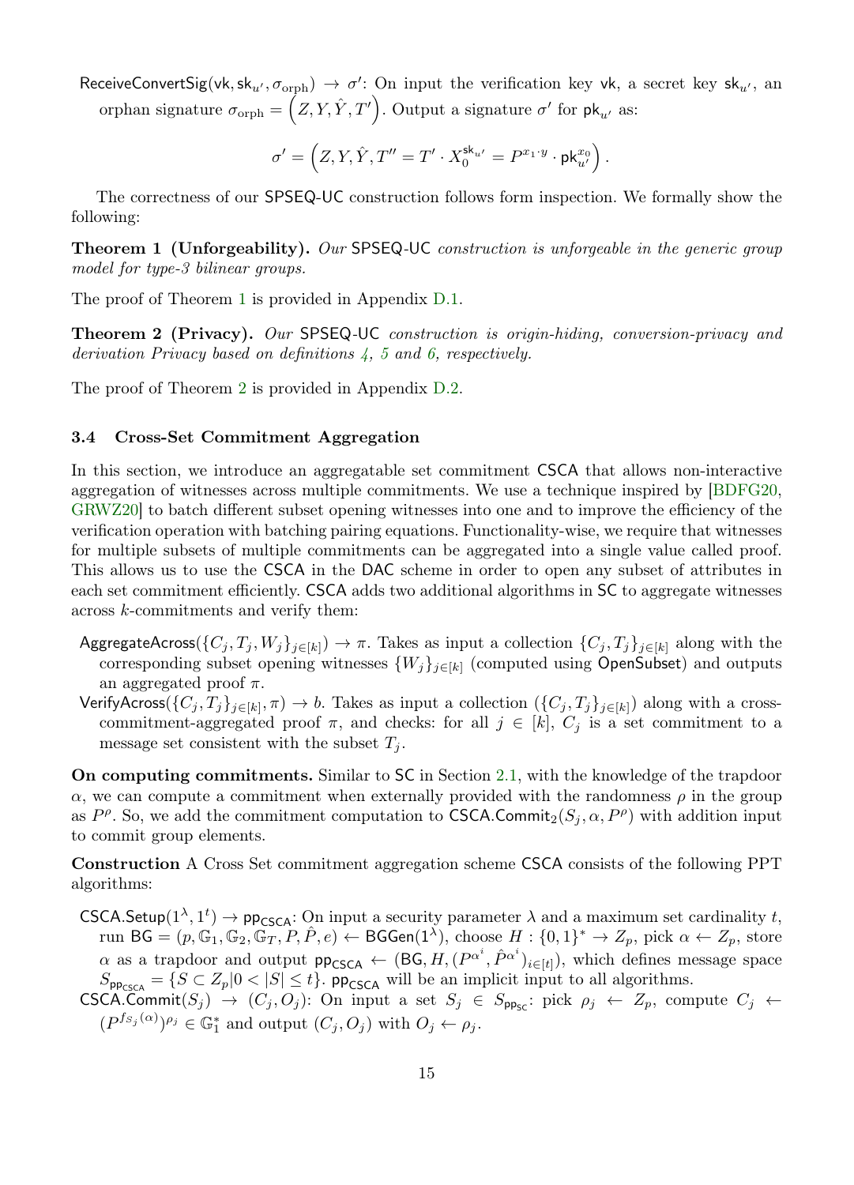$\mathsf{ReceiveConvertSig}(\mathsf{vk}, \mathsf{sk}_{u'}, \sigma_{\text{orph}}) \rightarrow \sigma'$: On input the verification key $\mathsf{vk}$, a secret key $\mathsf{sk}_{u'}$, an orphan signature $\sigma_{\text{orph}} = \left(Z, Y, \hat{Y}, T'\right)$. Output a signature $\sigma'$ for $\mathsf{pk}_{u'}$ as:

$$\sigma' = \left(Z, Y, \hat{Y}, T'' = T' \cdot X_0^{\mathsf{sk}_{u'}} = P^{x_1 \cdot y} \cdot \mathsf{pk}_{u'}^{x_0}\right).$$

The correctness of our SPSEQ-UC construction follows form inspection. We formally show the following:

**Theorem 1 (Unforgeability).** *Our SPSEQ-UC construction is unforgeable in the generic group model for type-3 bilinear groups.*

The proof of Theorem 1 is provided in Appendix D.1.

**Theorem 2 (Privacy).** *Our SPSEQ-UC construction is origin-hiding, conversion-privacy and derivation Privacy based on definitions 4, 5 and 6, respectively.*

The proof of Theorem 2 is provided in Appendix D.2.

### 3.4 Cross-Set Commitment Aggregation

In this section, we introduce an aggregatable set commitment CSCA that allows non-interactive aggregation of witnesses across multiple commitments. We use a technique inspired by [BDFG20, GRWZ20] to batch different subset opening witnesses into one and to improve the efficiency of the verification operation with batching pairing equations. Functionality-wise, we require that witnesses for multiple subsets of multiple commitments can be aggregated into a single value called proof. This allows us to use the CSCA in the DAC scheme in order to open any subset of attributes in each set commitment efficiently. CSCA adds two additional algorithms in SC to aggregate witnesses across $k$-commitments and verify them:

- $\mathsf{AggregateAcross}(\{C_j, T_j, W_j\}_{j\in[k]}) \rightarrow \pi$. Takes as input a collection $\{C_j, T_j\}_{j\in[k]}$ along with the corresponding subset opening witnesses $\{W_j\}_{j\in[k]}$ (computed using OpenSubset) and outputs an aggregated proof $\pi$.
- $\mathsf{VerifyAcross}(\{C_j, T_j\}_{j\in[k]}, \pi) \rightarrow b$. Takes as input a collection $(\{C_j, T_j\}_{j\in[k]})$ along with a cross-commitment-aggregated proof $\pi$, and checks: for all $j \in [k]$, $C_j$ is a set commitment to a message set consistent with the subset $T_j$.

**On computing commitments.** Similar to SC in Section 2.1, with the knowledge of the trapdoor $\alpha$, we can compute a commitment when externally provided with the randomness $\rho$ in the group as $P^\rho$. So, we add the commitment computation to $\mathsf{CSCA.Commit}_2(S_j, \alpha, P^\rho)$ with addition input to commit group elements.

**Construction** A Cross Set commitment aggregation scheme CSCA consists of the following PPT algorithms:

- $\mathsf{CSCA.Setup}(1^\lambda, 1^t) \rightarrow \mathsf{pp}_{\mathsf{CSCA}}$: On input a security parameter $\lambda$ and a maximum set cardinality $t$, run $\mathsf{BG} = (p, \mathbb{G}_1, \mathbb{G}_2, \mathbb{G}_T, P, \hat{P}, e) \leftarrow \mathsf{BGGen}(1^\lambda)$, choose $H : \{0,1\}^* \rightarrow Z_p$, pick $\alpha \leftarrow Z_p$, store $\alpha$ as a trapdoor and output $\mathsf{pp}_{\mathsf{CSCA}} \leftarrow (\mathsf{BG}, H, (P^{\alpha^i}, \hat{P}^{\alpha^i})_{i\in[t]})$, which defines message space $S_{\mathsf{pp}_{\mathsf{CSCA}}} = \{S \subset Z_p | 0 < |S| \leq t\}$. $\mathsf{pp}_{\mathsf{CSCA}}$ will be an implicit input to all algorithms.
- $\mathsf{CSCA.Commit}(S_j) \rightarrow (C_j, O_j)$: On input a set $S_j \in S_{\mathsf{pp}_{\mathsf{SC}}}$: pick $\rho_j \leftarrow Z_p$, compute $C_j \leftarrow (P^{f_{S_j}(\alpha)})^{\rho_j} \in \mathbb{G}_1^*$ and output $(C_j, O_j)$ with $O_j \leftarrow \rho_j$.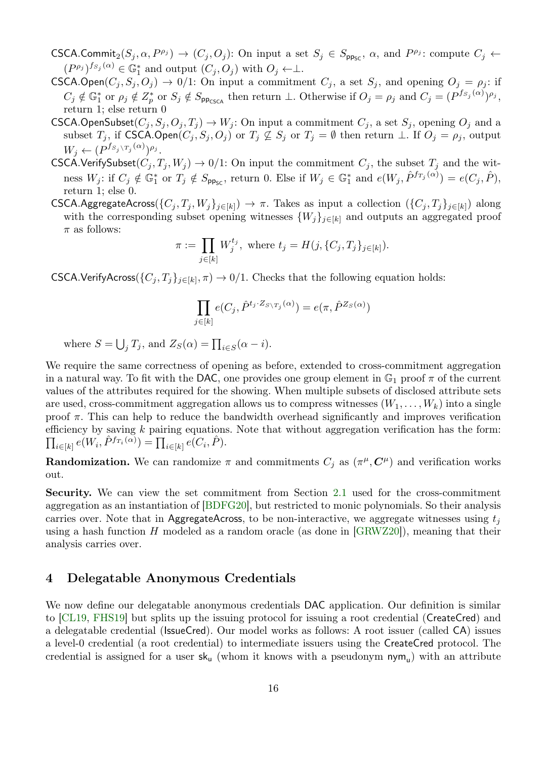$\mathsf{CSCA.Commit}_2(S_j, \alpha, P^{\rho_j}) \to (C_j, O_j)$: On input a set $S_j \in S_{\mathsf{pp_{SC}}}$, $\alpha$, and $P^{\rho_j}$: compute $C_j \leftarrow (P^{\rho_j})^{f_{S_j}(\alpha)} \in \mathbb{G}_1^*$ and output $(C_j, O_j)$ with $O_j \leftarrow \perp$.

$\mathsf{CSCA.Open}(C_j, S_j, O_j) \to 0/1$: On input a commitment $C_j$, a set $S_j$, and opening $O_j = \rho_j$: if $C_j \notin \mathbb{G}_1^*$ or $\rho_j \notin Z_p^*$ or $S_j \notin S_{\mathsf{pp_{CSCA}}}$ then return $\perp$. Otherwise if $O_j = \rho_j$ and $C_j = (P^{f_{S_j}(\alpha)})^{\rho_j}$, return 1; else return 0

$\mathsf{CSCA.OpenSubset}(C_j, S_j, O_j, T_j) \to W_j$: On input a commitment $C_j$, a set $S_j$, opening $O_j$ and a subset $T_j$, if $\mathsf{CSCA.Open}(C_j, S_j, O_j)$ or $T_j \not\subseteq S_j$ or $T_j = \emptyset$ then return $\perp$. If $O_j = \rho_j$, output $W_j \leftarrow (P^{f_{S_j \setminus T_j}(\alpha)})^{\rho_j}$.

$\mathsf{CSCA.VerifySubset}(C_j, T_j, W_j) \to 0/1$: On input the commitment $C_j$, the subset $T_j$ and the witness $W_j$: if $C_j \notin \mathbb{G}_1^*$ or $T_j \notin S_{\mathsf{pp_{SC}}}$, return 0. Else if $W_j \in \mathbb{G}_1^*$ and $e(W_j, \hat{P}^{f_{T_j}(\alpha)}) = e(C_j, \hat{P})$, return 1; else 0.

$\mathsf{CSCA.AggregateAcross}(\{C_j, T_j, W_j\}_{j\in[k]}) \to \pi$. Takes as input a collection $(\{C_j, T_j\}_{j\in[k]})$ along with the corresponding subset opening witnesses $\{W_j\}_{j\in[k]}$ and outputs an aggregated proof $\pi$ as follows:

$$\pi := \prod_{j\in[k]} W_j^{t_j}, \text{ where } t_j = H(j, \{C_j, T_j\}_{j\in[k]}).$$

$\mathsf{CSCA.VerifyAcross}(\{C_j, T_j\}_{j\in[k]}, \pi) \to 0/1$. Checks that the following equation holds:

$$\prod_{j\in[k]} e(C_j, \hat{P}^{t_j \cdot Z_{S\setminus T_j}(\alpha)}) = e(\pi, \hat{P}^{Z_S(\alpha)})$$

where $S = \bigcup_j T_j$, and $Z_S(\alpha) = \prod_{i\in S}(\alpha - i)$.

We require the same correctness of opening as before, extended to cross-commitment aggregation in a natural way. To fit with the DAC, one provides one group element in $\mathbb{G}_1$ proof $\pi$ of the current values of the attributes required for the showing. When multiple subsets of disclosed attribute sets are used, cross-commitment aggregation allows us to compress witnesses $(W_1, \ldots, W_k)$ into a single proof $\pi$. This can help to reduce the bandwidth overhead significantly and improves verification efficiency by saving $k$ pairing equations. Note that without aggregation verification has the form: $\prod_{i\in[k]} e(W_i, \hat{P}^{f_{T_i}(\alpha)}) = \prod_{i\in[k]} e(C_i, \hat{P})$.

**Randomization.** We can randomize $\pi$ and commitments $C_j$ as $(\pi^\mu, \boldsymbol{C}^\mu)$ and verification works out.

**Security.** We can view the set commitment from Section 2.1 used for the cross-commitment aggregation as an instantiation of [BDFG20], but restricted to monic polynomials. So their analysis carries over. Note that in AggregateAcross, to be non-interactive, we aggregate witnesses using $t_j$ using a hash function $H$ modeled as a random oracle (as done in [GRWZ20]), meaning that their analysis carries over.

# 4 Delegatable Anonymous Credentials

We now define our delegatable anonymous credentials DAC application. Our definition is similar to [CL19, FHS19] but splits up the issuing protocol for issuing a root credential (CreateCred) and a delegatable credential (IssueCred). Our model works as follows: A root issuer (called CA) issues a level-0 credential (a root credential) to intermediate issuers using the CreateCred protocol. The credential is assigned for a user $\mathsf{sk_u}$ (whom it knows with a pseudonym $\mathsf{nym_u}$) with an attribute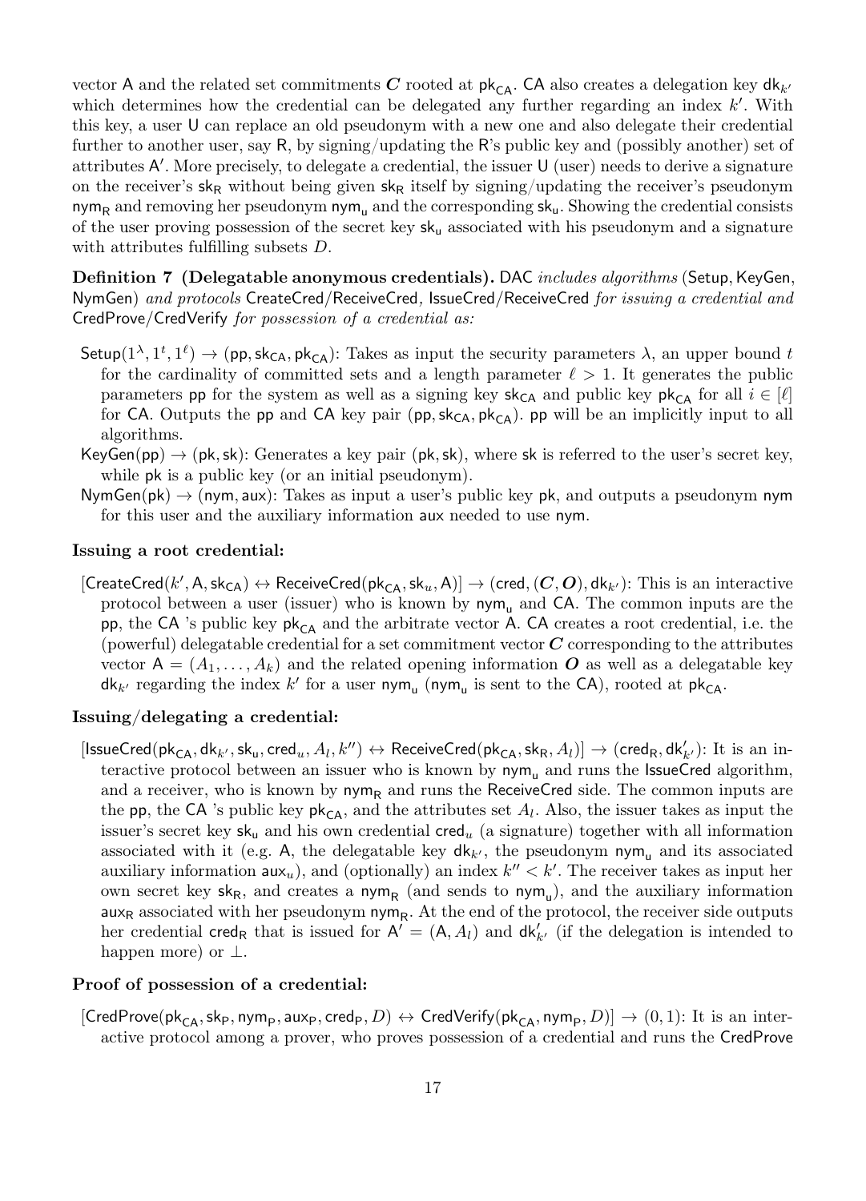vector $\mathsf{A}$ and the related set commitments $\boldsymbol{C}$ rooted at $\mathsf{pk_{CA}}$. $\mathsf{CA}$ also creates a delegation key $\mathsf{dk}_{k'}$ which determines how the credential can be delegated any further regarding an index $k'$. With this key, a user $\mathsf{U}$ can replace an old pseudonym with a new one and also delegate their credential further to another user, say $\mathsf{R}$, by signing/updating the $\mathsf{R}$'s public key and (possibly another) set of attributes $\mathsf{A}'$. More precisely, to delegate a credential, the issuer $\mathsf{U}$ (user) needs to derive a signature on the receiver's $\mathsf{sk_R}$ without being given $\mathsf{sk_R}$ itself by signing/updating the receiver's pseudonym $\mathsf{nym_R}$ and removing her pseudonym $\mathsf{nym_u}$ and the corresponding $\mathsf{sk_u}$. Showing the credential consists of the user proving possession of the secret key $\mathsf{sk_u}$ associated with his pseudonym and a signature with attributes fulfilling subsets $D$.

**Definition 7 (Delegatable anonymous credentials).** $\mathsf{DAC}$ *includes algorithms* ($\mathsf{Setup}, \mathsf{KeyGen}, \mathsf{NymGen}$) *and protocols* $\mathsf{CreateCred}/\mathsf{ReceiveCred}$*,* $\mathsf{IssueCred}/\mathsf{ReceiveCred}$ *for issuing a credential and* $\mathsf{CredProve}/\mathsf{CredVerify}$ *for possession of a credential as:*

- $\mathsf{Setup}(1^\lambda, 1^t, 1^\ell) \rightarrow (\mathsf{pp}, \mathsf{sk_{CA}}, \mathsf{pk_{CA}})$: Takes as input the security parameters $\lambda$, an upper bound $t$ for the cardinality of committed sets and a length parameter $\ell > 1$. It generates the public parameters $\mathsf{pp}$ for the system as well as a signing key $\mathsf{sk_{CA}}$ and public key $\mathsf{pk_{CA}}$ for all $i \in [\ell]$ for $\mathsf{CA}$. Outputs the $\mathsf{pp}$ and $\mathsf{CA}$ key pair $(\mathsf{pp}, \mathsf{sk_{CA}}, \mathsf{pk_{CA}})$. $\mathsf{pp}$ will be an implicitly input to all algorithms.
- $\mathsf{KeyGen}(\mathsf{pp}) \rightarrow (\mathsf{pk}, \mathsf{sk})$: Generates a key pair $(\mathsf{pk}, \mathsf{sk})$, where $\mathsf{sk}$ is referred to the user's secret key, while $\mathsf{pk}$ is a public key (or an initial pseudonym).
- $\mathsf{NymGen}(\mathsf{pk}) \rightarrow (\mathsf{nym}, \mathsf{aux})$: Takes as input a user's public key $\mathsf{pk}$, and outputs a pseudonym $\mathsf{nym}$ for this user and the auxiliary information $\mathsf{aux}$ needed to use $\mathsf{nym}$.

**Issuing a root credential:**

- $[\mathsf{CreateCred}(k', \mathsf{A}, \mathsf{sk_{CA}}) \leftrightarrow \mathsf{ReceiveCred}(\mathsf{pk_{CA}}, \mathsf{sk}_u, \mathsf{A})] \rightarrow (\mathsf{cred}, (\boldsymbol{C}, \boldsymbol{O}), \mathsf{dk}_{k'})$: This is an interactive protocol between a user (issuer) who is known by $\mathsf{nym_u}$ and $\mathsf{CA}$. The common inputs are the $\mathsf{pp}$, the $\mathsf{CA}$ 's public key $\mathsf{pk_{CA}}$ and the arbitrate vector $\mathsf{A}$. $\mathsf{CA}$ creates a root credential, i.e. the (powerful) delegatable credential for a set commitment vector $\boldsymbol{C}$ corresponding to the attributes vector $\mathsf{A} = (A_1, \ldots, A_k)$ and the related opening information $\boldsymbol{O}$ as well as a delegatable key $\mathsf{dk}_{k'}$ regarding the index $k'$ for a user $\mathsf{nym_u}$ ($\mathsf{nym_u}$ is sent to the $\mathsf{CA}$), rooted at $\mathsf{pk_{CA}}$.

**Issuing/delegating a credential:**

- $[\mathsf{IssueCred}(\mathsf{pk_{CA}}, \mathsf{dk}_{k'}, \mathsf{sk_u}, \mathsf{cred}_u, A_l, k'') \leftrightarrow \mathsf{ReceiveCred}(\mathsf{pk_{CA}}, \mathsf{sk_R}, A_l)] \rightarrow (\mathsf{cred_R}, \mathsf{dk}'_{k'})$: It is an interactive protocol between an issuer who is known by $\mathsf{nym_u}$ and runs the $\mathsf{IssueCred}$ algorithm, and a receiver, who is known by $\mathsf{nym_R}$ and runs the $\mathsf{ReceiveCred}$ side. The common inputs are the $\mathsf{pp}$, the $\mathsf{CA}$ 's public key $\mathsf{pk_{CA}}$, and the attributes set $A_l$. Also, the issuer takes as input the issuer's secret key $\mathsf{sk_u}$ and his own credential $\mathsf{cred}_u$ (a signature) together with all information associated with it (e.g. $\mathsf{A}$, the delegatable key $\mathsf{dk}_{k'}$, the pseudonym $\mathsf{nym_u}$ and its associated auxiliary information $\mathsf{aux}_u$), and (optionally) an index $k'' < k'$. The receiver takes as input her own secret key $\mathsf{sk_R}$, and creates a $\mathsf{nym_R}$ (and sends to $\mathsf{nym_u}$), and the auxiliary information $\mathsf{aux_R}$ associated with her pseudonym $\mathsf{nym_R}$. At the end of the protocol, the receiver side outputs her credential $\mathsf{cred_R}$ that is issued for $\mathsf{A}' = (\mathsf{A}, A_l)$ and $\mathsf{dk}'_{k'}$ (if the delegation is intended to happen more) or $\perp$.

**Proof of possession of a credential:**

- $[\mathsf{CredProve}(\mathsf{pk_{CA}}, \mathsf{sk_P}, \mathsf{nym_P}, \mathsf{aux_P}, \mathsf{cred_P}, D) \leftrightarrow \mathsf{CredVerify}(\mathsf{pk_{CA}}, \mathsf{nym_P}, D)] \rightarrow (0, 1)$: It is an interactive protocol among a prover, who proves possession of a credential and runs the $\mathsf{CredProve}$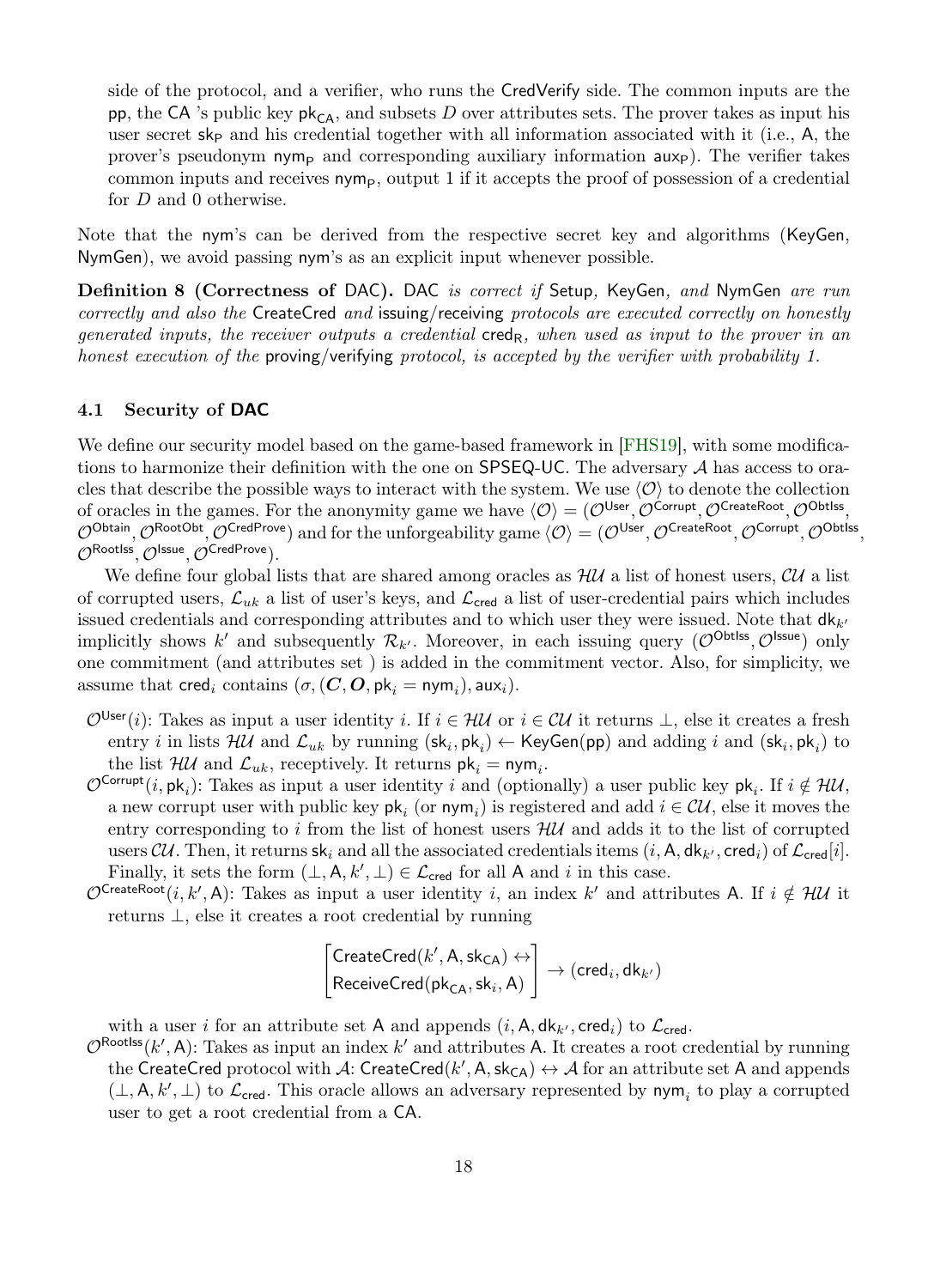side of the protocol, and a verifier, who runs the CredVerify side. The common inputs are the $\mathsf{pp}$, the $\mathsf{CA}$ 's public key $\mathsf{pk}_{\mathsf{CA}}$, and subsets $D$ over attributes sets. The prover takes as input his user secret $\mathsf{sk}_{\mathsf{P}}$ and his credential together with all information associated with it (i.e., $\mathsf{A}$, the prover's pseudonym $\mathsf{nym}_{\mathsf{P}}$ and corresponding auxiliary information $\mathsf{aux}_{\mathsf{P}}$). The verifier takes common inputs and receives $\mathsf{nym}_{\mathsf{P}}$, output 1 if it accepts the proof of possession of a credential for $D$ and 0 otherwise.

Note that the nym's can be derived from the respective secret key and algorithms (KeyGen, NymGen), we avoid passing nym's as an explicit input whenever possible.

**Definition 8 (Correctness of DAC).** *DAC is correct if* Setup*,* KeyGen*, and* NymGen *are run correctly and also the* CreateCred *and* issuing/receiving *protocols are executed correctly on honestly generated inputs, the receiver outputs a credential* $\mathsf{cred}_{\mathsf{R}}$*, when used as input to the prover in an honest execution of the* proving/verifying *protocol, is accepted by the verifier with probability 1.*

### 4.1 Security of DAC

We define our security model based on the game-based framework in [FHS19], with some modifications to harmonize their definition with the one on SPSEQ-UC. The adversary $\mathcal{A}$ has access to oracles that describe the possible ways to interact with the system. We use $\langle \mathcal{O} \rangle$ to denote the collection of oracles in the games. For the anonymity game we have $\langle \mathcal{O} \rangle = (\mathcal{O}^{\mathsf{User}}, \mathcal{O}^{\mathsf{Corrupt}}, \mathcal{O}^{\mathsf{CreateRoot}}, \mathcal{O}^{\mathsf{ObtIss}}, \mathcal{O}^{\mathsf{Obtain}}, \mathcal{O}^{\mathsf{RootObt}}, \mathcal{O}^{\mathsf{CredProve}})$ and for the unforgeability game $\langle \mathcal{O} \rangle = (\mathcal{O}^{\mathsf{User}}, \mathcal{O}^{\mathsf{CreateRoot}}, \mathcal{O}^{\mathsf{Corrupt}}, \mathcal{O}^{\mathsf{ObtIss}}, \mathcal{O}^{\mathsf{RootIss}}, \mathcal{O}^{\mathsf{Issue}}, \mathcal{O}^{\mathsf{CredProve}})$.

We define four global lists that are shared among oracles as $\mathcal{HU}$ a list of honest users, $\mathcal{CU}$ a list of corrupted users, $\mathcal{L}_{uk}$ a list of user's keys, and $\mathcal{L}_{\mathsf{cred}}$ a list of user-credential pairs which includes issued credentials and corresponding attributes and to which user they were issued. Note that $\mathsf{dk}_{k'}$ implicitly shows $k'$ and subsequently $\mathcal{R}_{k'}$. Moreover, in each issuing query ($\mathcal{O}^{\mathsf{ObtIss}}, \mathcal{O}^{\mathsf{Issue}}$) only one commitment (and attributes set ) is added in the commitment vector. Also, for simplicity, we assume that $\mathsf{cred}_i$ contains $(\sigma, (\boldsymbol{C}, \boldsymbol{O}, \mathsf{pk}_i = \mathsf{nym}_i), \mathsf{aux}_i)$.

- $\mathcal{O}^{\mathsf{User}}(i)$: Takes as input a user identity $i$. If $i \in \mathcal{HU}$ or $i \in \mathcal{CU}$ it returns $\perp$, else it creates a fresh entry $i$ in lists $\mathcal{HU}$ and $\mathcal{L}_{uk}$ by running $(\mathsf{sk}_i, \mathsf{pk}_i) \leftarrow \mathsf{KeyGen}(\mathsf{pp})$ and adding $i$ and $(\mathsf{sk}_i, \mathsf{pk}_i)$ to the list $\mathcal{HU}$ and $\mathcal{L}_{uk}$, receptively. It returns $\mathsf{pk}_i = \mathsf{nym}_i$.
- $\mathcal{O}^{\mathsf{Corrupt}}(i, \mathsf{pk}_i)$: Takes as input a user identity $i$ and (optionally) a user public key $\mathsf{pk}_i$. If $i \notin \mathcal{HU}$, a new corrupt user with public key $\mathsf{pk}_i$ (or $\mathsf{nym}_i$) is registered and add $i \in \mathcal{CU}$, else it moves the entry corresponding to $i$ from the list of honest users $\mathcal{HU}$ and adds it to the list of corrupted users $\mathcal{CU}$. Then, it returns $\mathsf{sk}_i$ and all the associated credentials items $(i, \mathsf{A}, \mathsf{dk}_{k'}, \mathsf{cred}_i)$ of $\mathcal{L}_{\mathsf{cred}}[i]$. Finally, it sets the form $(\perp, \mathsf{A}, k', \perp) \in \mathcal{L}_{\mathsf{cred}}$ for all $\mathsf{A}$ and $i$ in this case.
- $\mathcal{O}^{\mathsf{CreateRoot}}(i, k', \mathsf{A})$: Takes as input a user identity $i$, an index $k'$ and attributes $\mathsf{A}$. If $i \notin \mathcal{HU}$ it returns $\perp$, else it creates a root credential by running

$$\begin{bmatrix} \mathsf{CreateCred}(k', \mathsf{A}, \mathsf{sk}_{\mathsf{CA}}) \leftrightarrow \\ \mathsf{ReceiveCred}(\mathsf{pk}_{\mathsf{CA}}, \mathsf{sk}_i, \mathsf{A}) \end{bmatrix} \rightarrow (\mathsf{cred}_i, \mathsf{dk}_{k'})$$

  with a user $i$ for an attribute set $\mathsf{A}$ and appends $(i, \mathsf{A}, \mathsf{dk}_{k'}, \mathsf{cred}_i)$ to $\mathcal{L}_{\mathsf{cred}}$.
- $\mathcal{O}^{\mathsf{RootIss}}(k', \mathsf{A})$: Takes as input an index $k'$ and attributes $\mathsf{A}$. It creates a root credential by running the CreateCred protocol with $\mathcal{A}$: $\mathsf{CreateCred}(k', \mathsf{A}, \mathsf{sk}_{\mathsf{CA}}) \leftrightarrow \mathcal{A}$ for an attribute set $\mathsf{A}$ and appends $(\perp, \mathsf{A}, k', \perp)$ to $\mathcal{L}_{\mathsf{cred}}$. This oracle allows an adversary represented by $\mathsf{nym}_i$ to play a corrupted user to get a root credential from a CA.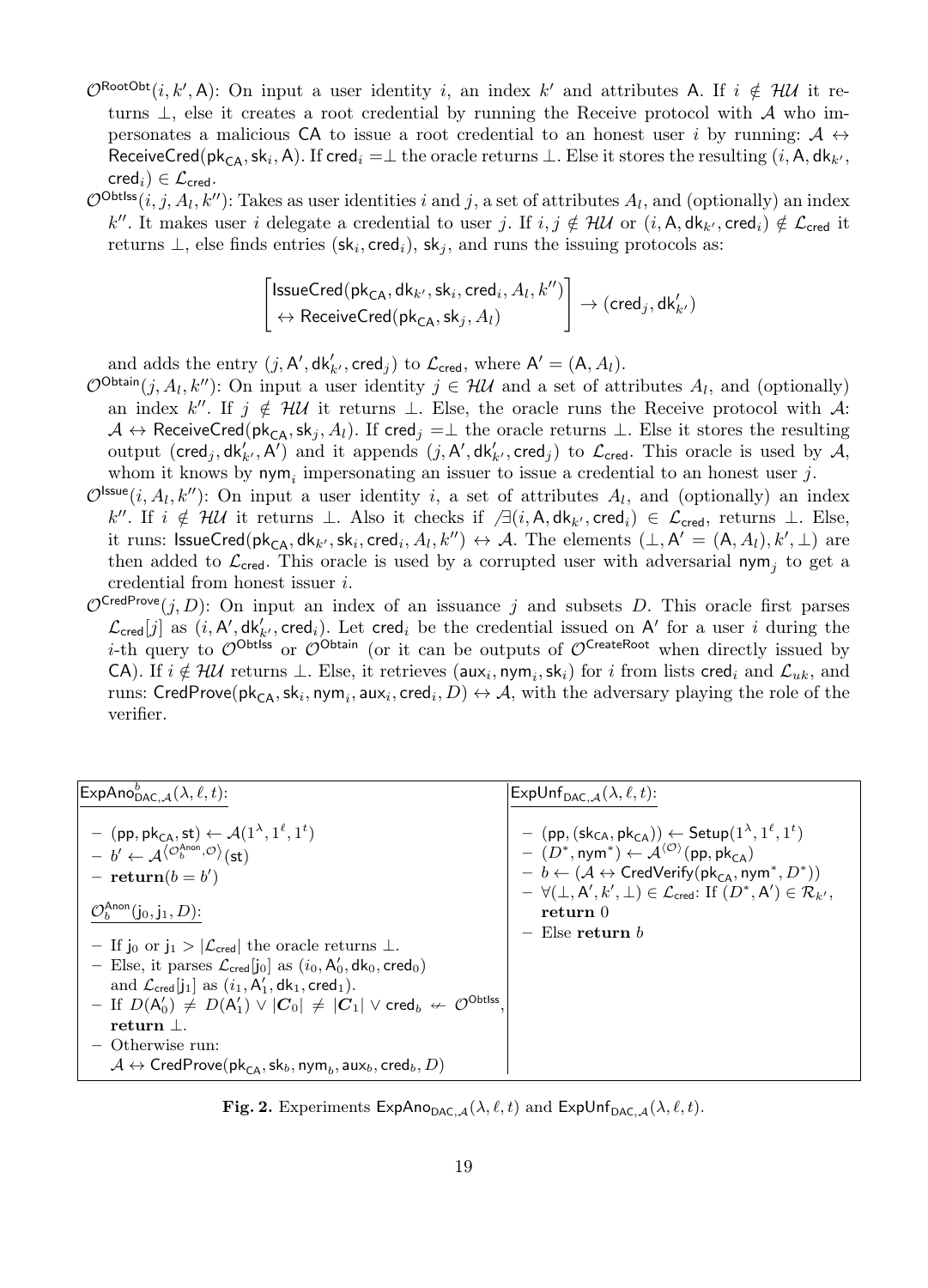- $\mathcal{O}^{\mathsf{RootObt}}(i, k', \mathsf{A})$: On input a user identity $i$, an index $k'$ and attributes $\mathsf{A}$. If $i \notin \mathcal{HU}$ it returns $\perp$, else it creates a root credential by running the Receive protocol with $\mathcal{A}$ who impersonates a malicious $\mathsf{CA}$ to issue a root credential to an honest user $i$ by running: $\mathcal{A} \leftrightarrow \mathsf{ReceiveCred}(\mathsf{pk_{CA}}, \mathsf{sk}_i, \mathsf{A})$. If $\mathsf{cred}_i = \perp$ the oracle returns $\perp$. Else it stores the resulting $(i, \mathsf{A}, \mathsf{dk}_{k'}, \mathsf{cred}_i) \in \mathcal{L}_{\mathsf{cred}}$.
- $\mathcal{O}^{\mathsf{ObtIss}}(i, j, A_l, k'')$: Takes as user identities $i$ and $j$, a set of attributes $A_l$, and (optionally) an index $k''$. It makes user $i$ delegate a credential to user $j$. If $i, j \notin \mathcal{HU}$ or $(i, \mathsf{A}, \mathsf{dk}_{k'}, \mathsf{cred}_i) \notin \mathcal{L}_{\mathsf{cred}}$ it returns $\perp$, else finds entries $(\mathsf{sk}_i, \mathsf{cred}_i)$, $\mathsf{sk}_j$, and runs the issuing protocols as:

$$\begin{bmatrix} \mathsf{IssueCred}(\mathsf{pk_{CA}}, \mathsf{dk}_{k'}, \mathsf{sk}_i, \mathsf{cred}_i, A_l, k'') \\ \leftrightarrow \mathsf{ReceiveCred}(\mathsf{pk_{CA}}, \mathsf{sk}_j, A_l) \end{bmatrix} \rightarrow (\mathsf{cred}_j, \mathsf{dk}'_{k'})$$

  and adds the entry $(j, \mathsf{A}', \mathsf{dk}'_{k'}, \mathsf{cred}_j)$ to $\mathcal{L}_{\mathsf{cred}}$, where $\mathsf{A}' = (\mathsf{A}, A_l)$.
- $\mathcal{O}^{\mathsf{Obtain}}(j, A_l, k'')$: On input a user identity $j \in \mathcal{HU}$ and a set of attributes $A_l$, and (optionally) an index $k''$. If $j \notin \mathcal{HU}$ it returns $\perp$. Else, the oracle runs the Receive protocol with $\mathcal{A}$: $\mathcal{A} \leftrightarrow \mathsf{ReceiveCred}(\mathsf{pk_{CA}}, \mathsf{sk}_j, A_l)$. If $\mathsf{cred}_j = \perp$ the oracle returns $\perp$. Else it stores the resulting output $(\mathsf{cred}_j, \mathsf{dk}'_{k'}, \mathsf{A}')$ and it appends $(j, \mathsf{A}', \mathsf{dk}'_{k'}, \mathsf{cred}_j)$ to $\mathcal{L}_{\mathsf{cred}}$. This oracle is used by $\mathcal{A}$, whom it knows by $\mathsf{nym}_i$ impersonating an issuer to issue a credential to an honest user $j$.
- $\mathcal{O}^{\mathsf{Issue}}(i, A_l, k'')$: On input a user identity $i$, a set of attributes $A_l$, and (optionally) an index $k''$. If $i \notin \mathcal{HU}$ it returns $\perp$. Also it checks if $\not\exists (i, \mathsf{A}, \mathsf{dk}_{k'}, \mathsf{cred}_i) \in \mathcal{L}_{\mathsf{cred}}$, returns $\perp$. Else, it runs: $\mathsf{IssueCred}(\mathsf{pk_{CA}}, \mathsf{dk}_{k'}, \mathsf{sk}_i, \mathsf{cred}_i, A_l, k'') \leftrightarrow \mathcal{A}$. The elements $(\perp, \mathsf{A}' = (\mathsf{A}, A_l), k', \perp)$ are then added to $\mathcal{L}_{\mathsf{cred}}$. This oracle is used by a corrupted user with adversarial $\mathsf{nym}_j$ to get a credential from honest issuer $i$.
- $\mathcal{O}^{\mathsf{CredProve}}(j, D)$: On input an index of an issuance $j$ and subsets $D$. This oracle first parses $\mathcal{L}_{\mathsf{cred}}[j]$ as $(i, \mathsf{A}', \mathsf{dk}'_{k'}, \mathsf{cred}_i)$. Let $\mathsf{cred}_i$ be the credential issued on $\mathsf{A}'$ for a user $i$ during the $i$-th query to $\mathcal{O}^{\mathsf{ObtIss}}$ or $\mathcal{O}^{\mathsf{Obtain}}$ (or it can be outputs of $\mathcal{O}^{\mathsf{CreateRoot}}$ when directly issued by $\mathsf{CA}$). If $i \notin \mathcal{HU}$ returns $\perp$. Else, it retrieves $(\mathsf{aux}_i, \mathsf{nym}_i, \mathsf{sk}_i)$ for $i$ from lists $\mathsf{cred}_i$ and $\mathcal{L}_{uk}$, and runs: $\mathsf{CredProve}(\mathsf{pk_{CA}}, \mathsf{sk}_i, \mathsf{nym}_i, \mathsf{aux}_i, \mathsf{cred}_i, D) \leftrightarrow \mathcal{A}$, with the adversary playing the role of the verifier.

| $\mathsf{ExpAno}^b_{\mathsf{DAC},\mathcal{A}}(\lambda, \ell, t)$: | $\mathsf{ExpUnf}_{\mathsf{DAC},\mathcal{A}}(\lambda, \ell, t)$: |
|---|---|
| – $(\mathsf{pp}, \mathsf{pk_{CA}}, \mathsf{st}) \leftarrow \mathcal{A}(1^\lambda, 1^\ell, 1^t)$<br>– $b' \leftarrow \mathcal{A}^{\langle \mathcal{O}^{\mathsf{Anon}}_b, \mathcal{O} \rangle}(\mathsf{st})$<br>– **return**$(b = b')$<br><br>$\mathcal{O}^{\mathsf{Anon}}_b(\mathsf{j}_0, \mathsf{j}_1, D)$:<br>– If $\mathsf{j}_0$ or $\mathsf{j}_1 > \lvert \mathcal{L}_{\mathsf{cred}} \rvert$ the oracle returns $\perp$.<br>– Else, it parses $\mathcal{L}_{\mathsf{cred}}[\mathsf{j}_0]$ as $(i_0, \mathsf{A}'_0, \mathsf{dk}_0, \mathsf{cred}_0)$ and $\mathcal{L}_{\mathsf{cred}}[\mathsf{j}_1]$ as $(i_1, \mathsf{A}'_1, \mathsf{dk}_1, \mathsf{cred}_1)$.<br>– If $D(\mathsf{A}'_0) \neq D(\mathsf{A}'_1) \vee \lvert \boldsymbol{C}_0 \rvert \neq \lvert \boldsymbol{C}_1 \rvert \vee \mathsf{cred}_b \nleftarrow \mathcal{O}^{\mathsf{ObtIss}}$, **return** $\perp$.<br>– Otherwise run:<br>$\mathcal{A} \leftrightarrow \mathsf{CredProve}(\mathsf{pk_{CA}}, \mathsf{sk}_b, \mathsf{nym}_b, \mathsf{aux}_b, \mathsf{cred}_b, D)$ | – $(\mathsf{pp}, (\mathsf{sk_{CA}}, \mathsf{pk_{CA}})) \leftarrow \mathsf{Setup}(1^\lambda, 1^\ell, 1^t)$<br>– $(D^*, \mathsf{nym}^*) \leftarrow \mathcal{A}^{\langle \mathcal{O} \rangle}(\mathsf{pp}, \mathsf{pk_{CA}})$<br>– $b \leftarrow (\mathcal{A} \leftrightarrow \mathsf{CredVerify}(\mathsf{pk_{CA}}, \mathsf{nym}^*, D^*))$<br>– $\forall (\perp, \mathsf{A}', k', \perp) \in \mathcal{L}_{\mathsf{cred}}$: If $(D^*, \mathsf{A}') \in \mathcal{R}_{k'}$, **return** 0<br>– Else **return** $b$ |

**Fig. 2.** Experiments $\mathsf{ExpAno}_{\mathsf{DAC},\mathcal{A}}(\lambda, \ell, t)$ and $\mathsf{ExpUnf}_{\mathsf{DAC},\mathcal{A}}(\lambda, \ell, t)$.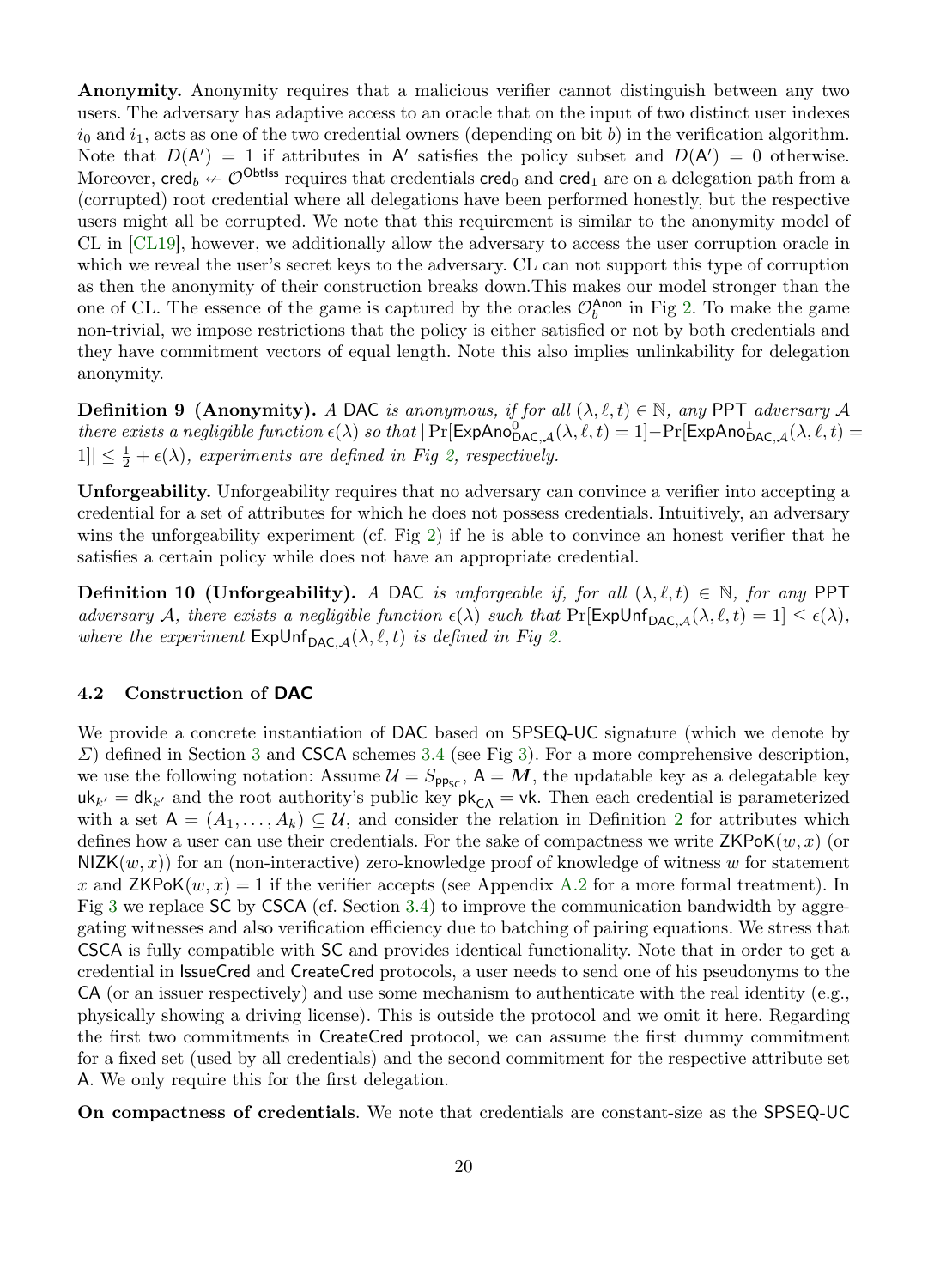**Anonymity.** Anonymity requires that a malicious verifier cannot distinguish between any two users. The adversary has adaptive access to an oracle that on the input of two distinct user indexes $i_0$ and $i_1$, acts as one of the two credential owners (depending on bit $b$) in the verification algorithm. Note that $D(\mathsf{A}') = 1$ if attributes in $\mathsf{A}'$ satisfies the policy subset and $D(\mathsf{A}') = 0$ otherwise. Moreover, $\mathsf{cred}_b \nleftarrow \mathcal{O}^{\mathsf{Obtlss}}$ requires that credentials $\mathsf{cred}_0$ and $\mathsf{cred}_1$ are on a delegation path from a (corrupted) root credential where all delegations have been performed honestly, but the respective users might all be corrupted. We note that this requirement is similar to the anonymity model of CL in [CL19], however, we additionally allow the adversary to access the user corruption oracle in which we reveal the user's secret keys to the adversary. CL can not support this type of corruption as then the anonymity of their construction breaks down.This makes our model stronger than the one of CL. The essence of the game is captured by the oracles $\mathcal{O}_b^{\mathsf{Anon}}$ in Fig 2. To make the game non-trivial, we impose restrictions that the policy is either satisfied or not by both credentials and they have commitment vectors of equal length. Note this also implies unlinkability for delegation anonymity.

**Definition 9 (Anonymity).** *A* DAC *is anonymous, if for all* $(\lambda, \ell, t) \in \mathbb{N}$*, any* PPT *adversary* $\mathcal{A}$ *there exists a negligible function* $\epsilon(\lambda)$ *so that* $|\Pr[\mathsf{ExpAno}^0_{\mathsf{DAC},\mathcal{A}}(\lambda, \ell, t) = 1] - \Pr[\mathsf{ExpAno}^1_{\mathsf{DAC},\mathcal{A}}(\lambda, \ell, t) = 1]| \leq \frac{1}{2} + \epsilon(\lambda)$*, experiments are defined in Fig 2, respectively.*

**Unforgeability.** Unforgeability requires that no adversary can convince a verifier into accepting a credential for a set of attributes for which he does not possess credentials. Intuitively, an adversary wins the unforgeability experiment (cf. Fig 2) if he is able to convince an honest verifier that he satisfies a certain policy while does not have an appropriate credential.

**Definition 10 (Unforgeability).** *A* DAC *is unforgeable if, for all* $(\lambda, \ell, t) \in \mathbb{N}$*, for any* PPT *adversary* $\mathcal{A}$*, there exists a negligible function* $\epsilon(\lambda)$ *such that* $\Pr[\mathsf{ExpUnf}_{\mathsf{DAC},\mathcal{A}}(\lambda, \ell, t) = 1] \leq \epsilon(\lambda)$*, where the experiment* $\mathsf{ExpUnf}_{\mathsf{DAC},\mathcal{A}}(\lambda, \ell, t)$ *is defined in Fig 2.*

### 4.2 Construction of DAC

We provide a concrete instantiation of DAC based on SPSEQ-UC signature (which we denote by $\Sigma$) defined in Section 3 and CSCA schemes 3.4 (see Fig 3). For a more comprehensive description, we use the following notation: Assume $\mathcal{U} = S_{\mathsf{pp}_{\mathsf{SC}}}$, $\mathsf{A} = \boldsymbol{M}$, the updatable key as a delegatable key $\mathsf{uk}_{k'} = \mathsf{dk}_{k'}$ and the root authority's public key $\mathsf{pk}_{\mathsf{CA}} = \mathsf{vk}$. Then each credential is parameterized with a set $\mathsf{A} = (A_1, \ldots, A_k) \subseteq \mathcal{U}$, and consider the relation in Definition 2 for attributes which defines how a user can use their credentials. For the sake of compactness we write $\mathsf{ZKPoK}(w, x)$ (or $\mathsf{NIZK}(w, x)$) for an (non-interactive) zero-knowledge proof of knowledge of witness $w$ for statement $x$ and $\mathsf{ZKPoK}(w, x) = 1$ if the verifier accepts (see Appendix A.2 for a more formal treatment). In Fig 3 we replace SC by CSCA (cf. Section 3.4) to improve the communication bandwidth by aggregating witnesses and also verification efficiency due to batching of pairing equations. We stress that CSCA is fully compatible with SC and provides identical functionality. Note that in order to get a credential in IssueCred and CreateCred protocols, a user needs to send one of his pseudonyms to the CA (or an issuer respectively) and use some mechanism to authenticate with the real identity (e.g., physically showing a driving license). This is outside the protocol and we omit it here. Regarding the first two commitments in CreateCred protocol, we can assume the first dummy commitment for a fixed set (used by all credentials) and the second commitment for the respective attribute set A. We only require this for the first delegation.

**On compactness of credentials**. We note that credentials are constant-size as the SPSEQ-UC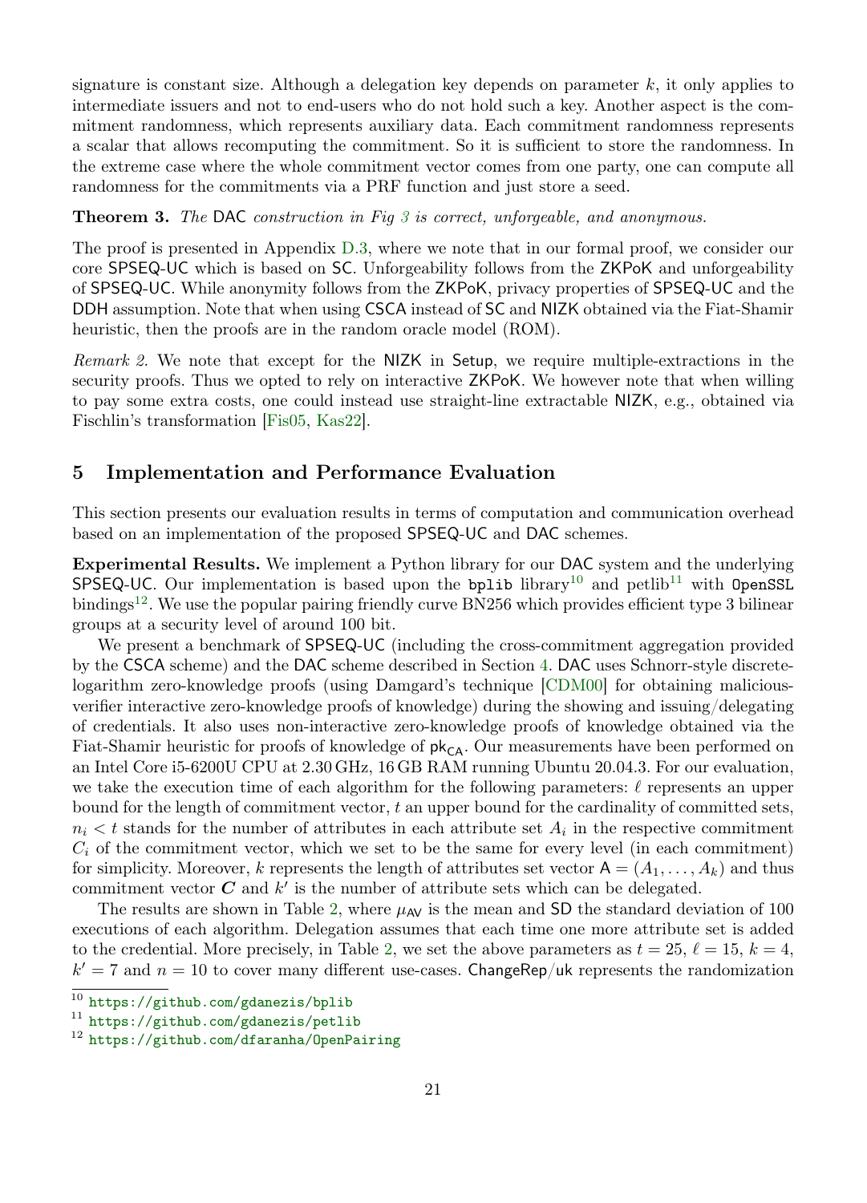signature is constant size. Although a delegation key depends on parameter $k$, it only applies to intermediate issuers and not to end-users who do not hold such a key. Another aspect is the commitment randomness, which represents auxiliary data. Each commitment randomness represents a scalar that allows recomputing the commitment. So it is sufficient to store the randomness. In the extreme case where the whole commitment vector comes from one party, one can compute all randomness for the commitments via a PRF function and just store a seed.

**Theorem 3.** *The* DAC *construction in Fig 3 is correct, unforgeable, and anonymous.*

The proof is presented in Appendix D.3, where we note that in our formal proof, we consider our core SPSEQ-UC which is based on SC. Unforgeability follows from the ZKPoK and unforgeability of SPSEQ-UC. While anonymity follows from the ZKPoK, privacy properties of SPSEQ-UC and the DDH assumption. Note that when using CSCA instead of SC and NIZK obtained via the Fiat-Shamir heuristic, then the proofs are in the random oracle model (ROM).

*Remark 2.* We note that except for the NIZK in Setup, we require multiple-extractions in the security proofs. Thus we opted to rely on interactive ZKPoK. We however note that when willing to pay some extra costs, one could instead use straight-line extractable NIZK, e.g., obtained via Fischlin's transformation [Fis05, Kas22].

## 5 Implementation and Performance Evaluation

This section presents our evaluation results in terms of computation and communication overhead based on an implementation of the proposed SPSEQ-UC and DAC schemes.

**Experimental Results.** We implement a Python library for our DAC system and the underlying SPSEQ-UC. Our implementation is based upon the `bplib` library[10] and petlib[11] with `OpenSSL` bindings[12]. We use the popular pairing friendly curve BN256 which provides efficient type 3 bilinear groups at a security level of around 100 bit.

We present a benchmark of SPSEQ-UC (including the cross-commitment aggregation provided by the CSCA scheme) and the DAC scheme described in Section 4. DAC uses Schnorr-style discrete-logarithm zero-knowledge proofs (using Damgard's technique [CDM00] for obtaining malicious-verifier interactive zero-knowledge proofs of knowledge) during the showing and issuing/delegating of credentials. It also uses non-interactive zero-knowledge proofs of knowledge obtained via the Fiat-Shamir heuristic for proofs of knowledge of $\mathsf{pk}_{\mathsf{CA}}$. Our measurements have been performed on an Intel Core i5-6200U CPU at 2.30 GHz, 16 GB RAM running Ubuntu 20.04.3. For our evaluation, we take the execution time of each algorithm for the following parameters: $\ell$ represents an upper bound for the length of commitment vector, $t$ an upper bound for the cardinality of committed sets, $n_i < t$ stands for the number of attributes in each attribute set $A_i$ in the respective commitment $C_i$ of the commitment vector, which we set to be the same for every level (in each commitment) for simplicity. Moreover, $k$ represents the length of attributes set vector $\mathsf{A} = (A_1, \ldots, A_k)$ and thus commitment vector $\boldsymbol{C}$ and $k'$ is the number of attribute sets which can be delegated.

The results are shown in Table 2, where $\mu_{\mathsf{AV}}$ is the mean and SD the standard deviation of 100 executions of each algorithm. Delegation assumes that each time one more attribute set is added to the credential. More precisely, in Table 2, we set the above parameters as $t = 25$, $\ell = 15$, $k = 4$, $k' = 7$ and $n = 10$ to cover many different use-cases. ChangeRep/uk represents the randomization

[10] https://github.com/gdanezis/bplib

[11] https://github.com/gdanezis/petlib

[12] https://github.com/dfaranha/OpenPairing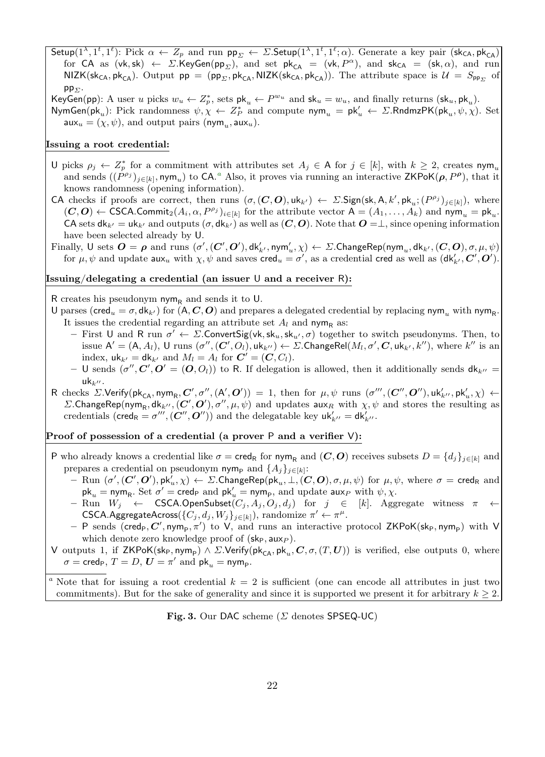$\mathsf{Setup}(1^\lambda, 1^t, 1^\ell)$: Pick $\alpha \leftarrow Z_p$ and run $\mathsf{pp}_\Sigma \leftarrow \Sigma.\mathsf{Setup}(1^\lambda, 1^t, 1^\ell; \alpha)$. Generate a key pair $(\mathsf{sk}_{\mathsf{CA}}, \mathsf{pk}_{\mathsf{CA}})$ for $\mathsf{CA}$ as $(\mathsf{vk}, \mathsf{sk}) \leftarrow \Sigma.\mathsf{KeyGen}(\mathsf{pp}_\Sigma)$, and set $\mathsf{pk}_{\mathsf{CA}} = (\mathsf{vk}, P^\alpha)$, and $\mathsf{sk}_{\mathsf{CA}} = (\mathsf{sk}, \alpha)$, and run $\mathsf{NIZK}(\mathsf{sk}_{\mathsf{CA}}, \mathsf{pk}_{\mathsf{CA}})$. Output $\mathsf{pp} = (\mathsf{pp}_\Sigma, \mathsf{pk}_{\mathsf{CA}}, \mathsf{NIZK}(\mathsf{sk}_{\mathsf{CA}}, \mathsf{pk}_{\mathsf{CA}}))$. The attribute space is $\mathcal{U} = S_{\mathsf{pp}_\Sigma}$ of $\mathsf{pp}_\Sigma$.

$\mathsf{KeyGen}(\mathsf{pp})$: A user $u$ picks $w_u \leftarrow Z_p^*$, sets $\mathsf{pk}_u \leftarrow P^{w_u}$ and $\mathsf{sk}_u = w_u$, and finally returns $(\mathsf{sk}_u, \mathsf{pk}_u)$.

$\mathsf{NymGen}(\mathsf{pk}_u)$: Pick randomness $\psi, \chi \leftarrow Z_P^*$ and compute $\mathsf{nym}_u = \mathsf{pk}'_u \leftarrow \Sigma.\mathsf{RndmzPK}(\mathsf{pk}_u, \psi, \chi)$. Set $\mathsf{aux}_u = (\chi, \psi)$, and output pairs $(\mathsf{nym}_u, \mathsf{aux}_u)$.

**Issuing a root credential:**

U picks $\rho_j \leftarrow Z_p^*$ for a commitment with attributes set $A_j \in \mathsf{A}$ for $j \in [k]$, with $k \geq 2$, creates $\mathsf{nym}_u$ and sends $((P^{\rho_j})_{j \in [k]}, \mathsf{nym}_u)$ to CA.[a] Also, it proves via running an interactive $\mathsf{ZKPoK}(\boldsymbol{\rho}, P^{\boldsymbol{\rho}})$, that it knows randomness (opening information).

CA checks if proofs are correct, then runs $(\sigma, (\boldsymbol{C}, \boldsymbol{O}), \mathsf{uk}_{k'}) \leftarrow \Sigma.\mathsf{Sign}(\mathsf{sk}, \mathsf{A}, k', \mathsf{pk}_u; (P^{\rho_j})_{j \in [k]})$, where $(\boldsymbol{C}, \boldsymbol{O}) \leftarrow \mathsf{CSCA.Commit}_2(A_i, \alpha, P^{\rho_j})_{i \in [k]}$ for the attribute vector $\mathsf{A} = (A_1, \ldots, A_k)$ and $\mathsf{nym}_u = \mathsf{pk}_u$. CA sets $\mathsf{dk}_{k'} = \mathsf{uk}_{k'}$ and outputs $(\sigma, \mathsf{dk}_{k'})$ as well as $(\boldsymbol{C}, \boldsymbol{O})$. Note that $\boldsymbol{O} = \perp$, since opening information have been selected already by U.

Finally, U sets $\boldsymbol{O} = \boldsymbol{\rho}$ and runs $(\sigma', (\boldsymbol{C}', \boldsymbol{O}'), \mathsf{dk}'_{k'}, \mathsf{nym}'_u, \chi) \leftarrow \Sigma.\mathsf{ChangeRep}(\mathsf{nym}_u, \mathsf{dk}_{k'}, (\boldsymbol{C}, \boldsymbol{O}), \sigma, \mu, \psi)$ for $\mu, \psi$ and update $\mathsf{aux}_u$ with $\chi, \psi$ and saves $\mathsf{cred}_u = \sigma'$, as a credential $\mathsf{cred}$ as well as $(\mathsf{dk}'_{k'}, \boldsymbol{C}', \boldsymbol{O}')$.

**Issuing/delegating a credential (an issuer U and a receiver R):**

R creates his pseudonym $\mathsf{nym}_{\mathsf{R}}$ and sends it to U.

U parses $(\mathsf{cred}_u = \sigma, \mathsf{dk}_{k'})$ for $(\mathsf{A}, \boldsymbol{C}, \boldsymbol{O})$ and prepares a delegated credential by replacing $\mathsf{nym}_u$ with $\mathsf{nym}_{\mathsf{R}}$. It issues the credential regarding an attribute set $A_l$ and $\mathsf{nym}_{\mathsf{R}}$ as:

- First U and R run $\sigma' \leftarrow \Sigma.\mathsf{ConvertSig}(\mathsf{vk}, \mathsf{sk}_u, \mathsf{sk}_{u'}, \sigma)$ together to switch pseudonyms. Then, to issue $\mathsf{A}' = (\mathsf{A}, A_l)$, U runs $(\sigma'', (\boldsymbol{C}', O_l), \mathsf{uk}_{k''}) \leftarrow \Sigma.\mathsf{ChangeRel}(M_l, \sigma', \boldsymbol{C}, \mathsf{uk}_{k'}, k'')$, where $k''$ is an index, $\mathsf{uk}_{k'} = \mathsf{dk}_{k'}$ and $M_l = A_l$ for $\boldsymbol{C}' = (\boldsymbol{C}, C_l)$.
- U sends $(\sigma'', \boldsymbol{C}', \boldsymbol{O}' = (\boldsymbol{O}, O_l))$ to R. If delegation is allowed, then it additionally sends $\mathsf{dk}_{k''} = \mathsf{uk}_{k''}$.

R checks $\Sigma.\mathsf{Verify}(\mathsf{pk}_{\mathsf{CA}}, \mathsf{nym}_{\mathsf{R}}, \boldsymbol{C}', \sigma'', (\mathsf{A}', \boldsymbol{O}')) = 1$, then for $\mu, \psi$ runs $(\sigma''', (\boldsymbol{C}'', \boldsymbol{O}''), \mathsf{uk}'_{k''}, \mathsf{pk}'_u, \chi) \leftarrow \Sigma.\mathsf{ChangeRep}(\mathsf{nym}_{\mathsf{R}}, \mathsf{dk}_{k''}, (\boldsymbol{C}', \boldsymbol{O}'), \sigma'', \mu, \psi)$ and updates $\mathsf{aux}_R$ with $\chi, \psi$ and stores the resulting as credentials $(\mathsf{cred}_{\mathsf{R}} = \sigma''', (\boldsymbol{C}'', \boldsymbol{O}''))$ and the delegatable key $\mathsf{uk}'_{k''} = \mathsf{dk}'_{k''}$.

**Proof of possession of a credential (a prover P and a verifier V):**

P who already knows a credential like $\sigma = \mathsf{cred}_{\mathsf{R}}$ for $\mathsf{nym}_{\mathsf{R}}$ and $(\boldsymbol{C}, \boldsymbol{O})$ receives subsets $D = \{d_j\}_{j \in [k]}$ and prepares a credential on pseudonym $\mathsf{nym}_{\mathsf{P}}$ and $\{A_j\}_{j \in [k]}$:

- Run $(\sigma', (\boldsymbol{C}', \boldsymbol{O}'), \mathsf{pk}'_u, \chi) \leftarrow \Sigma.\mathsf{ChangeRep}(\mathsf{pk}_u, \perp, (\boldsymbol{C}, \boldsymbol{O}), \sigma, \mu, \psi)$ for $\mu, \psi$, where $\sigma = \mathsf{cred}_{\mathsf{R}}$ and $\mathsf{pk}_u = \mathsf{nym}_{\mathsf{R}}$. Set $\sigma' = \mathsf{cred}_{\mathsf{P}}$ and $\mathsf{pk}'_u = \mathsf{nym}_{\mathsf{P}}$, and update $\mathsf{aux}_P$ with $\psi, \chi$.
- Run $W_j \leftarrow \mathsf{CSCA.OpenSubset}(C_j, A_j, O_j, d_j)$ for $j \in [k]$. Aggregate witness $\pi \leftarrow \mathsf{CSCA.AggregateAcross}(\{C_j, d_j, W_j\}_{j \in [k]})$, randomize $\pi' \leftarrow \pi^\mu$.
- P sends $(\mathsf{cred}_{\mathsf{P}}, \boldsymbol{C}', \mathsf{nym}_{\mathsf{P}}, \pi')$ to V, and runs an interactive protocol $\mathsf{ZKPoK}(\mathsf{sk}_{\mathsf{P}}, \mathsf{nym}_{\mathsf{P}})$ with V which denote zero knowledge proof of $(\mathsf{sk}_{\mathsf{P}}, \mathsf{aux}_P)$.

V outputs 1, if $\mathsf{ZKPoK}(\mathsf{sk}_{\mathsf{P}}, \mathsf{nym}_{\mathsf{P}}) \wedge \Sigma.\mathsf{Verify}(\mathsf{pk}_{\mathsf{CA}}, \mathsf{pk}_u, \boldsymbol{C}, \sigma, (T, \boldsymbol{U}))$ is verified, else outputs 0, where $\sigma = \mathsf{cred}_{\mathsf{P}}$, $T = D$, $\boldsymbol{U} = \pi'$ and $\mathsf{pk}_u = \mathsf{nym}_{\mathsf{P}}$.

[a] Note that for issuing a root credential $k = 2$ is sufficient (one can encode all attributes in just two commitments). But for the sake of generality and since it is supported we present it for arbitrary $k \geq 2$.

**Fig. 3.** Our DAC scheme ($\Sigma$ denotes SPSEQ-UC)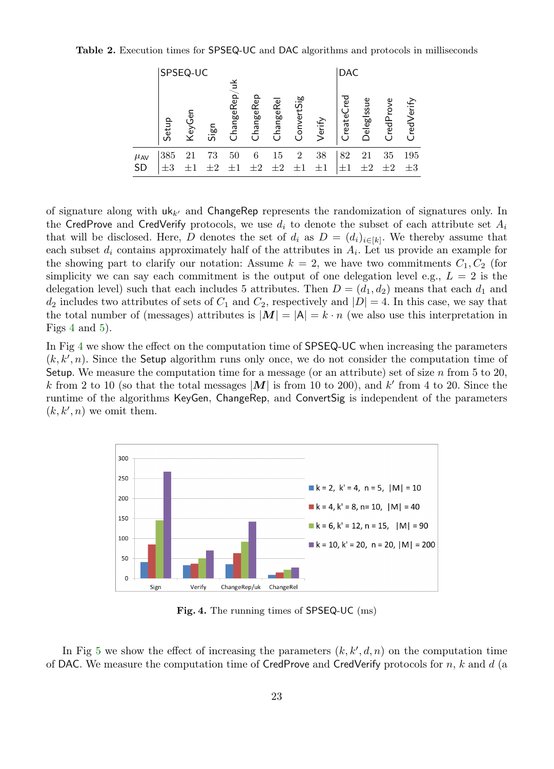**Table 2.** Execution times for SPSEQ-UC and DAC algorithms and protocols in milliseconds

| | SPSEQ-UC | | | | | | | | DAC | | | |
|---|---|---|---|---|---|---|---|---|---|---|---|---|
| | Setup | KeyGen | Sign | ChangeRep/uk | ChangeRep | ChangeRel | ConvertSig | Verify | CreateCred | DelegIssue | CredProve | CredVerify |
| $\mu_{AV}$ | 385 | 21 | 73 | 50 | 6 | 15 | 2 | 38 | 82 | 21 | 35 | 195 |
| SD | $\pm 3$ | $\pm 1$ | $\pm 2$ | $\pm 1$ | $\pm 2$ | $\pm 2$ | $\pm 1$ | $\pm 1$ | $\pm 1$ | $\pm 2$ | $\pm 2$ | $\pm 3$ |

of signature along with $\mathsf{uk}_{k'}$ and ChangeRep represents the randomization of signatures only. In the CredProve and CredVerify protocols, we use $d_i$ to denote the subset of each attribute set $A_i$ that will be disclosed. Here, $D$ denotes the set of $d_i$ as $D = (d_i)_{i \in [k]}$. We thereby assume that each subset $d_i$ contains approximately half of the attributes in $A_i$. Let us provide an example for the showing part to clarify our notation: Assume $k = 2$, we have two commitments $C_1, C_2$ (for simplicity we can say each commitment is the output of one delegation level e.g., $L = 2$ is the delegation level) such that each includes 5 attributes. Then $D = (d_1, d_2)$ means that each $d_1$ and $d_2$ includes two attributes of sets of $C_1$ and $C_2$, respectively and $|D| = 4$. In this case, we say that the total number of (messages) attributes is $|\boldsymbol{M}| = |\mathsf{A}| = k \cdot n$ (we also use this interpretation in Figs 4 and 5).

In Fig 4 we show the effect on the computation time of SPSEQ-UC when increasing the parameters $(k, k', n)$. Since the Setup algorithm runs only once, we do not consider the computation time of Setup. We measure the computation time for a message (or an attribute) set of size $n$ from 5 to 20, $k$ from 2 to 10 (so that the total messages $|\boldsymbol{M}|$ is from 10 to 200), and $k'$ from 4 to 20. Since the runtime of the algorithms KeyGen, ChangeRep, and ConvertSig is independent of the parameters $(k, k', n)$ we omit them.

**Fig. 4.** The running times of SPSEQ-UC (ms)

In Fig 5 we show the effect of increasing the parameters $(k, k', d, n)$ on the computation time of DAC. We measure the computation time of CredProve and CredVerify protocols for $n$, $k$ and $d$ (a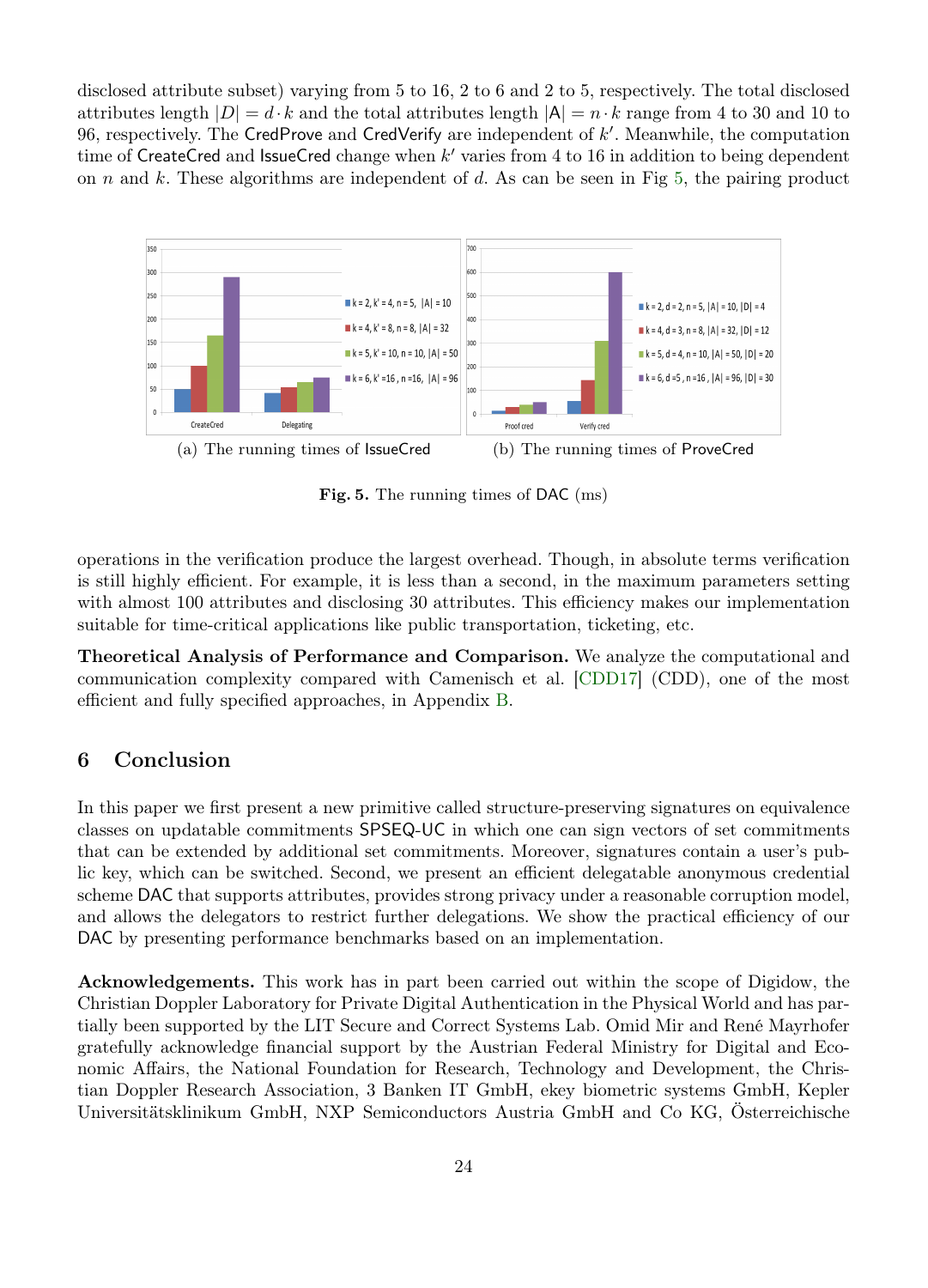disclosed attribute subset) varying from 5 to 16, 2 to 6 and 2 to 5, respectively. The total disclosed attributes length $|D| = d \cdot k$ and the total attributes length $|\mathsf{A}| = n \cdot k$ range from 4 to 30 and 10 to 96, respectively. The CredProve and CredVerify are independent of $k'$. Meanwhile, the computation time of CreateCred and IssueCred change when $k'$ varies from 4 to 16 in addition to being dependent on $n$ and $k$. These algorithms are independent of $d$. As can be seen in Fig 5, the pairing product

(a) The running times of IssueCred

(b) The running times of ProveCred

**Fig. 5.** The running times of DAC (ms)

operations in the verification produce the largest overhead. Though, in absolute terms verification is still highly efficient. For example, it is less than a second, in the maximum parameters setting with almost 100 attributes and disclosing 30 attributes. This efficiency makes our implementation suitable for time-critical applications like public transportation, ticketing, etc.

**Theoretical Analysis of Performance and Comparison.** We analyze the computational and communication complexity compared with Camenisch et al. [CDD17] (CDD), one of the most efficient and fully specified approaches, in Appendix B.

## 6 Conclusion

In this paper we first present a new primitive called structure-preserving signatures on equivalence classes on updatable commitments SPSEQ-UC in which one can sign vectors of set commitments that can be extended by additional set commitments. Moreover, signatures contain a user's public key, which can be switched. Second, we present an efficient delegatable anonymous credential scheme DAC that supports attributes, provides strong privacy under a reasonable corruption model, and allows the delegators to restrict further delegations. We show the practical efficiency of our DAC by presenting performance benchmarks based on an implementation.

**Acknowledgements.** This work has in part been carried out within the scope of Digidow, the Christian Doppler Laboratory for Private Digital Authentication in the Physical World and has partially been supported by the LIT Secure and Correct Systems Lab. Omid Mir and René Mayrhofer gratefully acknowledge financial support by the Austrian Federal Ministry for Digital and Economic Affairs, the National Foundation for Research, Technology and Development, the Christian Doppler Research Association, 3 Banken IT GmbH, ekey biometric systems GmbH, Kepler Universitätsklinikum GmbH, NXP Semiconductors Austria GmbH and Co KG, Österreichische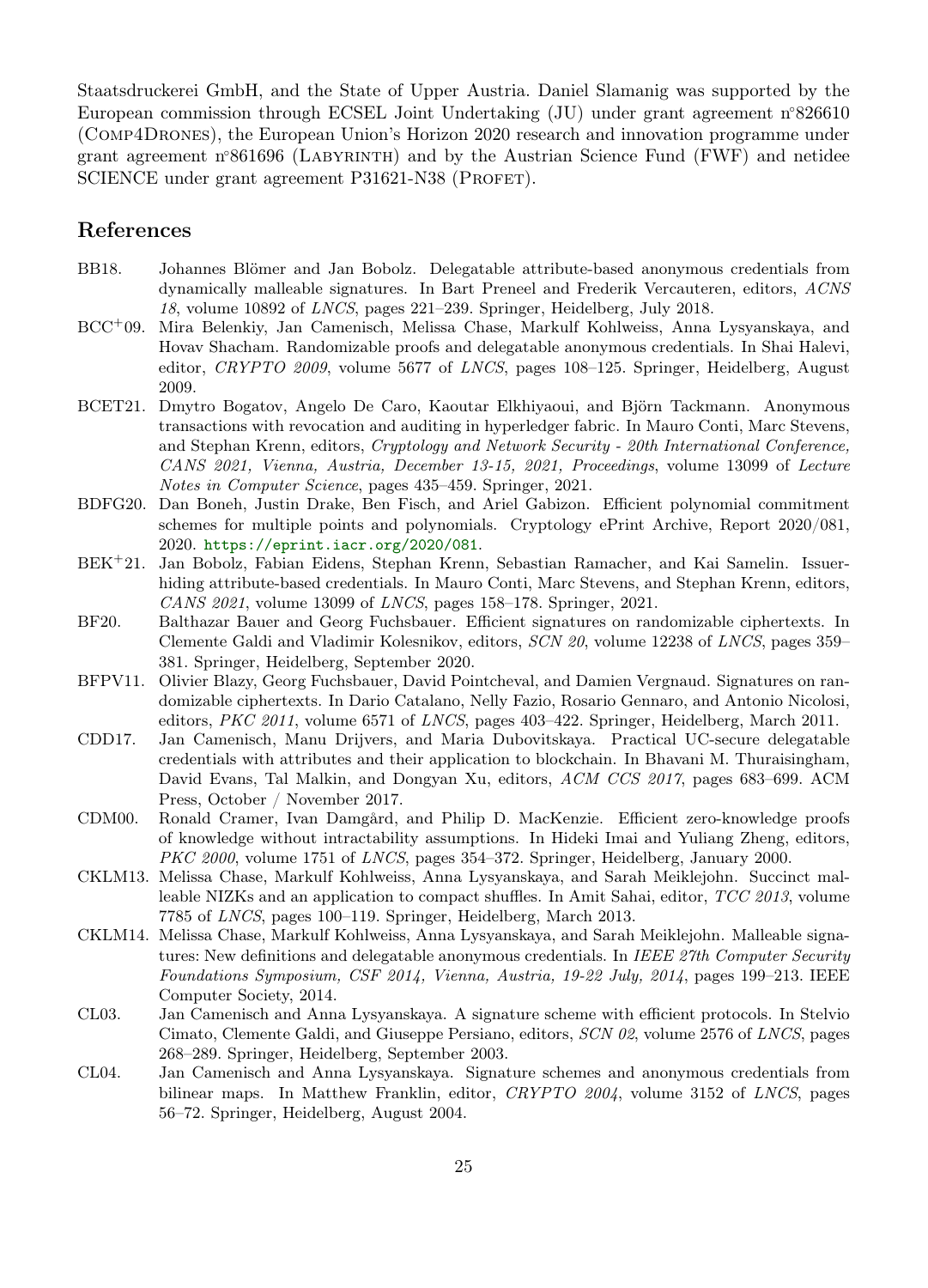Staatsdruckerei GmbH, and the State of Upper Austria. Daniel Slamanig was supported by the European commission through ECSEL Joint Undertaking (JU) under grant agreement n°826610 (Comp4Drones), the European Union's Horizon 2020 research and innovation programme under grant agreement n°861696 (Labyrinth) and by the Austrian Science Fund (FWF) and netidee SCIENCE under grant agreement P31621-N38 (Profet).

## References

- BB18. Johannes Blömer and Jan Bobolz. Delegatable attribute-based anonymous credentials from dynamically malleable signatures. In Bart Preneel and Frederik Vercauteren, editors, *ACNS 18*, volume 10892 of *LNCS*, pages 221–239. Springer, Heidelberg, July 2018.
- BCC+09. Mira Belenkiy, Jan Camenisch, Melissa Chase, Markulf Kohlweiss, Anna Lysyanskaya, and Hovav Shacham. Randomizable proofs and delegatable anonymous credentials. In Shai Halevi, editor, *CRYPTO 2009*, volume 5677 of *LNCS*, pages 108–125. Springer, Heidelberg, August 2009.
- BCET21. Dmytro Bogatov, Angelo De Caro, Kaoutar Elkhiyaoui, and Björn Tackmann. Anonymous transactions with revocation and auditing in hyperledger fabric. In Mauro Conti, Marc Stevens, and Stephan Krenn, editors, *Cryptology and Network Security - 20th International Conference, CANS 2021, Vienna, Austria, December 13-15, 2021, Proceedings*, volume 13099 of *Lecture Notes in Computer Science*, pages 435–459. Springer, 2021.
- BDFG20. Dan Boneh, Justin Drake, Ben Fisch, and Ariel Gabizon. Efficient polynomial commitment schemes for multiple points and polynomials. Cryptology ePrint Archive, Report 2020/081, 2020. https://eprint.iacr.org/2020/081.
- BEK+21. Jan Bobolz, Fabian Eidens, Stephan Krenn, Sebastian Ramacher, and Kai Samelin. Issuer-hiding attribute-based credentials. In Mauro Conti, Marc Stevens, and Stephan Krenn, editors, *CANS 2021*, volume 13099 of *LNCS*, pages 158–178. Springer, 2021.
- BF20. Balthazar Bauer and Georg Fuchsbauer. Efficient signatures on randomizable ciphertexts. In Clemente Galdi and Vladimir Kolesnikov, editors, *SCN 20*, volume 12238 of *LNCS*, pages 359–381. Springer, Heidelberg, September 2020.
- BFPV11. Olivier Blazy, Georg Fuchsbauer, David Pointcheval, and Damien Vergnaud. Signatures on randomizable ciphertexts. In Dario Catalano, Nelly Fazio, Rosario Gennaro, and Antonio Nicolosi, editors, *PKC 2011*, volume 6571 of *LNCS*, pages 403–422. Springer, Heidelberg, March 2011.
- CDD17. Jan Camenisch, Manu Drijvers, and Maria Dubovitskaya. Practical UC-secure delegatable credentials with attributes and their application to blockchain. In Bhavani M. Thuraisingham, David Evans, Tal Malkin, and Dongyan Xu, editors, *ACM CCS 2017*, pages 683–699. ACM Press, October / November 2017.
- CDM00. Ronald Cramer, Ivan Damgård, and Philip D. MacKenzie. Efficient zero-knowledge proofs of knowledge without intractability assumptions. In Hideki Imai and Yuliang Zheng, editors, *PKC 2000*, volume 1751 of *LNCS*, pages 354–372. Springer, Heidelberg, January 2000.
- CKLM13. Melissa Chase, Markulf Kohlweiss, Anna Lysyanskaya, and Sarah Meiklejohn. Succinct malleable NIZKs and an application to compact shuffles. In Amit Sahai, editor, *TCC 2013*, volume 7785 of *LNCS*, pages 100–119. Springer, Heidelberg, March 2013.
- CKLM14. Melissa Chase, Markulf Kohlweiss, Anna Lysyanskaya, and Sarah Meiklejohn. Malleable signatures: New definitions and delegatable anonymous credentials. In *IEEE 27th Computer Security Foundations Symposium, CSF 2014, Vienna, Austria, 19-22 July, 2014*, pages 199–213. IEEE Computer Society, 2014.
- CL03. Jan Camenisch and Anna Lysyanskaya. A signature scheme with efficient protocols. In Stelvio Cimato, Clemente Galdi, and Giuseppe Persiano, editors, *SCN 02*, volume 2576 of *LNCS*, pages 268–289. Springer, Heidelberg, September 2003.
- CL04. Jan Camenisch and Anna Lysyanskaya. Signature schemes and anonymous credentials from bilinear maps. In Matthew Franklin, editor, *CRYPTO 2004*, volume 3152 of *LNCS*, pages 56–72. Springer, Heidelberg, August 2004.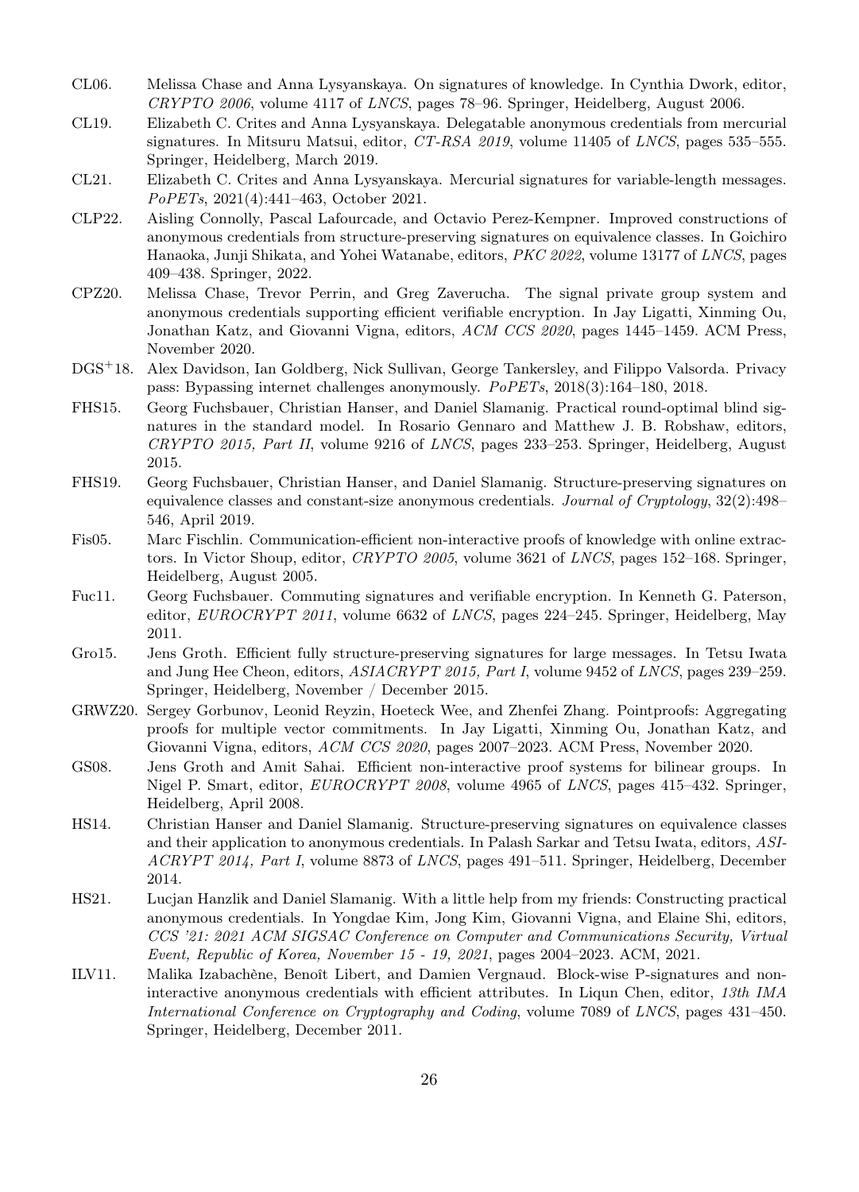- CL06. Melissa Chase and Anna Lysyanskaya. On signatures of knowledge. In Cynthia Dwork, editor, *CRYPTO 2006*, volume 4117 of *LNCS*, pages 78–96. Springer, Heidelberg, August 2006.
- CL19. Elizabeth C. Crites and Anna Lysyanskaya. Delegatable anonymous credentials from mercurial signatures. In Mitsuru Matsui, editor, *CT-RSA 2019*, volume 11405 of *LNCS*, pages 535–555. Springer, Heidelberg, March 2019.
- CL21. Elizabeth C. Crites and Anna Lysyanskaya. Mercurial signatures for variable-length messages. *PoPETs*, 2021(4):441–463, October 2021.
- CLP22. Aisling Connolly, Pascal Lafourcade, and Octavio Perez-Kempner. Improved constructions of anonymous credentials from structure-preserving signatures on equivalence classes. In Goichiro Hanaoka, Junji Shikata, and Yohei Watanabe, editors, *PKC 2022*, volume 13177 of *LNCS*, pages 409–438. Springer, 2022.
- CPZ20. Melissa Chase, Trevor Perrin, and Greg Zaverucha. The signal private group system and anonymous credentials supporting efficient verifiable encryption. In Jay Ligatti, Xinming Ou, Jonathan Katz, and Giovanni Vigna, editors, *ACM CCS 2020*, pages 1445–1459. ACM Press, November 2020.
- DGS[+]18. Alex Davidson, Ian Goldberg, Nick Sullivan, George Tankersley, and Filippo Valsorda. Privacy pass: Bypassing internet challenges anonymously. *PoPETs*, 2018(3):164–180, 2018.
- FHS15. Georg Fuchsbauer, Christian Hanser, and Daniel Slamanig. Practical round-optimal blind signatures in the standard model. In Rosario Gennaro and Matthew J. B. Robshaw, editors, *CRYPTO 2015, Part II*, volume 9216 of *LNCS*, pages 233–253. Springer, Heidelberg, August 2015.
- FHS19. Georg Fuchsbauer, Christian Hanser, and Daniel Slamanig. Structure-preserving signatures on equivalence classes and constant-size anonymous credentials. *Journal of Cryptology*, 32(2):498–546, April 2019.
- Fis05. Marc Fischlin. Communication-efficient non-interactive proofs of knowledge with online extractors. In Victor Shoup, editor, *CRYPTO 2005*, volume 3621 of *LNCS*, pages 152–168. Springer, Heidelberg, August 2005.
- Fuc11. Georg Fuchsbauer. Commuting signatures and verifiable encryption. In Kenneth G. Paterson, editor, *EUROCRYPT 2011*, volume 6632 of *LNCS*, pages 224–245. Springer, Heidelberg, May 2011.
- Gro15. Jens Groth. Efficient fully structure-preserving signatures for large messages. In Tetsu Iwata and Jung Hee Cheon, editors, *ASIACRYPT 2015, Part I*, volume 9452 of *LNCS*, pages 239–259. Springer, Heidelberg, November / December 2015.
- GRWZ20. Sergey Gorbunov, Leonid Reyzin, Hoeteck Wee, and Zhenfei Zhang. Pointproofs: Aggregating proofs for multiple vector commitments. In Jay Ligatti, Xinming Ou, Jonathan Katz, and Giovanni Vigna, editors, *ACM CCS 2020*, pages 2007–2023. ACM Press, November 2020.
- GS08. Jens Groth and Amit Sahai. Efficient non-interactive proof systems for bilinear groups. In Nigel P. Smart, editor, *EUROCRYPT 2008*, volume 4965 of *LNCS*, pages 415–432. Springer, Heidelberg, April 2008.
- HS14. Christian Hanser and Daniel Slamanig. Structure-preserving signatures on equivalence classes and their application to anonymous credentials. In Palash Sarkar and Tetsu Iwata, editors, *ASIACRYPT 2014, Part I*, volume 8873 of *LNCS*, pages 491–511. Springer, Heidelberg, December 2014.
- HS21. Lucjan Hanzlik and Daniel Slamanig. With a little help from my friends: Constructing practical anonymous credentials. In Yongdae Kim, Jong Kim, Giovanni Vigna, and Elaine Shi, editors, *CCS '21: 2021 ACM SIGSAC Conference on Computer and Communications Security, Virtual Event, Republic of Korea, November 15 - 19, 2021*, pages 2004–2023. ACM, 2021.
- ILV11. Malika Izabachène, Benoît Libert, and Damien Vergnaud. Block-wise P-signatures and non-interactive anonymous credentials with efficient attributes. In Liqun Chen, editor, *13th IMA International Conference on Cryptography and Coding*, volume 7089 of *LNCS*, pages 431–450. Springer, Heidelberg, December 2011.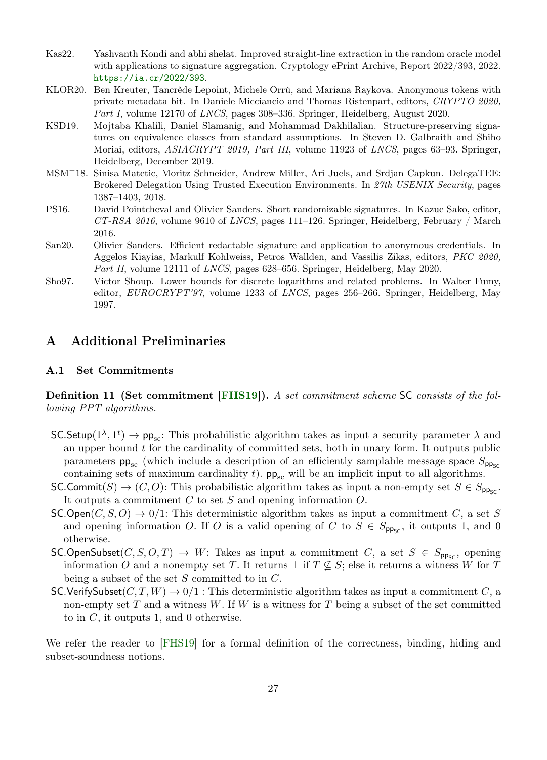Kas22. Yashvanth Kondi and abhi shelat. Improved straight-line extraction in the random oracle model with applications to signature aggregation. Cryptology ePrint Archive, Report 2022/393, 2022. https://ia.cr/2022/393.

KLOR20. Ben Kreuter, Tancrède Lepoint, Michele Orrù, and Mariana Raykova. Anonymous tokens with private metadata bit. In Daniele Micciancio and Thomas Ristenpart, editors, *CRYPTO 2020, Part I*, volume 12170 of *LNCS*, pages 308–336. Springer, Heidelberg, August 2020.

KSD19. Mojtaba Khalili, Daniel Slamanig, and Mohammad Dakhilalian. Structure-preserving signatures on equivalence classes from standard assumptions. In Steven D. Galbraith and Shiho Moriai, editors, *ASIACRYPT 2019, Part III*, volume 11923 of *LNCS*, pages 63–93. Springer, Heidelberg, December 2019.

MSM+18. Sinisa Matetic, Moritz Schneider, Andrew Miller, Ari Juels, and Srdjan Capkun. DelegaTEE: Brokered Delegation Using Trusted Execution Environments. In *27th USENIX Security*, pages 1387–1403, 2018.

PS16. David Pointcheval and Olivier Sanders. Short randomizable signatures. In Kazue Sako, editor, *CT-RSA 2016*, volume 9610 of *LNCS*, pages 111–126. Springer, Heidelberg, February / March 2016.

San20. Olivier Sanders. Efficient redactable signature and application to anonymous credentials. In Aggelos Kiayias, Markulf Kohlweiss, Petros Wallden, and Vassilis Zikas, editors, *PKC 2020, Part II*, volume 12111 of *LNCS*, pages 628–656. Springer, Heidelberg, May 2020.

Sho97. Victor Shoup. Lower bounds for discrete logarithms and related problems. In Walter Fumy, editor, *EUROCRYPT'97*, volume 1233 of *LNCS*, pages 256–266. Springer, Heidelberg, May 1997.

# A Additional Preliminaries

## A.1 Set Commitments

**Definition 11 (Set commitment [FHS19]).** *A set commitment scheme* $\mathsf{SC}$ *consists of the following PPT algorithms.*

- $\mathsf{SC.Setup}(1^\lambda, 1^t) \to \mathsf{pp}_{\mathrm{sc}}$: This probabilistic algorithm takes as input a security parameter $\lambda$ and an upper bound $t$ for the cardinality of committed sets, both in unary form. It outputs public parameters $\mathsf{pp}_{\mathrm{sc}}$ (which include a description of an efficiently samplable message space $S_{\mathsf{pp}_{\mathsf{SC}}}$ containing sets of maximum cardinality $t$). $\mathsf{pp}_{\mathrm{sc}}$ will be an implicit input to all algorithms.
- $\mathsf{SC.Commit}(S) \to (C, O)$: This probabilistic algorithm takes as input a non-empty set $S \in S_{\mathsf{pp}_{\mathsf{SC}}}$. It outputs a commitment $C$ to set $S$ and opening information $O$.
- $\mathsf{SC.Open}(C, S, O) \to 0/1$: This deterministic algorithm takes as input a commitment $C$, a set $S$ and opening information $O$. If $O$ is a valid opening of $C$ to $S \in S_{\mathsf{pp}_{\mathsf{SC}}}$, it outputs 1, and 0 otherwise.
- $\mathsf{SC.OpenSubset}(C, S, O, T) \to W$: Takes as input a commitment $C$, a set $S \in S_{\mathsf{pp}_{\mathsf{SC}}}$, opening information $O$ and a nonempty set $T$. It returns $\perp$ if $T \not\subseteq S$; else it returns a witness $W$ for $T$ being a subset of the set $S$ committed to in $C$.
- $\mathsf{SC.VerifySubset}(C, T, W) \to 0/1$ : This deterministic algorithm takes as input a commitment $C$, a non-empty set $T$ and a witness $W$. If $W$ is a witness for $T$ being a subset of the set committed to in $C$, it outputs 1, and 0 otherwise.

We refer the reader to [FHS19] for a formal definition of the correctness, binding, hiding and subset-soundness notions.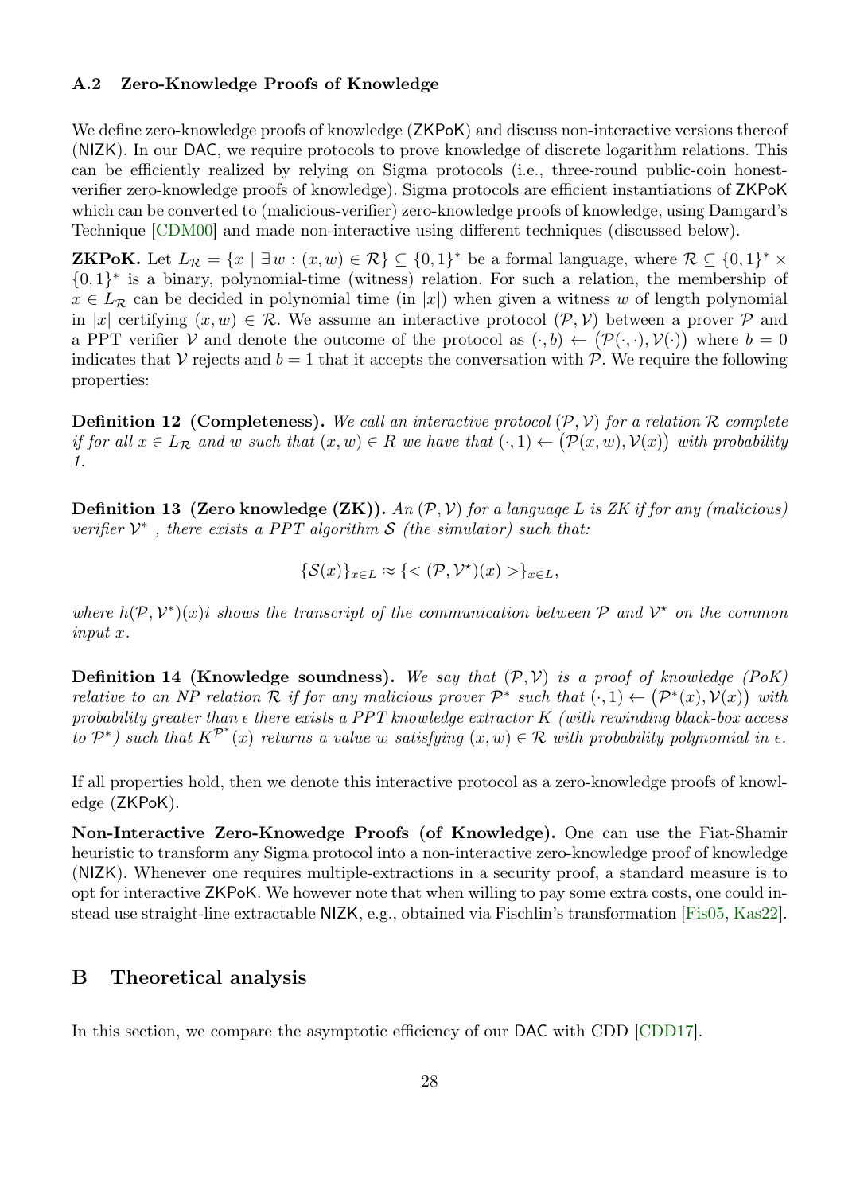### A.2 Zero-Knowledge Proofs of Knowledge

We define zero-knowledge proofs of knowledge (ZKPoK) and discuss non-interactive versions thereof (NIZK). In our DAC, we require protocols to prove knowledge of discrete logarithm relations. This can be efficiently realized by relying on Sigma protocols (i.e., three-round public-coin honest-verifier zero-knowledge proofs of knowledge). Sigma protocols are efficient instantiations of ZKPoK which can be converted to (malicious-verifier) zero-knowledge proofs of knowledge, using Damgard's Technique [CDM00] and made non-interactive using different techniques (discussed below).

**ZKPoK.** Let $L_{\mathcal{R}} = \{x \mid \exists w : (x, w) \in \mathcal{R}\} \subseteq \{0,1\}^*$ be a formal language, where $\mathcal{R} \subseteq \{0,1\}^* \times \{0,1\}^*$ is a binary, polynomial-time (witness) relation. For such a relation, the membership of $x \in L_{\mathcal{R}}$ can be decided in polynomial time (in $|x|$) when given a witness $w$ of length polynomial in $|x|$ certifying $(x, w) \in \mathcal{R}$. We assume an interactive protocol $(\mathcal{P}, \mathcal{V})$ between a prover $\mathcal{P}$ and a PPT verifier $\mathcal{V}$ and denote the outcome of the protocol as $(\cdot, b) \leftarrow (\mathcal{P}(\cdot,\cdot), \mathcal{V}(\cdot))$ where $b = 0$ indicates that $\mathcal{V}$ rejects and $b = 1$ that it accepts the conversation with $\mathcal{P}$. We require the following properties:

**Definition 12 (Completeness).** *We call an interactive protocol $(\mathcal{P}, \mathcal{V})$ for a relation $\mathcal{R}$ complete if for all $x \in L_{\mathcal{R}}$ and $w$ such that $(x, w) \in R$ we have that $(\cdot, 1) \leftarrow (\mathcal{P}(x, w), \mathcal{V}(x))$ with probability 1.*

**Definition 13 (Zero knowledge (ZK)).** *An $(\mathcal{P}, \mathcal{V})$ for a language $L$ is ZK if for any (malicious) verifier $\mathcal{V}^*$ , there exists a PPT algorithm $\mathcal{S}$ (the simulator) such that:*

$$\{\mathcal{S}(x)\}_{x \in L} \approx \{< (\mathcal{P}, \mathcal{V}^\star)(x) >\}_{x \in L},$$

*where $h(\mathcal{P}, \mathcal{V}^*)(x)i$ shows the transcript of the communication between $\mathcal{P}$ and $\mathcal{V}^\star$ on the common input $x$.*

**Definition 14 (Knowledge soundness).** *We say that $(\mathcal{P}, \mathcal{V})$ is a proof of knowledge (PoK) relative to an NP relation $\mathcal{R}$ if for any malicious prover $\mathcal{P}^*$ such that $(\cdot, 1) \leftarrow (\mathcal{P}^*(x), \mathcal{V}(x))$ with probability greater than $\epsilon$ there exists a PPT knowledge extractor $K$ (with rewinding black-box access to $\mathcal{P}^*$) such that $K^{\mathcal{P}^*}(x)$ returns a value $w$ satisfying $(x, w) \in \mathcal{R}$ with probability polynomial in $\epsilon$.*

If all properties hold, then we denote this interactive protocol as a zero-knowledge proofs of knowledge (ZKPoK).

**Non-Interactive Zero-Knowedge Proofs (of Knowledge).** One can use the Fiat-Shamir heuristic to transform any Sigma protocol into a non-interactive zero-knowledge proof of knowledge (NIZK). Whenever one requires multiple-extractions in a security proof, a standard measure is to opt for interactive ZKPoK. We however note that when willing to pay some extra costs, one could instead use straight-line extractable NIZK, e.g., obtained via Fischlin's transformation [Fis05, Kas22].

## B Theoretical analysis

In this section, we compare the asymptotic efficiency of our DAC with CDD [CDD17].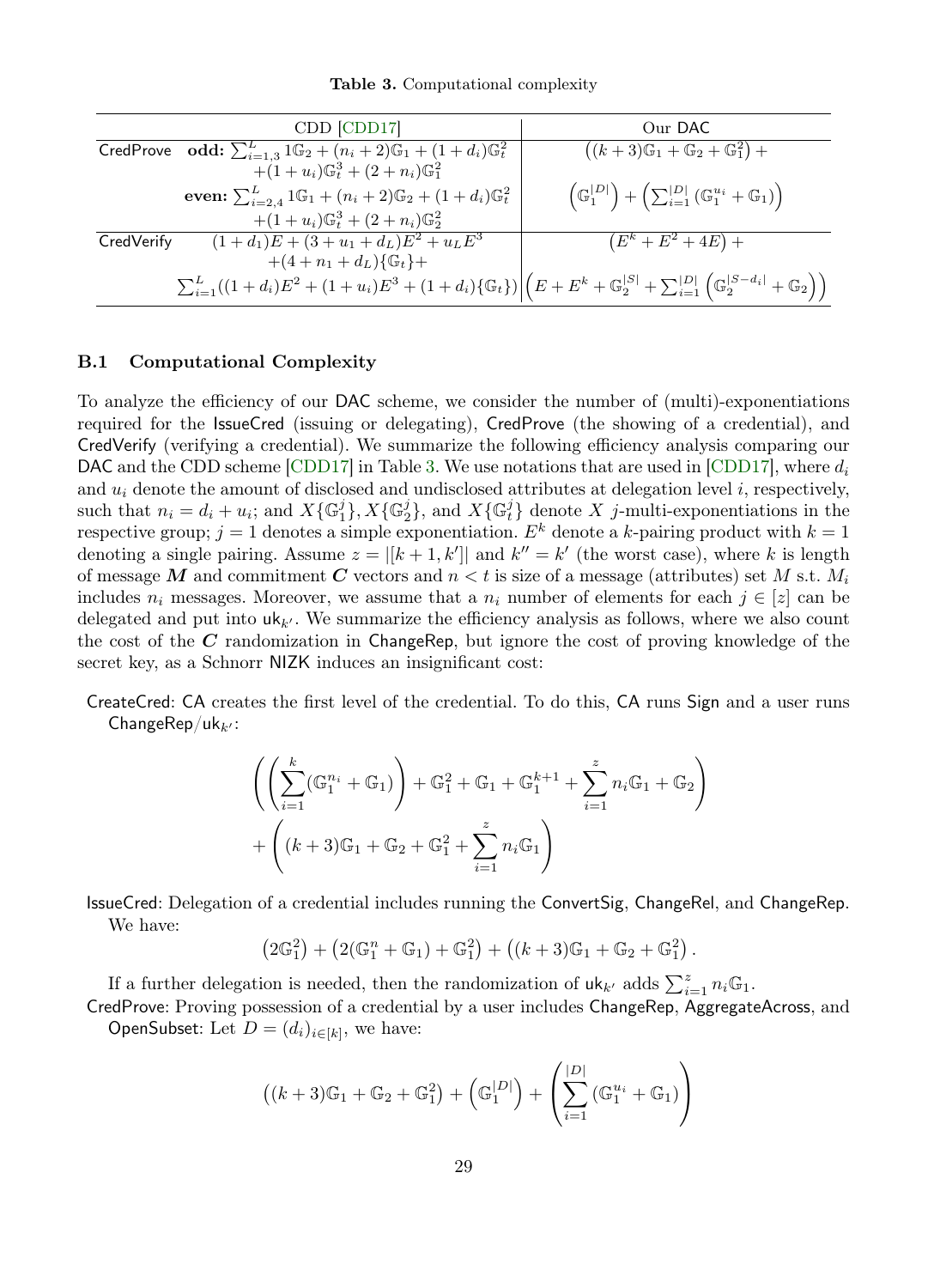**Table 3.** Computational complexity

| | CDD [CDD17] | Our DAC |
|---|---|---|
| CredProve | **odd:** $\sum_{i=1,3}^{L} 1\mathbb{G}_2 + (n_i+2)\mathbb{G}_1 + (1+d_i)\mathbb{G}_t^2 + (1+u_i)\mathbb{G}_t^3 + (2+n_i)\mathbb{G}_1^2$ **even:** $\sum_{i=2,4}^{L} 1\mathbb{G}_1 + (n_i+2)\mathbb{G}_2 + (1+d_i)\mathbb{G}_t^2 + (1+u_i)\mathbb{G}_t^3 + (2+n_i)\mathbb{G}_2^2$ | $\left((k+3)\mathbb{G}_1 + \mathbb{G}_2 + \mathbb{G}_1^2\right) + \left(\mathbb{G}_1^{\lvert D\rvert}\right) + \left(\sum_{i=1}^{\lvert D\rvert}(\mathbb{G}_1^{u_i} + \mathbb{G}_1)\right)$ |
| CredVerify | $(1+d_1)E + (3+u_1+d_L)E^2 + u_L E^3 + (4+n_1+d_L)\{\mathbb{G}_t\} + \sum_{i=1}^{L}((1+d_i)E^2 + (1+u_i)E^3 + (1+d_i)\{\mathbb{G}_t\})$ | $\left(E^k + E^2 + 4E\right) + \left(E + E^k + \mathbb{G}_2^{\lvert S\rvert} + \sum_{i=1}^{\lvert D\rvert}\left(\mathbb{G}_2^{\lvert S-d_i\rvert} + \mathbb{G}_2\right)\right)$ |

### B.1 Computational Complexity

To analyze the efficiency of our DAC scheme, we consider the number of (multi)-exponentiations required for the IssueCred (issuing or delegating), CredProve (the showing of a credential), and CredVerify (verifying a credential). We summarize the following efficiency analysis comparing our DAC and the CDD scheme [CDD17] in Table 3. We use notations that are used in [CDD17], where $d_i$ and $u_i$ denote the amount of disclosed and undisclosed attributes at delegation level $i$, respectively, such that $n_i = d_i + u_i$; and $X\{\mathbb{G}_1^j\}, X\{\mathbb{G}_2^j\}$, and $X\{\mathbb{G}_t^j\}$ denote $X$ $j$-multi-exponentiations in the respective group; $j = 1$ denotes a simple exponentiation. $E^k$ denote a $k$-pairing product with $k = 1$ denoting a single pairing. Assume $z = |[k+1, k']|$ and $k'' = k'$ (the worst case), where $k$ is length of message $\boldsymbol{M}$ and commitment $\boldsymbol{C}$ vectors and $n < t$ is size of a message (attributes) set $M$ s.t. $M_i$ includes $n_i$ messages. Moreover, we assume that a $n_i$ number of elements for each $j \in [z]$ can be delegated and put into $\mathsf{uk}_{k'}$. We summarize the efficiency analysis as follows, where we also count the cost of the $\boldsymbol{C}$ randomization in ChangeRep, but ignore the cost of proving knowledge of the secret key, as a Schnorr NIZK induces an insignificant cost:

CreateCred: CA creates the first level of the credential. To do this, CA runs Sign and a user runs ChangeRep/$\mathsf{uk}_{k'}$:

$$\left(\left(\sum_{i=1}^{k}(\mathbb{G}_1^{n_i} + \mathbb{G}_1)\right) + \mathbb{G}_1^2 + \mathbb{G}_1 + \mathbb{G}_1^{k+1} + \sum_{i=1}^{z} n_i\mathbb{G}_1 + \mathbb{G}_2\right) + \left((k+3)\mathbb{G}_1 + \mathbb{G}_2 + \mathbb{G}_1^2 + \sum_{i=1}^{z} n_i\mathbb{G}_1\right)$$

IssueCred: Delegation of a credential includes running the ConvertSig, ChangeRel, and ChangeRep. We have:

$$\left(2\mathbb{G}_1^2\right) + \left(2(\mathbb{G}_1^n + \mathbb{G}_1) + \mathbb{G}_1^2\right) + \left((k+3)\mathbb{G}_1 + \mathbb{G}_2 + \mathbb{G}_1^2\right).$$

If a further delegation is needed, then the randomization of $\mathsf{uk}_{k'}$ adds $\sum_{i=1}^{z} n_i\mathbb{G}_1$.

CredProve: Proving possession of a credential by a user includes ChangeRep, AggregateAcross, and OpenSubset: Let $D = (d_i)_{i\in[k]}$, we have:

$$\left((k+3)\mathbb{G}_1 + \mathbb{G}_2 + \mathbb{G}_1^2\right) + \left(\mathbb{G}_1^{|D|}\right) + \left(\sum_{i=1}^{|D|}(\mathbb{G}_1^{u_i} + \mathbb{G}_1)\right)$$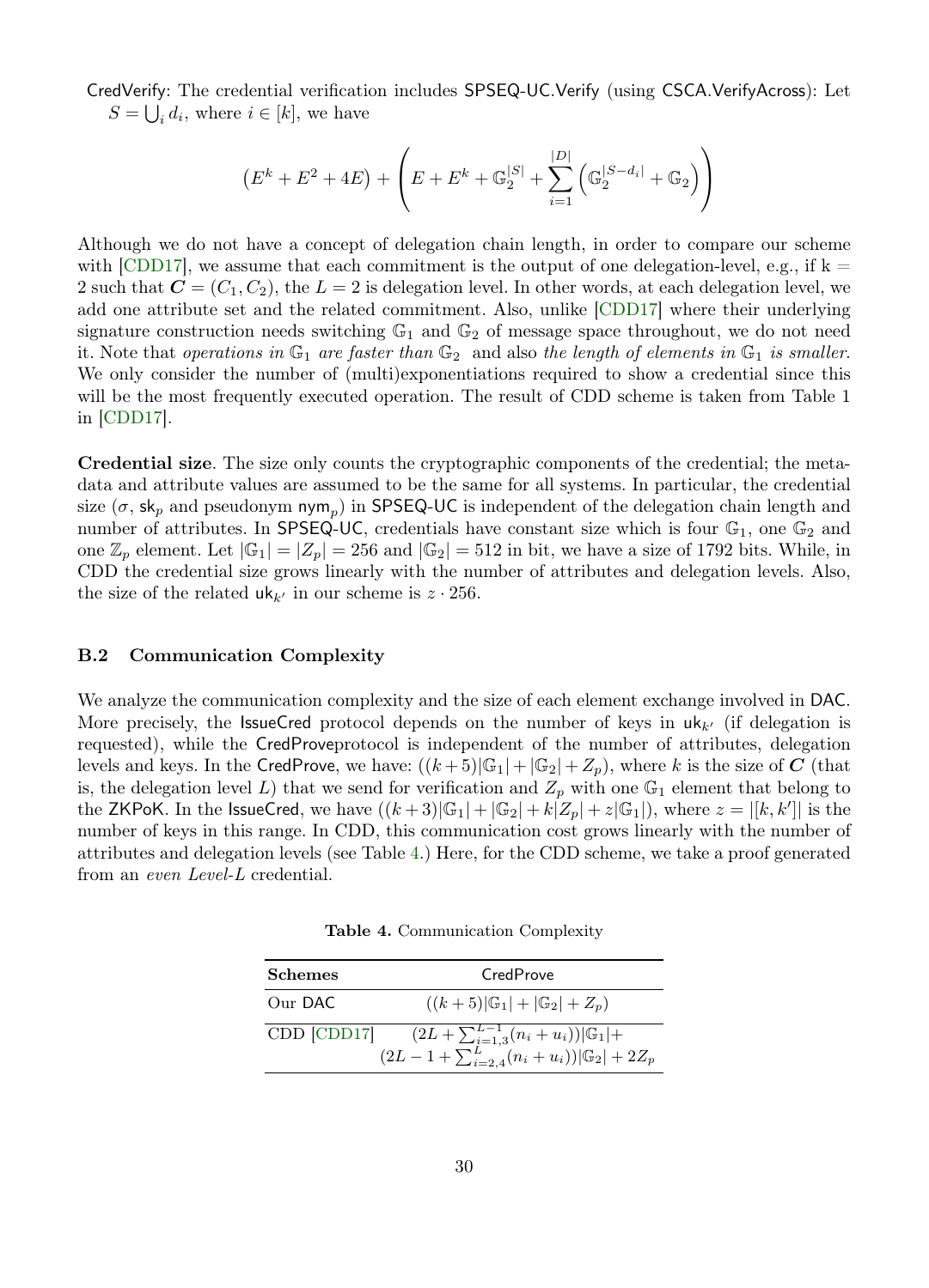CredVerify: The credential verification includes SPSEQ-UC.Verify (using CSCA.VerifyAcross): Let $S = \bigcup_i d_i$, where $i \in [k]$, we have

$$\left(E^k + E^2 + 4E\right) + \left(E + E^k + \mathbb{G}_2^{|S|} + \sum_{i=1}^{|D|} \left(\mathbb{G}_2^{|S-d_i|} + \mathbb{G}_2\right)\right)$$

Although we do not have a concept of delegation chain length, in order to compare our scheme with [CDD17], we assume that each commitment is the output of one delegation-level, e.g., if k = 2 such that $\boldsymbol{C} = (C_1, C_2)$, the $L = 2$ is delegation level. In other words, at each delegation level, we add one attribute set and the related commitment. Also, unlike [CDD17] where their underlying signature construction needs switching $\mathbb{G}_1$ and $\mathbb{G}_2$ of message space throughout, we do not need it. Note that *operations in* $\mathbb{G}_1$ *are faster than* $\mathbb{G}_2$ and also *the length of elements in* $\mathbb{G}_1$ *is smaller*. We only consider the number of (multi)exponentiations required to show a credential since this will be the most frequently executed operation. The result of CDD scheme is taken from Table 1 in [CDD17].

**Credential size**. The size only counts the cryptographic components of the credential; the metadata and attribute values are assumed to be the same for all systems. In particular, the credential size ($\sigma$, $\mathsf{sk}_p$ and pseudonym $\mathsf{nym}_p$) in SPSEQ-UC is independent of the delegation chain length and number of attributes. In SPSEQ-UC, credentials have constant size which is four $\mathbb{G}_1$, one $\mathbb{G}_2$ and one $\mathbb{Z}_p$ element. Let $|\mathbb{G}_1| = |Z_p| = 256$ and $|\mathbb{G}_2| = 512$ in bit, we have a size of 1792 bits. While, in CDD the credential size grows linearly with the number of attributes and delegation levels. Also, the size of the related $\mathsf{uk}_{k'}$ in our scheme is $z \cdot 256$.

### B.2 Communication Complexity

We analyze the communication complexity and the size of each element exchange involved in DAC. More precisely, the IssueCred protocol depends on the number of keys in $\mathsf{uk}_{k'}$ (if delegation is requested), while the CredProveprotocol is independent of the number of attributes, delegation levels and keys. In the CredProve, we have: $((k+5)|\mathbb{G}_1| + |\mathbb{G}_2| + Z_p)$, where $k$ is the size of $\boldsymbol{C}$ (that is, the delegation level $L$) that we send for verification and $Z_p$ with one $\mathbb{G}_1$ element that belong to the ZKPoK. In the IssueCred, we have $((k+3)|\mathbb{G}_1| + |\mathbb{G}_2| + k|Z_p| + z|\mathbb{G}_1|)$, where $z = |[k, k']|$ is the number of keys in this range. In CDD, this communication cost grows linearly with the number of attributes and delegation levels (see Table 4.) Here, for the CDD scheme, we take a proof generated from an *even Level-L* credential.

**Table 4.** Communication Complexity

| Schemes | CredProve |
|---|---|
| Our DAC | $((k+5)\vert\mathbb{G}_1\vert + \vert\mathbb{G}_2\vert + Z_p)$ |
| CDD [CDD17] | $(2L + \sum_{i=1,3}^{L-1}(n_i + u_i))\vert\mathbb{G}_1\vert +$ $(2L - 1 + \sum_{i=2,4}^{L}(n_i + u_i))\vert\mathbb{G}_2\vert + 2Z_p$ |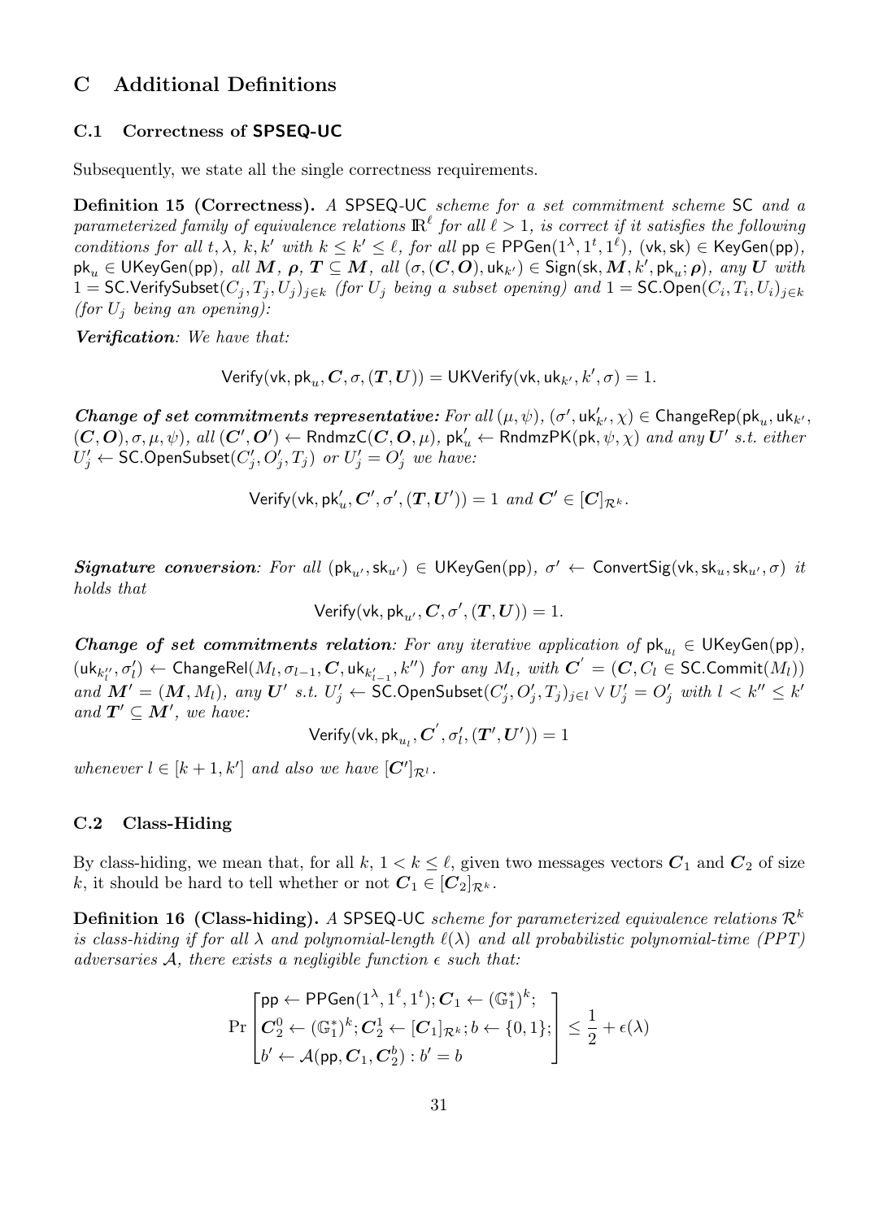## C Additional Definitions

### C.1 Correctness of SPSEQ-UC

Subsequently, we state all the single correctness requirements.

**Definition 15 (Correctness).** *A* SPSEQ-UC *scheme for a set commitment scheme* SC *and a parameterized family of equivalence relations* $\mathbb{R}^\ell$ *for all* $\ell > 1$*, is correct if it satisfies the following conditions for all* $t, \lambda$*,* $k, k'$ *with* $k \leq k' \leq \ell$*, for all* $\mathsf{pp} \in \mathsf{PPGen}(1^\lambda, 1^t, 1^\ell)$*,* $(\mathsf{vk}, \mathsf{sk}) \in \mathsf{KeyGen}(\mathsf{pp})$*,* $\mathsf{pk}_u \in \mathsf{UKeyGen}(\mathsf{pp})$*, all* $\boldsymbol{M}$*,* $\boldsymbol{\rho}$*,* $\boldsymbol{T} \subseteq \boldsymbol{M}$*, all* $(\sigma, (\boldsymbol{C}, \boldsymbol{O}), \mathsf{uk}_{k'}) \in \mathsf{Sign}(\mathsf{sk}, \boldsymbol{M}, k', \mathsf{pk}_u; \boldsymbol{\rho})$*, any* $\boldsymbol{U}$ *with* $1 = \mathsf{SC.VerifySubset}(C_j, T_j, U_j)_{j \in k}$ *(for* $U_j$ *being a subset opening) and* $1 = \mathsf{SC.Open}(C_i, T_i, U_i)_{j \in k}$ *(for* $U_j$ *being an opening):*

***Verification****: We have that:*

$$\mathsf{Verify}(\mathsf{vk}, \mathsf{pk}_u, \boldsymbol{C}, \sigma, (\boldsymbol{T}, \boldsymbol{U})) = \mathsf{UKVerify}(\mathsf{vk}, \mathsf{uk}_{k'}, k', \sigma) = 1.$$

***Change of set commitments representative:*** *For all* $(\mu, \psi)$*,* $(\sigma', \mathsf{uk}'_{k'}, \chi) \in \mathsf{ChangeRep}(\mathsf{pk}_u, \mathsf{uk}_{k'}, (\boldsymbol{C}, \boldsymbol{O}), \sigma, \mu, \psi)$*, all* $(\boldsymbol{C}', \boldsymbol{O}') \leftarrow \mathsf{RndmzC}(\boldsymbol{C}, \boldsymbol{O}, \mu)$*,* $\mathsf{pk}'_u \leftarrow \mathsf{RndmzPK}(\mathsf{pk}, \psi, \chi)$ *and any* $\boldsymbol{U}'$ *s.t. either* $U'_j \leftarrow \mathsf{SC.OpenSubset}(C'_j, O'_j, T_j)$ *or* $U'_j = O'_j$ *we have:*

$$\mathsf{Verify}(\mathsf{vk}, \mathsf{pk}'_u, \boldsymbol{C}', \sigma', (\boldsymbol{T}, \boldsymbol{U}')) = 1 \textit{ and } \boldsymbol{C}' \in [\boldsymbol{C}]_{\mathcal{R}^k}.$$

***Signature conversion****: For all* $(\mathsf{pk}_{u'}, \mathsf{sk}_{u'}) \in \mathsf{UKeyGen}(\mathsf{pp})$*,* $\sigma' \leftarrow \mathsf{ConvertSig}(\mathsf{vk}, \mathsf{sk}_u, \mathsf{sk}_{u'}, \sigma)$ *it holds that*

$$\mathsf{Verify}(\mathsf{vk}, \mathsf{pk}_{u'}, \boldsymbol{C}, \sigma', (\boldsymbol{T}, \boldsymbol{U})) = 1.$$

***Change of set commitments relation****: For any iterative application of* $\mathsf{pk}_{u_l} \in \mathsf{UKeyGen}(\mathsf{pp})$*,* $(\mathsf{uk}_{k''_l}, \sigma'_l) \leftarrow \mathsf{ChangeRel}(M_l, \sigma_{l-1}, \boldsymbol{C}, \mathsf{uk}_{k'_{l-1}}, k'')$ *for any* $M_l$*, with* $\boldsymbol{C}' = (\boldsymbol{C}, C_l \in \mathsf{SC.Commit}(M_l))$ *and* $\boldsymbol{M}' = (\boldsymbol{M}, M_l)$*, any* $\boldsymbol{U}'$ *s.t.* $U'_j \leftarrow \mathsf{SC.OpenSubset}(C'_j, O'_j, T_j)_{j \in l} \vee U'_j = O'_j$ *with* $l < k'' \leq k'$ *and* $\boldsymbol{T}' \subseteq \boldsymbol{M}'$*, we have:*

$$\mathsf{Verify}(\mathsf{vk}, \mathsf{pk}_{u_l}, \boldsymbol{C}', \sigma'_l, (\boldsymbol{T}', \boldsymbol{U}')) = 1$$

*whenever* $l \in [k+1, k']$ *and also we have* $[\boldsymbol{C}']_{\mathcal{R}^l}$*.*

### C.2 Class-Hiding

By class-hiding, we mean that, for all $k$, $1 < k \leq \ell$, given two messages vectors $\boldsymbol{C}_1$ and $\boldsymbol{C}_2$ of size $k$, it should be hard to tell whether or not $\boldsymbol{C}_1 \in [\boldsymbol{C}_2]_{\mathcal{R}^k}$.

**Definition 16 (Class-hiding).** *A* SPSEQ-UC *scheme for parameterized equivalence relations* $\mathcal{R}^k$ *is class-hiding if for all* $\lambda$ *and polynomial-length* $\ell(\lambda)$ *and all probabilistic polynomial-time (PPT) adversaries* $\mathcal{A}$*, there exists a negligible function* $\epsilon$ *such that:*

$$\Pr\left[\begin{array}{l}\mathsf{pp} \leftarrow \mathsf{PPGen}(1^\lambda, 1^\ell, 1^t); \boldsymbol{C}_1 \leftarrow (\mathbb{G}_1^*)^k; \\ \boldsymbol{C}_2^0 \leftarrow (\mathbb{G}_1^*)^k; \boldsymbol{C}_2^1 \leftarrow [\boldsymbol{C}_1]_{\mathcal{R}^k}; b \leftarrow \{0,1\}; \\ b' \leftarrow \mathcal{A}(\mathsf{pp}, \boldsymbol{C}_1, \boldsymbol{C}_2^b) : b' = b\end{array}\right] \leq \frac{1}{2} + \epsilon(\lambda)$$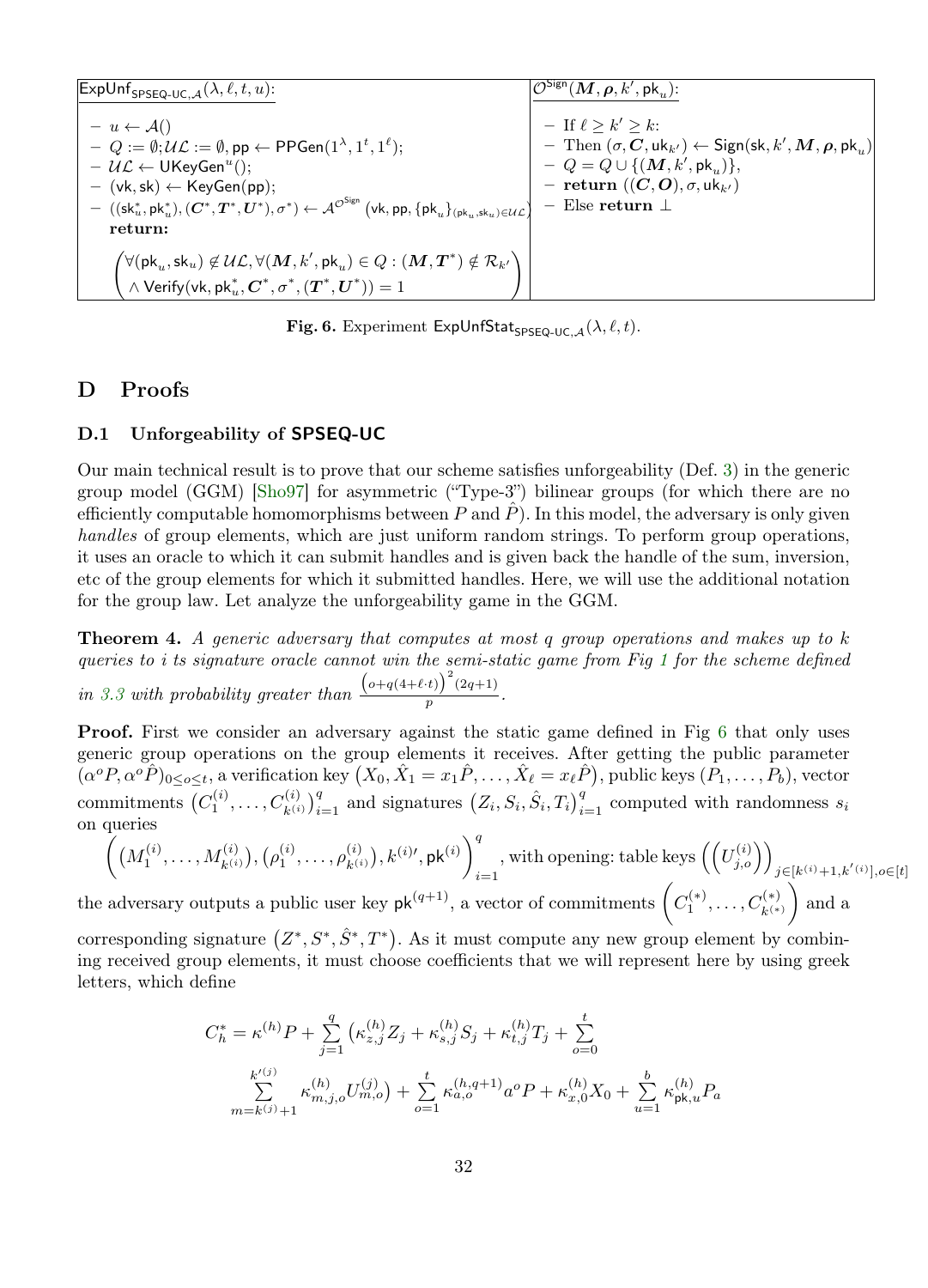| $\mathsf{ExpUnf}_{\mathsf{SPSEQ\text{-}UC},\mathcal{A}}(\lambda,\ell,t,u)$: | $\mathcal{O}^{\mathsf{Sign}}(\boldsymbol{M},\boldsymbol{\rho},k',\mathsf{pk}_u)$: |
|---|---|
| – $u \leftarrow \mathcal{A}()$<br>– $Q := \emptyset; \mathcal{UL} := \emptyset$, $\mathsf{pp} \leftarrow \mathsf{PPGen}(1^\lambda, 1^t, 1^\ell)$;<br>– $\mathcal{UL} \leftarrow \mathsf{UKeyGen}^u()$;<br>– $(\mathsf{vk},\mathsf{sk}) \leftarrow \mathsf{KeyGen}(\mathsf{pp})$;<br>– $((\mathsf{sk}_u^*, \mathsf{pk}_u^*), (\boldsymbol{C}^*, \boldsymbol{T}^*, \boldsymbol{U}^*), \sigma^*) \leftarrow \mathcal{A}^{\mathcal{O}^{\mathsf{Sign}}}(\mathsf{vk}, \mathsf{pp}, \{\mathsf{pk}_u\}_{(\mathsf{pk}_u,\mathsf{sk}_u)\in\mathcal{UL}})$<br>**return:**<br>$\begin{pmatrix}\forall(\mathsf{pk}_u,\mathsf{sk}_u)\notin\mathcal{UL}, \forall(\boldsymbol{M},k',\mathsf{pk}_u)\in Q : (\boldsymbol{M},\boldsymbol{T}^*)\notin\mathcal{R}_{k'}\\ \wedge\ \mathsf{Verify}(\mathsf{vk},\mathsf{pk}_u^*,\boldsymbol{C}^*,\sigma^*,(\boldsymbol{T}^*,\boldsymbol{U}^*)) = 1\end{pmatrix}$ | – If $\ell \geq k' \geq k$:<br>– Then $(\sigma, \boldsymbol{C}, \mathsf{uk}_{k'}) \leftarrow \mathsf{Sign}(\mathsf{sk}, k', \boldsymbol{M}, \boldsymbol{\rho}, \mathsf{pk}_u)$<br>– $Q = Q \cup \{(\boldsymbol{M}, k', \mathsf{pk}_u)\}$,<br>– **return** $((\boldsymbol{C},\boldsymbol{O}),\sigma,\mathsf{uk}_{k'})$<br>– Else **return** $\perp$ |

**Fig. 6.** Experiment $\mathsf{ExpUnfStat}_{\mathsf{SPSEQ\text{-}UC},\mathcal{A}}(\lambda,\ell,t)$.

# D Proofs

## D.1 Unforgeability of SPSEQ-UC

Our main technical result is to prove that our scheme satisfies unforgeability (Def. 3) in the generic group model (GGM) [Sho97] for asymmetric ("Type-3") bilinear groups (for which there are no efficiently computable homomorphisms between $P$ and $\hat{P}$). In this model, the adversary is only given *handles* of group elements, which are just uniform random strings. To perform group operations, it uses an oracle to which it can submit handles and is given back the handle of the sum, inversion, etc of the group elements for which it submitted handles. Here, we will use the additional notation for the group law. Let analyze the unforgeability game in the GGM.

**Theorem 4.** *A generic adversary that computes at most $q$ group operations and makes up to $k$ queries to i ts signature oracle cannot win the semi-static game from Fig 1 for the scheme defined in 3.3 with probability greater than $\frac{\left(o+q(4+\ell\cdot t)\right)^2(2q+1)}{p}$.*

**Proof.** First we consider an adversary against the static game defined in Fig 6 that only uses generic group operations on the group elements it receives. After getting the public parameter $(\alpha^o P, \alpha^o \hat{P})_{0\leq o\leq t}$, a verification key $\left(X_0, \hat{X}_1 = x_1\hat{P}, \ldots, \hat{X}_\ell = x_\ell\hat{P}\right)$, public keys $(P_1,\ldots,P_b)$, vector commitments $\left(C_1^{(i)},\ldots,C_{k^{(i)}}^{(i)}\right)_{i=1}^q$ and signatures $\left(Z_i, S_i, \hat{S}_i, T_i\right)_{i=1}^q$ computed with randomness $s_i$ on queries

$\left(\left(M_1^{(i)},\ldots,M_{k^{(i)}}^{(i)}\right), \left(\rho_1^{(i)},\ldots,\rho_{k^{(i)}}^{(i)}\right), k^{(i)\prime}, \mathsf{pk}^{(i)}\right)_{i=1}^q$, with opening: table keys $\left(\left(U_{j,o}^{(i)}\right)\right)_{j\in[k^{(i)}+1,k'^{(i)}],o\in[t]}$ the adversary outputs a public user key $\mathsf{pk}^{(q+1)}$, a vector of commitments $\left(C_1^{(*)},\ldots,C_{k^{(*)}}^{(*)}\right)$ and a corresponding signature $\left(Z^*, S^*, \hat{S}^*, T^*\right)$. As it must compute any new group element by combining received group elements, it must choose coefficients that we will represent here by using greek letters, which define

$$C_h^* = \kappa^{(h)}P + \sum_{j=1}^{q}\left(\kappa_{z,j}^{(h)}Z_j + \kappa_{s,j}^{(h)}S_j + \kappa_{t,j}^{(h)}T_j + \sum_{o=0}^{t}\right.$$

$$\left.\sum_{m=k^{(j)}+1}^{k'^{(j)}}\kappa_{m,j,o}^{(h)}U_{m,o}^{(j)}\right) + \sum_{o=1}^{t}\kappa_{a,o}^{(h,q+1)}a^oP + \kappa_{x,0}^{(h)}X_0 + \sum_{u=1}^{b}\kappa_{\mathsf{pk},u}^{(h)}P_a$$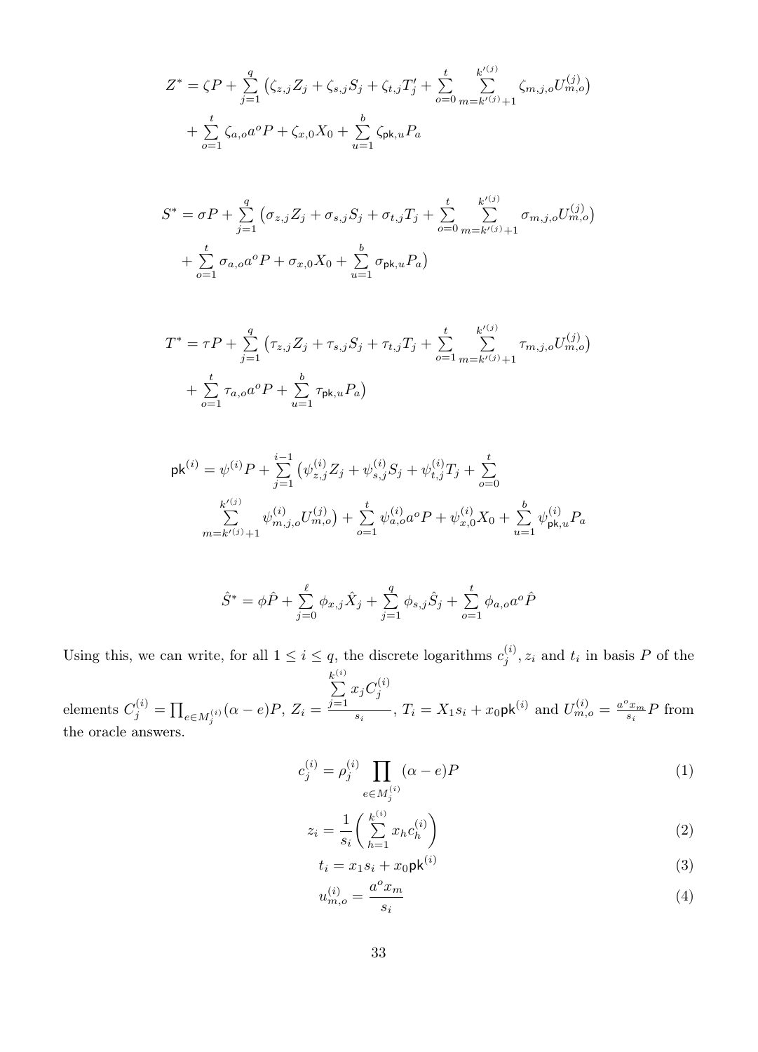$$Z^* = \zeta P + \sum_{j=1}^{q} \big( \zeta_{z,j} Z_j + \zeta_{s,j} S_j + \zeta_{t,j} T'_j + \sum_{o=0}^{t} \sum_{m=k'^{(j)}+1}^{k'^{(j)}} \zeta_{m,j,o} U_{m,o}^{(j)} \big)$$
$$+ \sum_{o=1}^{t} \zeta_{a,o} a^o P + \zeta_{x,0} X_0 + \sum_{u=1}^{b} \zeta_{\mathsf{pk},u} P_a$$

$$S^* = \sigma P + \sum_{j=1}^{q} \big( \sigma_{z,j} Z_j + \sigma_{s,j} S_j + \sigma_{t,j} T_j + \sum_{o=0}^{t} \sum_{m=k'^{(j)}+1}^{k'^{(j)}} \sigma_{m,j,o} U_{m,o}^{(j)} \big)$$
$$+ \sum_{o=1}^{t} \sigma_{a,o} a^o P + \sigma_{x,0} X_0 + \sum_{u=1}^{b} \sigma_{\mathsf{pk},u} P_a \big)$$

$$T^* = \tau P + \sum_{j=1}^{q} \big( \tau_{z,j} Z_j + \tau_{s,j} S_j + \tau_{t,j} T_j + \sum_{o=1}^{t} \sum_{m=k'^{(j)}+1}^{k'^{(j)}} \tau_{m,j,o} U_{m,o}^{(j)} \big)$$
$$+ \sum_{o=1}^{t} \tau_{a,o} a^o P + \sum_{u=1}^{b} \tau_{\mathsf{pk},u} P_a \big)$$

$$\mathsf{pk}^{(i)} = \psi^{(i)} P + \sum_{j=1}^{i-1} \big( \psi_{z,j}^{(i)} Z_j + \psi_{s,j}^{(i)} S_j + \psi_{t,j}^{(i)} T_j + \sum_{o=0}^{t}$$
$$\sum_{m=k'^{(j)}+1}^{k'^{(j)}} \psi_{m,j,o}^{(i)} U_{m,o}^{(j)} \big) + \sum_{o=1}^{t} \psi_{a,o}^{(i)} a^o P + \psi_{x,0}^{(i)} X_0 + \sum_{u=1}^{b} \psi_{\mathsf{pk},u}^{(i)} P_a$$

$$\hat{S}^* = \phi \hat{P} + \sum_{j=0}^{\ell} \phi_{x,j} \hat{X}_j + \sum_{j=1}^{q} \phi_{s,j} \hat{S}_j + \sum_{o=1}^{t} \phi_{a,o} a^o \hat{P}$$

Using this, we can write, for all $1 \leq i \leq q$, the discrete logarithms $c_j^{(i)}, z_i$ and $t_i$ in basis $P$ of the elements $C_j^{(i)} = \prod_{e \in M_j^{(i)}} (\alpha - e) P$, $Z_i = \frac{\sum_{j=1}^{k^{(i)}} x_j C_j^{(i)}}{s_i}$, $T_i = X_1 s_i + x_0 \mathsf{pk}^{(i)}$ and $U_{m,o}^{(i)} = \frac{a^o x_m}{s_i} P$ from the oracle answers.

$$c_j^{(i)} = \rho_j^{(i)} \prod_{e \in M_j^{(i)}} (\alpha - e) P \tag{1}$$

$$z_i = \frac{1}{s_i} \bigg( \sum_{h=1}^{k^{(i)}} x_h c_h^{(i)} \bigg) \tag{2}$$

$$t_i = x_1 s_i + x_0 \mathsf{pk}^{(i)} \tag{3}$$

$$u_{m,o}^{(i)} = \frac{a^o x_m}{s_i} \tag{4}$$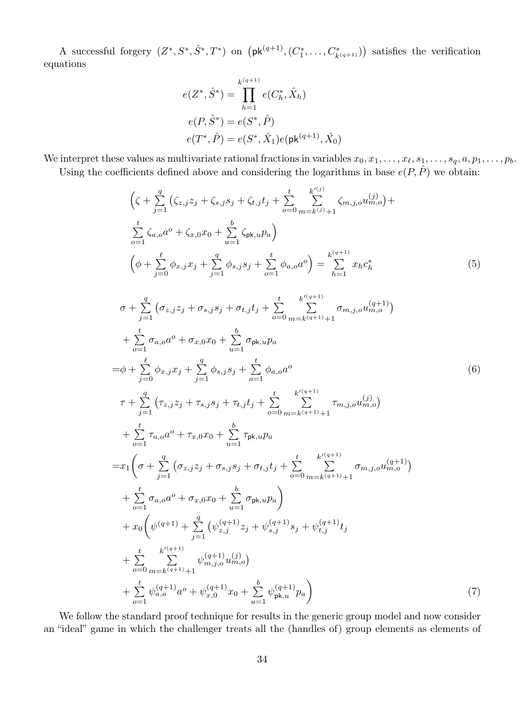A successful forgery $(Z^*, S^*, \hat{S}^*, T^*)$ on $\left(\mathsf{pk}^{(q+1)}, (C_1^*, \ldots, C_{k^{(q+1)}}^*)\right)$ satisfies the verification equations

$$e(Z^*, \hat{S}^*) = \prod_{h=1}^{k^{(q+1)}} e(C_h^*, \hat{X}_h)$$

$$e(P, \hat{S}^*) = e(S^*, \hat{P})$$

$$e(T^*, \hat{P}) = e(S^*, \hat{X}_1) e(\mathsf{pk}^{(q+1)}, \hat{X}_0)$$

We interpret these values as multivariate rational fractions in variables $x_0, x_1, \ldots, x_\ell, s_1, \ldots, s_q, a, p_1, \ldots, p_b$.

Using the coefficients defined above and considering the logarithms in base $e(P, \hat{P})$ we obtain:

$$\begin{aligned}
&\Big(\zeta + \sum_{j=1}^{q} \big(\zeta_{z,j} z_j + \zeta_{s,j} s_j + \zeta_{t,j} t_j + \sum_{o=0}^{t} \sum_{m=k^{(j)}+1}^{k'^{(j)}} \zeta_{m,j,o} u_{m,o}^{(j)}\big) + \\
&\sum_{o=1}^{t} \zeta_{a,o} a^o + \zeta_{x,0} x_0 + \sum_{u=1}^{b} \zeta_{\mathsf{pk},u} p_a\Big) \\
&\Big(\phi + \sum_{j=0}^{\ell} \phi_{x,j} x_j + \sum_{j=1}^{q} \phi_{s,j} s_j + \sum_{o=1}^{t} \phi_{a,o} a^o\Big) = \sum_{h=1}^{k^{(q+1)}} x_h c_h^*
\end{aligned} \tag{5}$$

$$\begin{aligned}
&\sigma + \sum_{j=1}^{q} \big(\sigma_{z,j} z_j + \sigma_{s,j} s_j + \sigma_{t,j} t_j + \sum_{o=0}^{t} \sum_{m=k^{(q+1)}+1}^{k'^{(q+1)}} \sigma_{m,j,o} u_{m,o}^{(q+1)}\big) \\
&+ \sum_{o=1}^{t} \sigma_{a,o} a^o + \sigma_{x,0} x_0 + \sum_{u=1}^{b} \sigma_{\mathsf{pk},u} p_a \\
=& \phi + \sum_{j=0}^{\ell} \phi_{x,j} x_j + \sum_{j=1}^{q} \phi_{s,j} s_j + \sum_{o=1}^{t} \phi_{a,o} a^o
\end{aligned} \tag{6}$$

$$\begin{aligned}
&\tau + \sum_{j=1}^{q} \big(\tau_{z,j} z_j + \tau_{s,j} s_j + \tau_{t,j} t_j + \sum_{o=0}^{t} \sum_{m=k^{(q+1)}+1}^{k'^{(q+1)}} \tau_{m,j,o} u_{m,o}^{(j)}\big) \\
&+ \sum_{o=1}^{t} \tau_{a,o} a^o + \tau_{x,0} x_0 + \sum_{u=1}^{b} \tau_{\mathsf{pk},u} p_a \\
=& x_1 \Bigg(\sigma + \sum_{j=1}^{q} \big(\sigma_{z,j} z_j + \sigma_{s,j} s_j + \sigma_{t,j} t_j + \sum_{o=0}^{t} \sum_{m=k^{(q+1)}+1}^{k'^{(q+1)}} \sigma_{m,j,o} u_{m,o}^{(q+1)}\big) \\
&+ \sum_{o=1}^{t} \sigma_{a,o} a^o + \sigma_{x,0} x_0 + \sum_{u=1}^{b} \sigma_{\mathsf{pk},u} p_a\Bigg) \\
&+ x_0 \Bigg(\psi^{(q+1)} + \sum_{j=1}^{q} \big(\psi_{z,j}^{(q+1)} z_j + \psi_{s,j}^{(q+1)} s_j + \psi_{t,j}^{(q+1)} t_j \\
&+ \sum_{o=0}^{t} \sum_{m=k^{(q+1)}+1}^{k'^{(q+1)}} \psi_{m,j,o}^{(q+1)} u_{m,o}^{(j)}\big) \\
&+ \sum_{o=1}^{t} \psi_{a,o}^{(q+1)} a^o + \psi_{x,0}^{(q+1)} x_0 + \sum_{u=1}^{b} \psi_{\mathsf{pk},u}^{(q+1)} p_a\Bigg)
\end{aligned} \tag{7}$$

We follow the standard proof technique for results in the generic group model and now consider an "ideal" game in which the challenger treats all the (handles of) group elements as elements of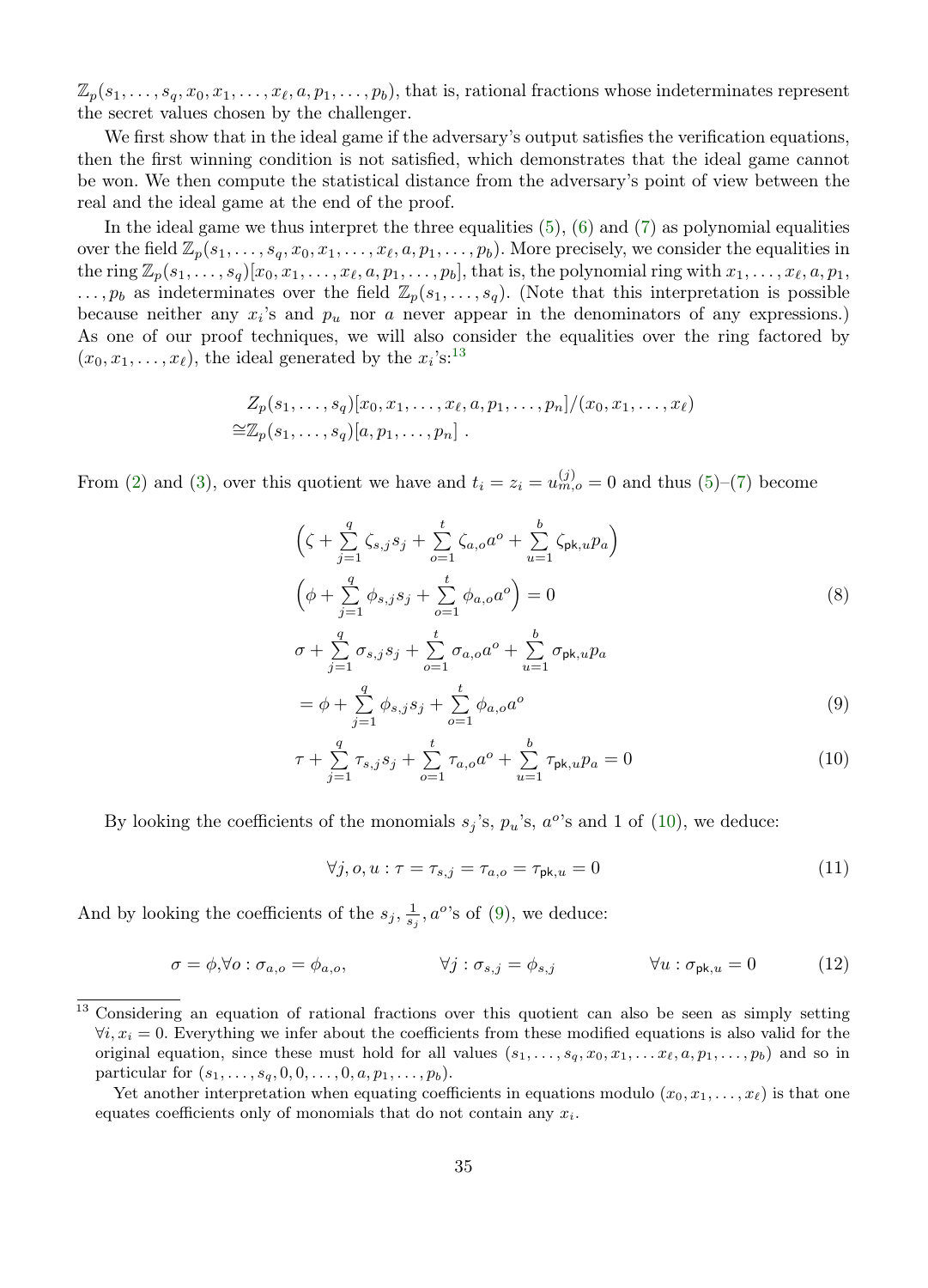$\mathbb{Z}_p(s_1, \ldots, s_q, x_0, x_1, \ldots, x_\ell, a, p_1, \ldots, p_b)$, that is, rational fractions whose indeterminates represent the secret values chosen by the challenger.

We first show that in the ideal game if the adversary's output satisfies the verification equations, then the first winning condition is not satisfied, which demonstrates that the ideal game cannot be won. We then compute the statistical distance from the adversary's point of view between the real and the ideal game at the end of the proof.

In the ideal game we thus interpret the three equalities (5), (6) and (7) as polynomial equalities over the field $\mathbb{Z}_p(s_1, \ldots, s_q, x_0, x_1, \ldots, x_\ell, a, p_1, \ldots, p_b)$. More precisely, we consider the equalities in the ring $\mathbb{Z}_p(s_1, \ldots, s_q)[x_0, x_1, \ldots, x_\ell, a, p_1, \ldots, p_b]$, that is, the polynomial ring with $x_1, \ldots, x_\ell, a, p_1, \ldots, p_b$ as indeterminates over the field $\mathbb{Z}_p(s_1, \ldots, s_q)$. (Note that this interpretation is possible because neither any $x_i$'s and $p_u$ nor $a$ never appear in the denominators of any expressions.) As one of our proof techniques, we will also consider the equalities over the ring factored by $(x_0, x_1, \ldots, x_\ell)$, the ideal generated by the $x_i$'s:[13]

$$
\begin{aligned}
&Z_p(s_1, \ldots, s_q)[x_0, x_1, \ldots, x_\ell, a, p_1, \ldots, p_n]/(x_0, x_1, \ldots, x_\ell) \\
\cong &\mathbb{Z}_p(s_1, \ldots, s_q)[a, p_1, \ldots, p_n] \ .
\end{aligned}
$$

From (2) and (3), over this quotient we have and $t_i = z_i = u_{m,o}^{(j)} = 0$ and thus (5)–(7) become

$$
\Big(\zeta + \sum_{j=1}^{q} \zeta_{s,j} s_j + \sum_{o=1}^{t} \zeta_{a,o} a^o + \sum_{u=1}^{b} \zeta_{\mathsf{pk},u} p_a\Big)
\Big(\phi + \sum_{j=1}^{q} \phi_{s,j} s_j + \sum_{o=1}^{t} \phi_{a,o} a^o\Big) = 0 \tag{8}
$$

$$
\begin{aligned}
&\sigma + \sum_{j=1}^{q} \sigma_{s,j} s_j + \sum_{o=1}^{t} \sigma_{a,o} a^o + \sum_{u=1}^{b} \sigma_{\mathsf{pk},u} p_a \\
&= \phi + \sum_{j=1}^{q} \phi_{s,j} s_j + \sum_{o=1}^{t} \phi_{a,o} a^o
\end{aligned} \tag{9}
$$

$$
\tau + \sum_{j=1}^{q} \tau_{s,j} s_j + \sum_{o=1}^{t} \tau_{a,o} a^o + \sum_{u=1}^{b} \tau_{\mathsf{pk},u} p_a = 0 \tag{10}
$$

By looking the coefficients of the monomials $s_j$'s, $p_u$'s, $a^o$'s and 1 of (10), we deduce:

$$
\forall j, o, u : \tau = \tau_{s,j} = \tau_{a,o} = \tau_{\mathsf{pk},u} = 0 \tag{11}
$$

And by looking the coefficients of the $s_j, \frac{1}{s_j}, a^o$'s of (9), we deduce:

$$
\sigma = \phi, \forall o : \sigma_{a,o} = \phi_{a,o}, \qquad \forall j : \sigma_{s,j} = \phi_{s,j} \qquad \forall u : \sigma_{\mathsf{pk},u} = 0 \tag{12}
$$

[13] Considering an equation of rational fractions over this quotient can also be seen as simply setting $\forall i, x_i = 0$. Everything we infer about the coefficients from these modified equations is also valid for the original equation, since these must hold for all values $(s_1, \ldots, s_q, x_0, x_1, \ldots x_\ell, a, p_1, \ldots, p_b)$ and so in particular for $(s_1, \ldots, s_q, 0, 0, \ldots, 0, a, p_1, \ldots, p_b)$.

Yet another interpretation when equating coefficients in equations modulo $(x_0, x_1, \ldots, x_\ell)$ is that one equates coefficients only of monomials that do not contain any $x_i$.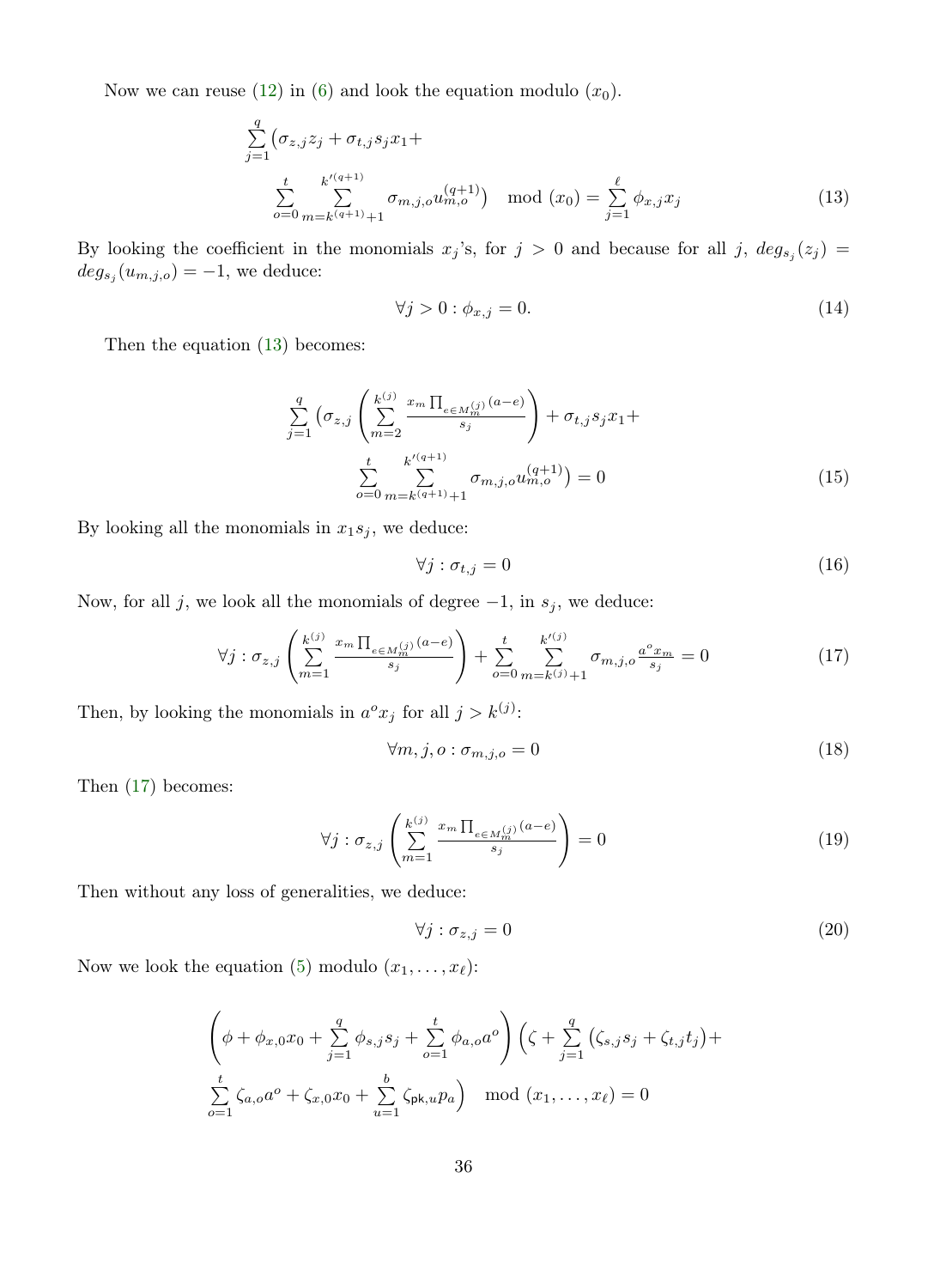Now we can reuse (12) in (6) and look the equation modulo $(x_0)$.

$$\sum_{j=1}^{q} \big(\sigma_{z,j} z_j + \sigma_{t,j} s_j x_1 + \sum_{o=0}^{t} \sum_{m=k^{(q+1)}+1}^{k'^{(q+1)}} \sigma_{m,j,o} u_{m,o}^{(q+1)}\big) \mod (x_0) = \sum_{j=1}^{\ell} \phi_{x,j} x_j \tag{13}$$

By looking the coefficient in the monomials $x_j$'s, for $j > 0$ and because for all $j$, $deg_{s_j}(z_j) = deg_{s_j}(u_{m,j,o}) = -1$, we deduce:

$$\forall j > 0 : \phi_{x,j} = 0. \tag{14}$$

Then the equation (13) becomes:

$$\sum_{j=1}^{q} \left(\sigma_{z,j} \left( \sum_{m=2}^{k^{(j)}} \frac{x_m \prod_{e \in M_m^{(j)}} (a-e)}{s_j} \right) + \sigma_{t,j} s_j x_1 + \sum_{o=0}^{t} \sum_{m=k^{(q+1)}+1}^{k'^{(q+1)}} \sigma_{m,j,o} u_{m,o}^{(q+1)}\right) = 0 \tag{15}$$

By looking all the monomials in $x_1 s_j$, we deduce:

$$\forall j : \sigma_{t,j} = 0 \tag{16}$$

Now, for all $j$, we look all the monomials of degree $-1$, in $s_j$, we deduce:

$$\forall j : \sigma_{z,j} \left( \sum_{m=1}^{k^{(j)}} \frac{x_m \prod_{e \in M_m^{(j)}} (a-e)}{s_j} \right) + \sum_{o=0}^{t} \sum_{m=k^{(j)}+1}^{k'^{(j)}} \sigma_{m,j,o} \frac{a^o x_m}{s_j} = 0 \tag{17}$$

Then, by looking the monomials in $a^o x_j$ for all $j > k^{(j)}$:

$$\forall m, j, o : \sigma_{m,j,o} = 0 \tag{18}$$

Then (17) becomes:

$$\forall j : \sigma_{z,j} \left( \sum_{m=1}^{k^{(j)}} \frac{x_m \prod_{e \in M_m^{(j)}} (a-e)}{s_j} \right) = 0 \tag{19}$$

Then without any loss of generalities, we deduce:

$$\forall j : \sigma_{z,j} = 0 \tag{20}$$

Now we look the equation (5) modulo $(x_1, \ldots, x_\ell)$:

$$\left( \phi + \phi_{x,0} x_0 + \sum_{j=1}^{q} \phi_{s,j} s_j + \sum_{o=1}^{t} \phi_{a,o} a^o \right) \Big( \zeta + \sum_{j=1}^{q} \left(\zeta_{s,j} s_j + \zeta_{t,j} t_j\right) + \sum_{o=1}^{t} \zeta_{a,o} a^o + \zeta_{x,0} x_0 + \sum_{u=1}^{b} \zeta_{\mathsf{pk},u} p_a \Big) \mod (x_1, \ldots, x_\ell) = 0$$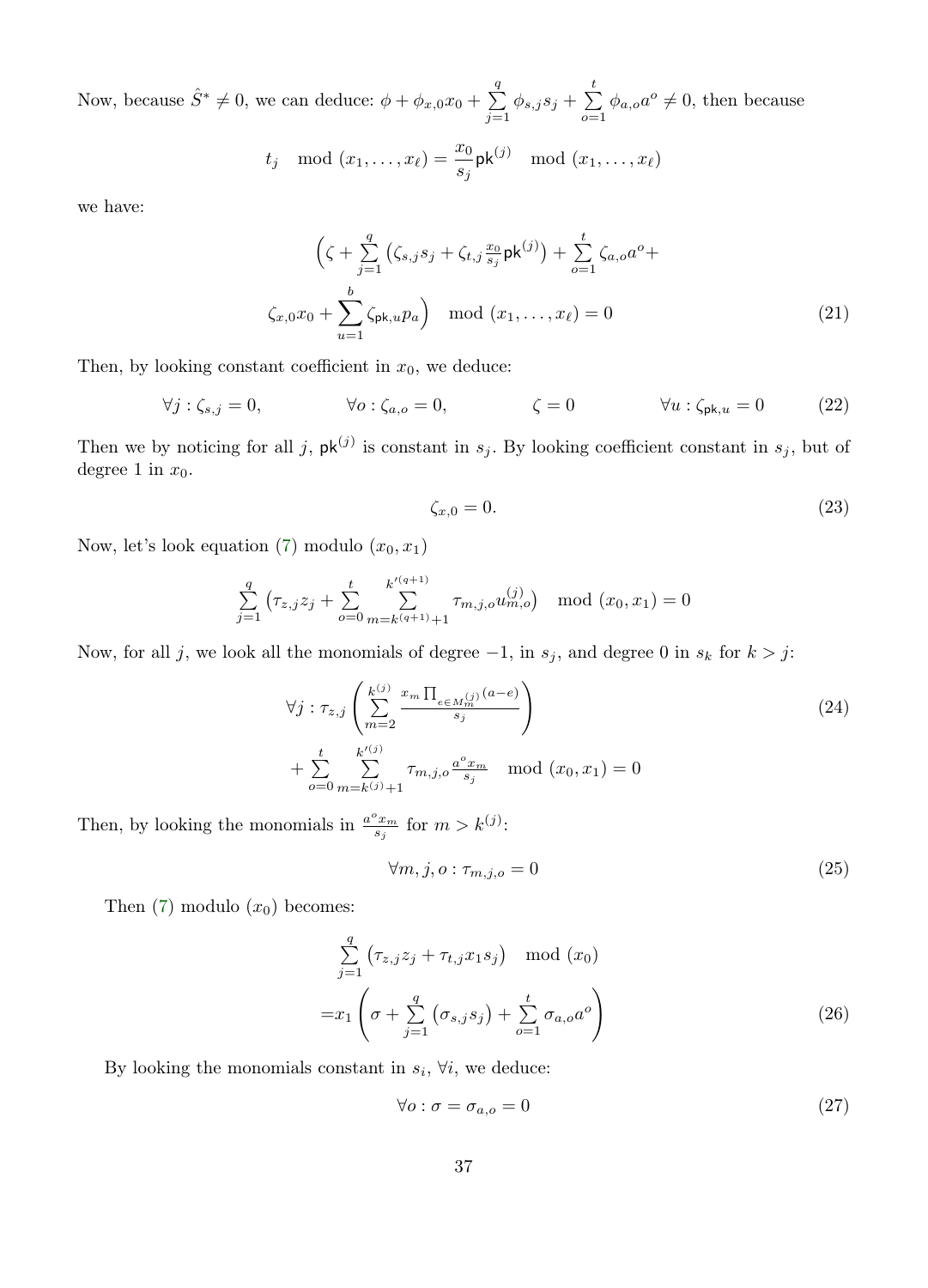Now, because $\hat{S}^* \neq 0$, we can deduce: $\phi + \phi_{x,0}x_0 + \sum_{j=1}^{q} \phi_{s,j}s_j + \sum_{o=1}^{t} \phi_{a,o}a^o \neq 0$, then because

$$t_j \mod (x_1, \ldots, x_\ell) = \frac{x_0}{s_j}\mathsf{pk}^{(j)} \mod (x_1, \ldots, x_\ell)$$

we have:

$$\Big(\zeta + \sum_{j=1}^{q} \big(\zeta_{s,j}s_j + \zeta_{t,j}\tfrac{x_0}{s_j}\mathsf{pk}^{(j)}\big) + \sum_{o=1}^{t} \zeta_{a,o}a^o + \zeta_{x,0}x_0 + \sum_{u=1}^{b} \zeta_{\mathsf{pk},u}p_a\Big) \mod (x_1, \ldots, x_\ell) = 0 \tag{21}$$

Then, by looking constant coefficient in $x_0$, we deduce:

$$\forall j : \zeta_{s,j} = 0, \qquad \forall o : \zeta_{a,o} = 0, \qquad \zeta = 0 \qquad \forall u : \zeta_{\mathsf{pk},u} = 0 \tag{22}$$

Then we by noticing for all $j$, $\mathsf{pk}^{(j)}$ is constant in $s_j$. By looking coefficient constant in $s_j$, but of degree 1 in $x_0$.

$$\zeta_{x,0} = 0. \tag{23}$$

Now, let's look equation (7) modulo $(x_0, x_1)$

$$\sum_{j=1}^{q} \Big(\tau_{z,j}z_j + \sum_{o=0}^{t} \sum_{m=k^{(q+1)}+1}^{k'^{(q+1)}} \tau_{m,j,o}u_{m,o}^{(j)}\Big) \mod (x_0, x_1) = 0$$

Now, for all $j$, we look all the monomials of degree $-1$, in $s_j$, and degree 0 in $s_k$ for $k > j$:

$$\begin{aligned} \forall j : \tau_{z,j} &\left( \sum_{m=2}^{k^{(j)}} \frac{x_m \prod_{e \in M_m^{(j)}} (a - e)}{s_j} \right) \\ &+ \sum_{o=0}^{t} \sum_{m=k^{(j)}+1}^{k'^{(j)}} \tau_{m,j,o} \frac{a^o x_m}{s_j} \mod (x_0, x_1) = 0 \end{aligned} \tag{24}$$

Then, by looking the monomials in $\frac{a^o x_m}{s_j}$ for $m > k^{(j)}$:

$$\forall m, j, o : \tau_{m,j,o} = 0 \tag{25}$$

Then (7) modulo $(x_0)$ becomes:

$$\begin{aligned} &\sum_{j=1}^{q} \big(\tau_{z,j}z_j + \tau_{t,j}x_1 s_j\big) \mod (x_0) \\ =&x_1 \left( \sigma + \sum_{j=1}^{q} \big(\sigma_{s,j}s_j\big) + \sum_{o=1}^{t} \sigma_{a,o}a^o \right) \end{aligned} \tag{26}$$

By looking the monomials constant in $s_i$, $\forall i$, we deduce:

$$\forall o : \sigma = \sigma_{a,o} = 0 \tag{27}$$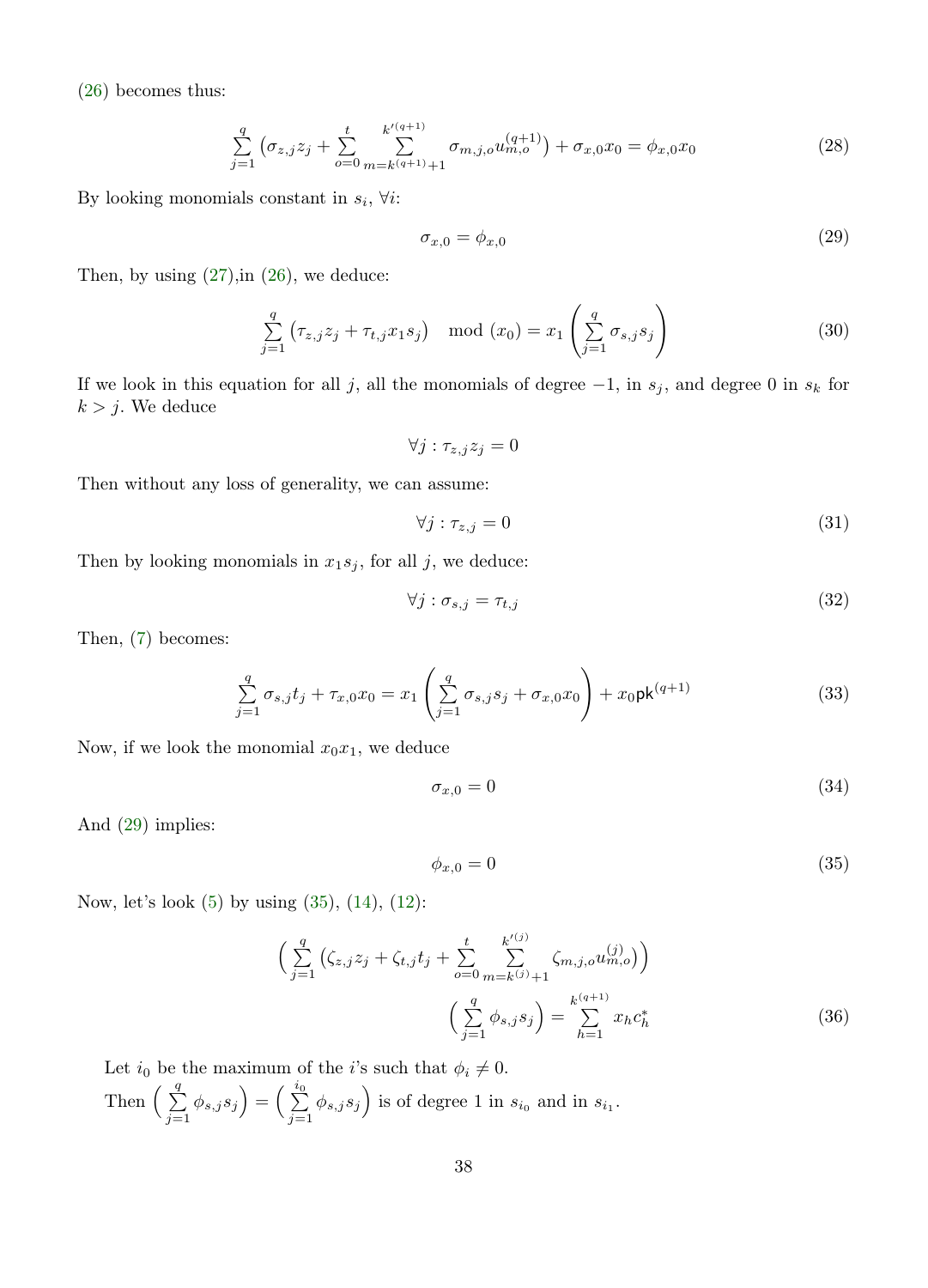(26) becomes thus:

$$\sum_{j=1}^{q} \left(\sigma_{z,j} z_j + \sum_{o=0}^{t} \sum_{m=k^{(q+1)}+1}^{k'^{(q+1)}} \sigma_{m,j,o} u_{m,o}^{(q+1)}\right) + \sigma_{x,0} x_0 = \phi_{x,0} x_0 \tag{28}$$

By looking monomials constant in $s_i$, $\forall i$:

$$\sigma_{x,0} = \phi_{x,0} \tag{29}$$

Then, by using (27),in (26), we deduce:

$$\sum_{j=1}^{q} \left(\tau_{z,j} z_j + \tau_{t,j} x_1 s_j\right) \mod (x_0) = x_1 \left(\sum_{j=1}^{q} \sigma_{s,j} s_j\right) \tag{30}$$

If we look in this equation for all $j$, all the monomials of degree $-1$, in $s_j$, and degree 0 in $s_k$ for $k > j$. We deduce

$$\forall j : \tau_{z,j} z_j = 0$$

Then without any loss of generality, we can assume:

$$\forall j : \tau_{z,j} = 0 \tag{31}$$

Then by looking monomials in $x_1 s_j$, for all $j$, we deduce:

$$\forall j : \sigma_{s,j} = \tau_{t,j} \tag{32}$$

Then, (7) becomes:

$$\sum_{j=1}^{q} \sigma_{s,j} t_j + \tau_{x,0} x_0 = x_1 \left(\sum_{j=1}^{q} \sigma_{s,j} s_j + \sigma_{x,0} x_0\right) + x_0 \mathsf{pk}^{(q+1)} \tag{33}$$

Now, if we look the monomial $x_0 x_1$, we deduce

$$\sigma_{x,0} = 0 \tag{34}$$

And (29) implies:

$$\phi_{x,0} = 0 \tag{35}$$

Now, let's look (5) by using (35), (14), (12):

$$\left(\sum_{j=1}^{q} \left(\zeta_{z,j} z_j + \zeta_{t,j} t_j + \sum_{o=0}^{t} \sum_{m=k^{(j)}+1}^{k'^{(j)}} \zeta_{m,j,o} u_{m,o}^{(j)}\right)\right) \left(\sum_{j=1}^{q} \phi_{s,j} s_j\right) = \sum_{h=1}^{k^{(q+1)}} x_h c_h^* \tag{36}$$

Let $i_0$ be the maximum of the $i$'s such that $\phi_i \neq 0$.

Then $\left(\sum_{j=1}^{q} \phi_{s,j} s_j\right) = \left(\sum_{j=1}^{i_0} \phi_{s,j} s_j\right)$ is of degree 1 in $s_{i_0}$ and in $s_{i_1}$.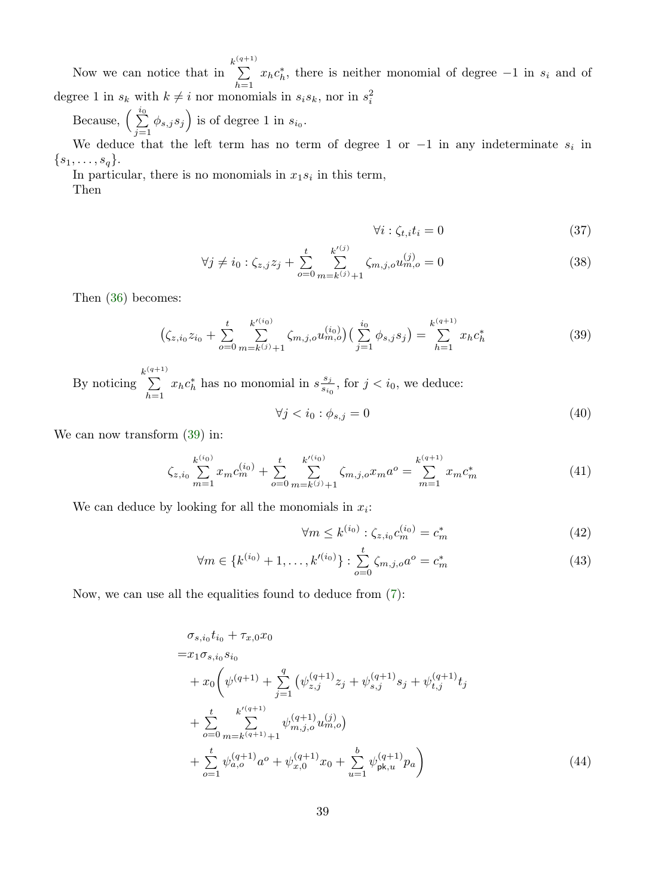Now we can notice that in $\sum_{h=1}^{k^{(q+1)}} x_h c_h^*$, there is neither monomial of degree $-1$ in $s_i$ and of degree 1 in $s_k$ with $k \neq i$ nor monomials in $s_i s_k$, nor in $s_i^2$

Because, $\Big(\sum_{j=1}^{i_0} \phi_{s,j} s_j\Big)$ is of degree 1 in $s_{i_0}$.

We deduce that the left term has no term of degree 1 or $-1$ in any indeterminate $s_i$ in $\{s_1, \ldots, s_q\}$.

In particular, there is no monomials in $x_1 s_i$ in this term,

Then

$$\forall i : \zeta_{t,i} t_i = 0 \tag{37}$$

$$\forall j \neq i_0 : \zeta_{z,j} z_j + \sum_{o=0}^{t} \sum_{m=k^{(j)}+1}^{k'^{(j)}} \zeta_{m,j,o} u_{m,o}^{(j)} = 0 \tag{38}$$

Then (36) becomes:

$$\big(\zeta_{z,i_0} z_{i_0} + \sum_{o=0}^{t} \sum_{m=k^{(j)}+1}^{k'^{(i_0)}} \zeta_{m,j,o} u_{m,o}^{(i_0)}\big)\big(\sum_{j=1}^{i_0} \phi_{s,j} s_j\big) = \sum_{h=1}^{k^{(q+1)}} x_h c_h^* \tag{39}$$

By noticing $\sum_{h=1}^{k^{(q+1)}} x_h c_h^*$ has no monomial in $s\frac{s_j}{s_{i_0}}$, for $j < i_0$, we deduce:

$$\forall j < i_0 : \phi_{s,j} = 0 \tag{40}$$

We can now transform (39) in:

$$\zeta_{z,i_0} \sum_{m=1}^{k^{(i_0)}} x_m c_m^{(i_0)} + \sum_{o=0}^{t} \sum_{m=k^{(j)}+1}^{k'^{(i_0)}} \zeta_{m,j,o} x_m a^o = \sum_{m=1}^{k^{(q+1)}} x_m c_m^* \tag{41}$$

We can deduce by looking for all the monomials in $x_i$:

$$\forall m \leq k^{(i_0)} : \zeta_{z,i_0} c_m^{(i_0)} = c_m^* \tag{42}$$

$$\forall m \in \{k^{(i_0)}+1, \ldots, k'^{(i_0)}\} : \sum_{o=0}^{t} \zeta_{m,j,o} a^o = c_m^* \tag{43}$$

Now, we can use all the equalities found to deduce from (7):

$$\begin{aligned}
&\sigma_{s,i_0} t_{i_0} + \tau_{x,0} x_0 \\
=& x_1 \sigma_{s,i_0} s_{i_0} \\
&+ x_0 \bigg(\psi^{(q+1)} + \sum_{j=1}^{q} \big(\psi_{z,j}^{(q+1)} z_j + \psi_{s,j}^{(q+1)} s_j + \psi_{t,j}^{(q+1)} t_j \\
&+ \sum_{o=0}^{t} \sum_{m=k^{(q+1)}+1}^{k'^{(q+1)}} \psi_{m,j,o}^{(q+1)} u_{m,o}^{(j)}\big) \\
&+ \sum_{o=1}^{t} \psi_{a,o}^{(q+1)} a^o + \psi_{x,0}^{(q+1)} x_0 + \sum_{u=1}^{b} \psi_{\mathsf{pk},u}^{(q+1)} p_a\bigg)
\end{aligned} \tag{44}$$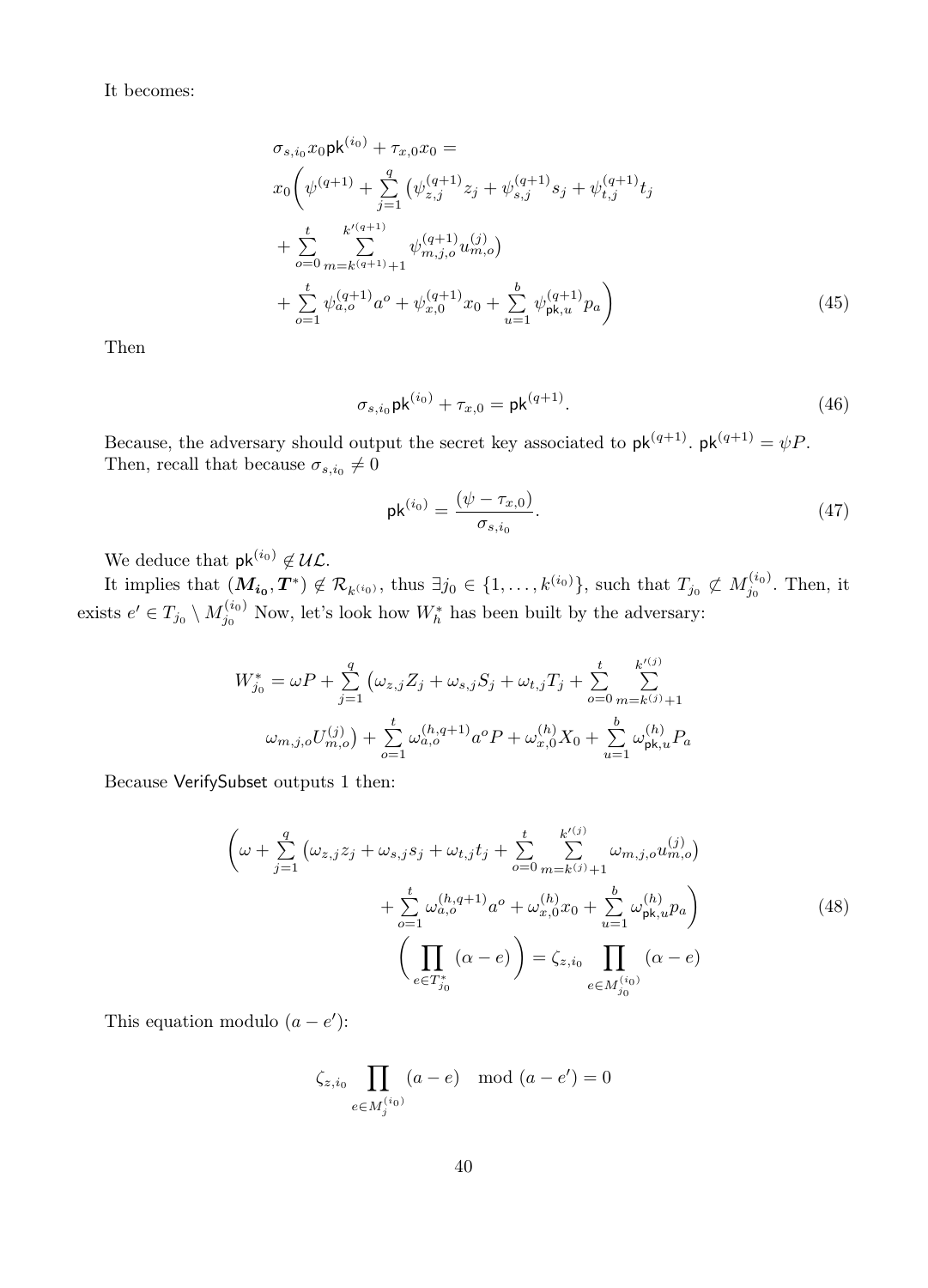It becomes:

$$
\begin{aligned}
&\sigma_{s,i_0} x_0 \mathsf{pk}^{(i_0)} + \tau_{x,0} x_0 = \\
&x_0 \bigg( \psi^{(q+1)} + \sum_{j=1}^{q} \big( \psi_{z,j}^{(q+1)} z_j + \psi_{s,j}^{(q+1)} s_j + \psi_{t,j}^{(q+1)} t_j \\
&+ \sum_{o=0}^{t} \sum_{m=k^{(q+1)}+1}^{k'^{(q+1)}} \psi_{m,j,o}^{(q+1)} u_{m,o}^{(j)} \big) \\
&+ \sum_{o=1}^{t} \psi_{a,o}^{(q+1)} a^o + \psi_{x,0}^{(q+1)} x_0 + \sum_{u=1}^{b} \psi_{\mathsf{pk},u}^{(q+1)} p_a \bigg)
\end{aligned} \tag{45}
$$

Then

$$
\sigma_{s,i_0} \mathsf{pk}^{(i_0)} + \tau_{x,0} = \mathsf{pk}^{(q+1)}. \tag{46}
$$

Because, the adversary should output the secret key associated to $\mathsf{pk}^{(q+1)}$. $\mathsf{pk}^{(q+1)} = \psi P$. Then, recall that because $\sigma_{s,i_0} \neq 0$

$$
\mathsf{pk}^{(i_0)} = \frac{(\psi - \tau_{x,0})}{\sigma_{s,i_0}}. \tag{47}
$$

We deduce that $\mathsf{pk}^{(i_0)} \notin \mathcal{UL}$.

It implies that $(\boldsymbol{M_{i_0}}, \boldsymbol{T}^*) \notin \mathcal{R}_{k^{(i_0)}}$, thus $\exists j_0 \in \{1, \dots, k^{(i_0)}\}$, such that $T_{j_0} \not\subset M_{j_0}^{(i_0)}$. Then, it exists $e' \in T_{j_0} \setminus M_{j_0}^{(i_0)}$ Now, let's look how $W_h^*$ has been built by the adversary:

$$
W_{j_0}^* = \omega P + \sum_{j=1}^{q} \big( \omega_{z,j} Z_j + \omega_{s,j} S_j + \omega_{t,j} T_j + \sum_{o=0}^{t} \sum_{m=k^{(j)}+1}^{k'^{(j)}}
$$

$$
\omega_{m,j,o} U_{m,o}^{(j)} \big) + \sum_{o=1}^{t} \omega_{a,o}^{(h,q+1)} a^o P + \omega_{x,0}^{(h)} X_0 + \sum_{u=1}^{b} \omega_{\mathsf{pk},u}^{(h)} P_a
$$

Because VerifySubset outputs 1 then:

$$
\begin{aligned}
\bigg( \omega + \sum_{j=1}^{q} \big( \omega_{z,j} z_j + \omega_{s,j} s_j + \omega_{t,j} t_j + \sum_{o=0}^{t} \sum_{m=k^{(j)}+1}^{k'^{(j)}} \omega_{m,j,o} u_{m,o}^{(j)} \big) \\
+ \sum_{o=1}^{t} \omega_{a,o}^{(h,q+1)} a^o + \omega_{x,0}^{(h)} x_0 + \sum_{u=1}^{b} \omega_{\mathsf{pk},u}^{(h)} p_a \bigg) \\
\bigg( \prod_{e \in T_{j_0}^*} (\alpha - e) \bigg) = \zeta_{z,i_0} \prod_{e \in M_{j_0}^{(i_0)}} (\alpha - e)
\end{aligned} \tag{48}
$$

This equation modulo $(a - e')$:

$$
\zeta_{z,i_0} \prod_{e \in M_j^{(i_0)}} (a - e) \mod (a - e') = 0
$$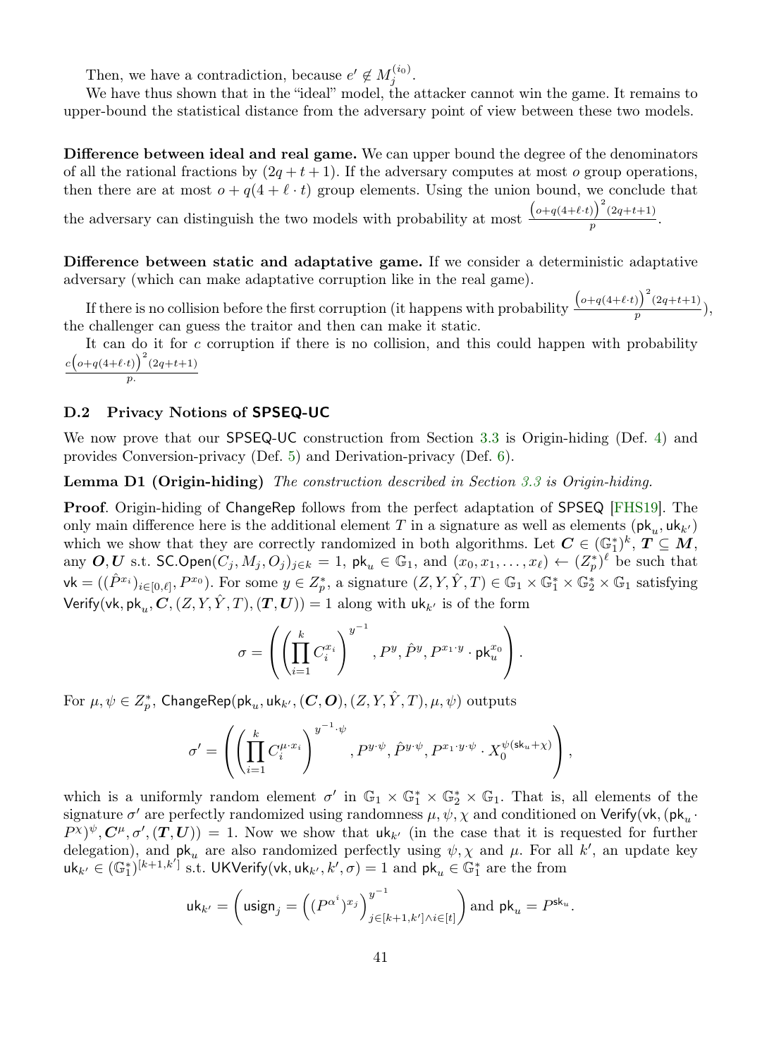Then, we have a contradiction, because $e' \notin M_j^{(i_0)}$.

We have thus shown that in the "ideal" model, the attacker cannot win the game. It remains to upper-bound the statistical distance from the adversary point of view between these two models.

**Difference between ideal and real game.** We can upper bound the degree of the denominators of all the rational fractions by $(2q + t + 1)$. If the adversary computes at most $o$ group operations, then there are at most $o + q(4 + \ell \cdot t)$ group elements. Using the union bound, we conclude that the adversary can distinguish the two models with probability at most $\frac{\left(o+q(4+\ell\cdot t)\right)^2(2q+t+1)}{p}$.

**Difference between static and adaptative game.** If we consider a deterministic adaptative adversary (which can make adaptative corruption like in the real game).

If there is no collision before the first corruption (it happens with probability $\frac{\left(o+q(4+\ell\cdot t)\right)^2(2q+t+1)}{p}$), the challenger can guess the traitor and then can make it static.

It can do it for $c$ corruption if there is no collision, and this could happen with probability $\frac{c\left(o+q(4+\ell\cdot t)\right)^2(2q+t+1)}{p.}$

### D.2 Privacy Notions of SPSEQ-UC

We now prove that our SPSEQ-UC construction from Section 3.3 is Origin-hiding (Def. 4) and provides Conversion-privacy (Def. 5) and Derivation-privacy (Def. 6).

**Lemma D1 (Origin-hiding)** *The construction described in Section 3.3 is Origin-hiding.*

**Proof**. Origin-hiding of ChangeRep follows from the perfect adaptation of SPSEQ [FHS19]. The only main difference here is the additional element $T$ in a signature as well as elements $(\mathsf{pk}_u, \mathsf{uk}_{k'})$ which we show that they are correctly randomized in both algorithms. Let $\boldsymbol{C} \in (\mathbb{G}_1^*)^k$, $\boldsymbol{T} \subseteq \boldsymbol{M}$, any $\boldsymbol{O}, \boldsymbol{U}$ s.t. $\mathsf{SC.Open}(C_j, M_j, O_j)_{j\in k} = 1$, $\mathsf{pk}_u \in \mathbb{G}_1$, and $(x_0, x_1, \ldots, x_\ell) \leftarrow (Z_p^*)^\ell$ be such that $\mathsf{vk} = ((\hat{P}^{x_i})_{i\in[0,\ell]}, P^{x_0})$. For some $y \in Z_p^*$, a signature $(Z, Y, \hat{Y}, T) \in \mathbb{G}_1 \times \mathbb{G}_1^* \times \mathbb{G}_2^* \times \mathbb{G}_1$ satisfying $\mathsf{Verify}(\mathsf{vk}, \mathsf{pk}_u, \boldsymbol{C}, (Z, Y, \hat{Y}, T), (\boldsymbol{T}, \boldsymbol{U})) = 1$ along with $\mathsf{uk}_{k'}$ is of the form

$$\sigma = \left( \left( \prod_{i=1}^{k} C_i^{x_i} \right)^{y^{-1}}, P^y, \hat{P}^y, P^{x_1 \cdot y} \cdot \mathsf{pk}_u^{x_0} \right).$$

For $\mu, \psi \in Z_p^*$, $\mathsf{ChangeRep}(\mathsf{pk}_u, \mathsf{uk}_{k'}, (\boldsymbol{C}, \boldsymbol{O}), (Z, Y, \hat{Y}, T), \mu, \psi)$ outputs

$$\sigma' = \left( \left( \prod_{i=1}^{k} C_i^{\mu \cdot x_i} \right)^{y^{-1}\cdot\psi}, P^{y\cdot\psi}, \hat{P}^{y\cdot\psi}, P^{x_1\cdot y\cdot\psi} \cdot X_0^{\psi(\mathsf{sk}_u + \chi)} \right),$$

which is a uniformly random element $\sigma'$ in $\mathbb{G}_1 \times \mathbb{G}_1^* \times \mathbb{G}_2^* \times \mathbb{G}_1$. That is, all elements of the signature $\sigma'$ are perfectly randomized using randomness $\mu, \psi, \chi$ and conditioned on $\mathsf{Verify}(\mathsf{vk}, (\mathsf{pk}_u \cdot P^\chi)^\psi, \boldsymbol{C}^\mu, \sigma', (\boldsymbol{T}, \boldsymbol{U})) = 1$. Now we show that $\mathsf{uk}_{k'}$ (in the case that it is requested for further delegation), and $\mathsf{pk}_u$ are also randomized perfectly using $\psi, \chi$ and $\mu$. For all $k'$, an update key $\mathsf{uk}_{k'} \in (\mathbb{G}_1^*)^{[k+1,k']}$ s.t. $\mathsf{UKVerify}(\mathsf{vk}, \mathsf{uk}_{k'}, k', \sigma) = 1$ and $\mathsf{pk}_u \in \mathbb{G}_1^*$ are the from

$$\mathsf{uk}_{k'} = \left( \mathsf{usign}_j = \left( (P^{\alpha^i})^{x_j} \right)^{y^{-1}}_{j\in[k+1,k'] \wedge i\in[t]} \right) \text{ and } \mathsf{pk}_u = P^{\mathsf{sk}_u}.$$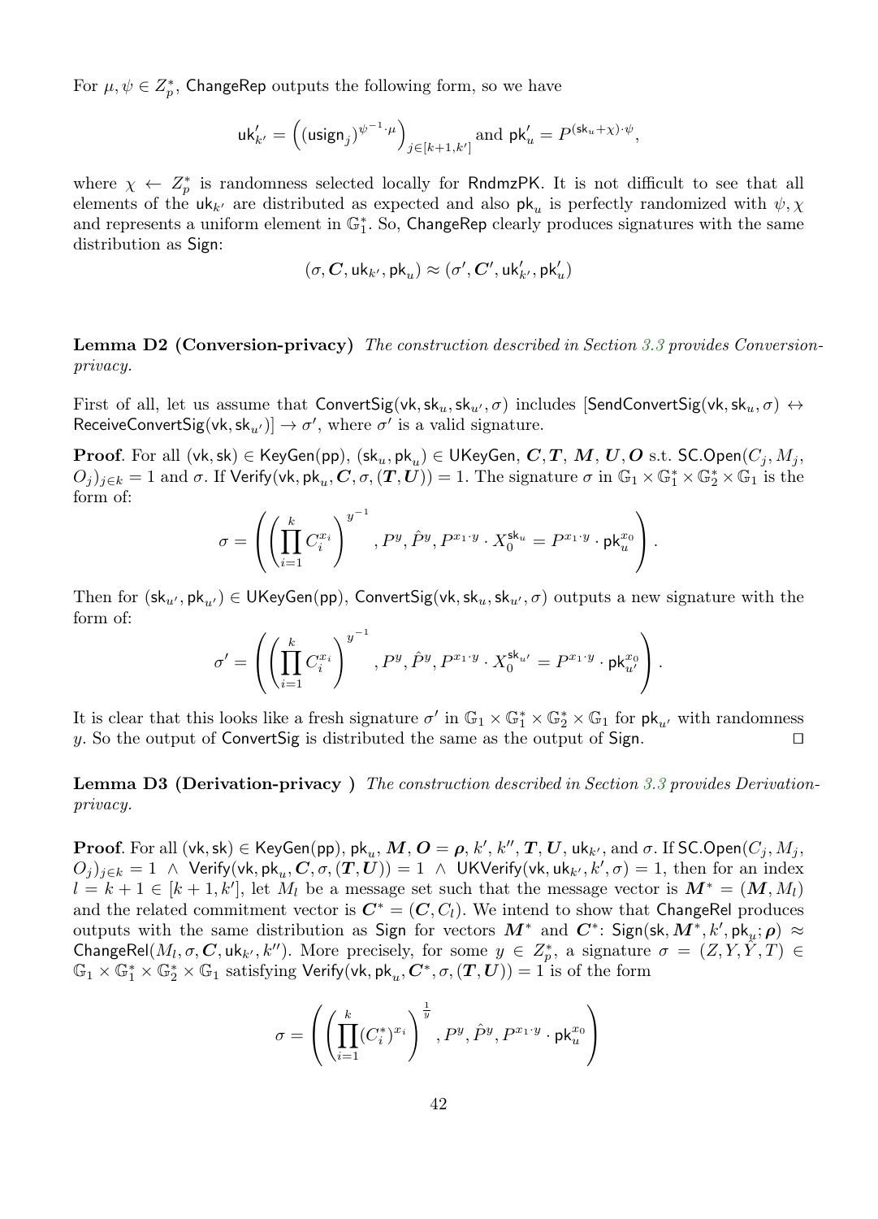For $\mu, \psi \in Z_p^*$, $\mathsf{ChangeRep}$ outputs the following form, so we have

$$\mathsf{uk}'_{k'} = \left( (\mathsf{usign}_j)^{\psi^{-1} \cdot \mu} \right)_{j \in [k+1, k']} \text{ and } \mathsf{pk}'_u = P^{(\mathsf{sk}_u + \chi) \cdot \psi},$$

where $\chi \leftarrow Z_p^*$ is randomness selected locally for $\mathsf{RndmzPK}$. It is not difficult to see that all elements of the $\mathsf{uk}_{k'}$ are distributed as expected and also $\mathsf{pk}_u$ is perfectly randomized with $\psi, \chi$ and represents a uniform element in $\mathbb{G}_1^*$. So, $\mathsf{ChangeRep}$ clearly produces signatures with the same distribution as $\mathsf{Sign}$:

$$(\sigma, \boldsymbol{C}, \mathsf{uk}_{k'}, \mathsf{pk}_u) \approx (\sigma', \boldsymbol{C}', \mathsf{uk}'_{k'}, \mathsf{pk}'_u)$$

**Lemma D2 (Conversion-privacy)** *The construction described in Section 3.3 provides Conversion-privacy.*

First of all, let us assume that $\mathsf{ConvertSig}(\mathsf{vk}, \mathsf{sk}_u, \mathsf{sk}_{u'}, \sigma)$ includes $[\mathsf{SendConvertSig}(\mathsf{vk}, \mathsf{sk}_u, \sigma) \leftrightarrow \mathsf{ReceiveConvertSig}(\mathsf{vk}, \mathsf{sk}_{u'})] \to \sigma'$, where $\sigma'$ is a valid signature.

**Proof**. For all $(\mathsf{vk}, \mathsf{sk}) \in \mathsf{KeyGen}(\mathsf{pp})$, $(\mathsf{sk}_u, \mathsf{pk}_u) \in \mathsf{UKeyGen}$, $\boldsymbol{C}, \boldsymbol{T}$, $\boldsymbol{M}$, $\boldsymbol{U}, \boldsymbol{O}$ s.t. $\mathsf{SC.Open}(C_j, M_j, O_j)_{j \in k} = 1$ and $\sigma$. If $\mathsf{Verify}(\mathsf{vk}, \mathsf{pk}_u, \boldsymbol{C}, \sigma, (\boldsymbol{T}, \boldsymbol{U})) = 1$. The signature $\sigma$ in $\mathbb{G}_1 \times \mathbb{G}_1^* \times \mathbb{G}_2^* \times \mathbb{G}_1$ is the form of:

$$\sigma = \left( \left( \prod_{i=1}^{k} C_i^{x_i} \right)^{y^{-1}}, P^y, \hat{P}^y, P^{x_1 \cdot y} \cdot X_0^{\mathsf{sk}_u} = P^{x_1 \cdot y} \cdot \mathsf{pk}_u^{x_0} \right).$$

Then for $(\mathsf{sk}_{u'}, \mathsf{pk}_{u'}) \in \mathsf{UKeyGen}(\mathsf{pp})$, $\mathsf{ConvertSig}(\mathsf{vk}, \mathsf{sk}_u, \mathsf{sk}_{u'}, \sigma)$ outputs a new signature with the form of:

$$\sigma' = \left( \left( \prod_{i=1}^{k} C_i^{x_i} \right)^{y^{-1}}, P^y, \hat{P}^y, P^{x_1 \cdot y} \cdot X_0^{\mathsf{sk}_{u'}} = P^{x_1 \cdot y} \cdot \mathsf{pk}_{u'}^{x_0} \right).$$

It is clear that this looks like a fresh signature $\sigma'$ in $\mathbb{G}_1 \times \mathbb{G}_1^* \times \mathbb{G}_2^* \times \mathbb{G}_1$ for $\mathsf{pk}_{u'}$ with randomness $y$. So the output of $\mathsf{ConvertSig}$ is distributed the same as the output of $\mathsf{Sign}$. $\square$

**Lemma D3 (Derivation-privacy )** *The construction described in Section 3.3 provides Derivation-privacy.*

**Proof**. For all $(\mathsf{vk}, \mathsf{sk}) \in \mathsf{KeyGen}(\mathsf{pp})$, $\mathsf{pk}_u$, $\boldsymbol{M}$, $\boldsymbol{O} = \boldsymbol{\rho}$, $k'$, $k''$, $\boldsymbol{T}, \boldsymbol{U}$, $\mathsf{uk}_{k'}$, and $\sigma$. If $\mathsf{SC.Open}(C_j, M_j, O_j)_{j \in k} = 1 \ \wedge \ \mathsf{Verify}(\mathsf{vk}, \mathsf{pk}_u, \boldsymbol{C}, \sigma, (\boldsymbol{T}, \boldsymbol{U})) = 1 \ \wedge \ \mathsf{UKVerify}(\mathsf{vk}, \mathsf{uk}_{k'}, k', \sigma) = 1$, then for an index $l = k+1 \in [k+1, k']$, let $M_l$ be a message set such that the message vector is $\boldsymbol{M}^* = (\boldsymbol{M}, M_l)$ and the related commitment vector is $\boldsymbol{C}^* = (\boldsymbol{C}, C_l)$. We intend to show that $\mathsf{ChangeRel}$ produces outputs with the same distribution as $\mathsf{Sign}$ for vectors $\boldsymbol{M}^*$ and $\boldsymbol{C}^*$: $\mathsf{Sign}(\mathsf{sk}, \boldsymbol{M}^*, k', \mathsf{pk}_u; \boldsymbol{\rho}) \approx \mathsf{ChangeRel}(M_l, \sigma, \boldsymbol{C}, \mathsf{uk}_{k'}, k'')$. More precisely, for some $y \in Z_p^*$, a signature $\sigma = (Z, Y, \hat{Y}, T) \in \mathbb{G}_1 \times \mathbb{G}_1^* \times \mathbb{G}_2^* \times \mathbb{G}_1$ satisfying $\mathsf{Verify}(\mathsf{vk}, \mathsf{pk}_u, \boldsymbol{C}^*, \sigma, (\boldsymbol{T}, \boldsymbol{U})) = 1$ is of the form

$$\sigma = \left( \left( \prod_{i=1}^{k} (C_i^*)^{x_i} \right)^{\frac{1}{y}}, P^y, \hat{P}^y, P^{x_1 \cdot y} \cdot \mathsf{pk}_u^{x_0} \right)$$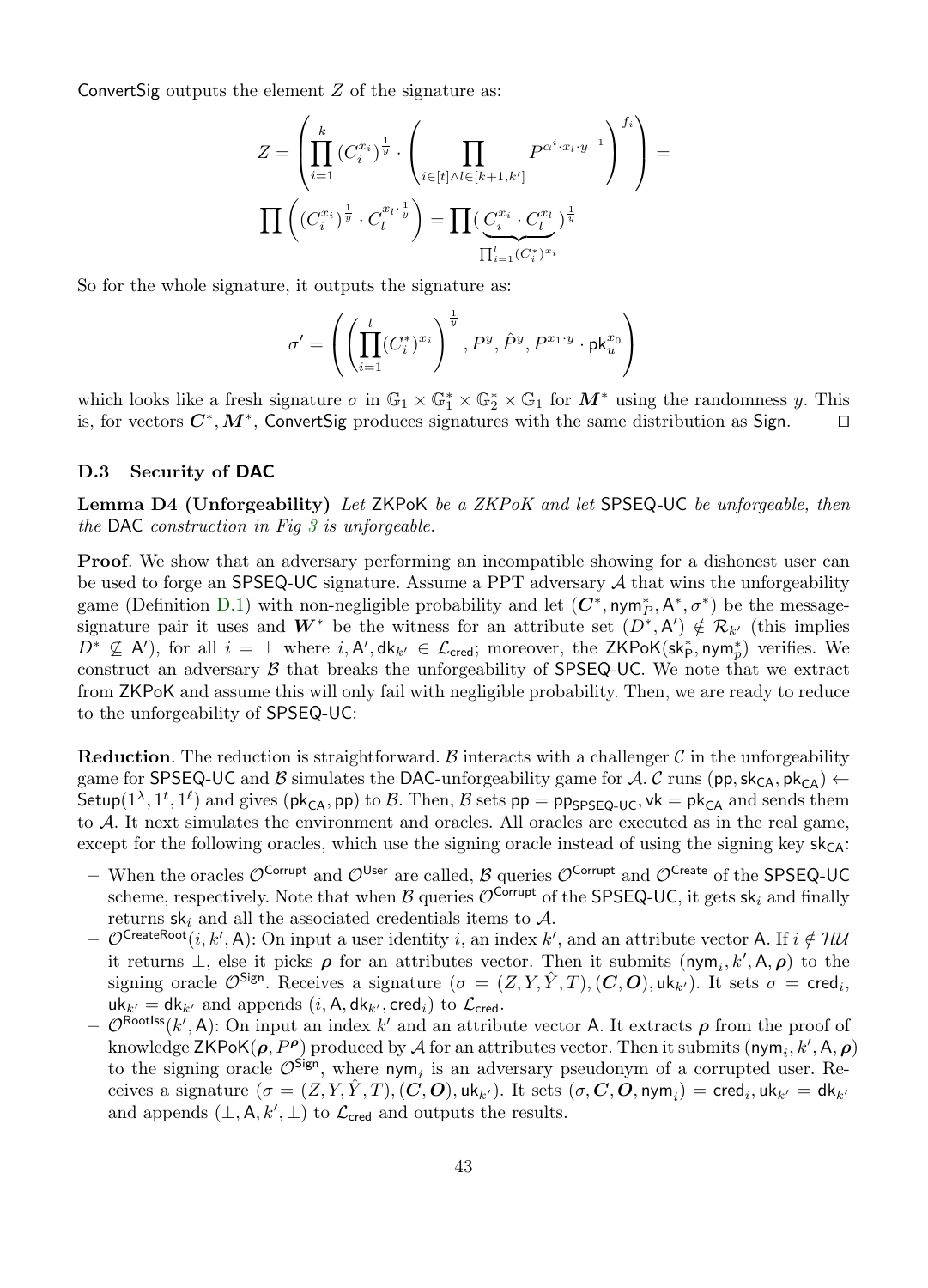ConvertSig outputs the element $Z$ of the signature as:

$$Z = \left( \prod_{i=1}^{k} (C_i^{x_i})^{\frac{1}{y}} \cdot \left( \prod_{i \in [t] \wedge l \in [k+1, k']} P^{\alpha^i \cdot x_l \cdot y^{-1}} \right)^{f_i} \right) =$$

$$\prod \left( (C_i^{x_i})^{\frac{1}{y}} \cdot C_l^{x_l \cdot \frac{1}{y}} \right) = \prod ( \underbrace{C_i^{x_i} \cdot C_l^{x_l}}_{\prod_{i=1}^{l} (C_i^*)^{x_i}} )^{\frac{1}{y}}$$

So for the whole signature, it outputs the signature as:

$$\sigma' = \left( \left( \prod_{i=1}^{l} (C_i^*)^{x_i} \right)^{\frac{1}{y}}, P^y, \hat{P}^y, P^{x_1 \cdot y} \cdot \mathsf{pk}_u^{x_0} \right)$$

which looks like a fresh signature $\sigma$ in $\mathbb{G}_1 \times \mathbb{G}_1^* \times \mathbb{G}_2^* \times \mathbb{G}_1$ for $\boldsymbol{M}^*$ using the randomness $y$. This is, for vectors $\boldsymbol{C}^*, \boldsymbol{M}^*$, ConvertSig produces signatures with the same distribution as Sign. $\square$

### D.3 Security of DAC

**Lemma D4 (Unforgeability)** *Let* ZKPoK *be a ZKPoK and let* SPSEQ-UC *be unforgeable, then the* DAC *construction in Fig 3 is unforgeable.*

**Proof**. We show that an adversary performing an incompatible showing for a dishonest user can be used to forge an SPSEQ-UC signature. Assume a PPT adversary $\mathcal{A}$ that wins the unforgeability game (Definition D.1) with non-negligible probability and let $(\boldsymbol{C}^*, \mathsf{nym}_P^*, \mathsf{A}^*, \sigma^*)$ be the message-signature pair it uses and $\boldsymbol{W}^*$ be the witness for an attribute set $(D^*, \mathsf{A}') \notin \mathcal{R}_{k'}$ (this implies $D^* \not\subseteq \mathsf{A}'$), for all $i = \perp$ where $i, \mathsf{A}', \mathsf{dk}_{k'} \in \mathcal{L}_{\mathsf{cred}}$; moreover, the $\mathsf{ZKPoK}(\mathsf{sk}_\mathsf{P}^*, \mathsf{nym}_p^*)$ verifies. We construct an adversary $\mathcal{B}$ that breaks the unforgeability of SPSEQ-UC. We note that we extract from ZKPoK and assume this will only fail with negligible probability. Then, we are ready to reduce to the unforgeability of SPSEQ-UC:

**Reduction**. The reduction is straightforward. $\mathcal{B}$ interacts with a challenger $\mathcal{C}$ in the unforgeability game for SPSEQ-UC and $\mathcal{B}$ simulates the DAC-unforgeability game for $\mathcal{A}$. $\mathcal{C}$ runs $(\mathsf{pp}, \mathsf{sk}_{\mathsf{CA}}, \mathsf{pk}_{\mathsf{CA}}) \leftarrow \mathsf{Setup}(1^\lambda, 1^t, 1^\ell)$ and gives $(\mathsf{pk}_{\mathsf{CA}}, \mathsf{pp})$ to $\mathcal{B}$. Then, $\mathcal{B}$ sets $\mathsf{pp} = \mathsf{pp}_{\mathsf{SPSEQ\text{-}UC}}, \mathsf{vk} = \mathsf{pk}_{\mathsf{CA}}$ and sends them to $\mathcal{A}$. It next simulates the environment and oracles. All oracles are executed as in the real game, except for the following oracles, which use the signing oracle instead of using the signing key $\mathsf{sk}_{\mathsf{CA}}$:

- When the oracles $\mathcal{O}^{\mathsf{Corrupt}}$ and $\mathcal{O}^{\mathsf{User}}$ are called, $\mathcal{B}$ queries $\mathcal{O}^{\mathsf{Corrupt}}$ and $\mathcal{O}^{\mathsf{Create}}$ of the SPSEQ-UC scheme, respectively. Note that when $\mathcal{B}$ queries $\mathcal{O}^{\mathsf{Corrupt}}$ of the SPSEQ-UC, it gets $\mathsf{sk}_i$ and finally returns $\mathsf{sk}_i$ and all the associated credentials items to $\mathcal{A}$.
- $\mathcal{O}^{\mathsf{CreateRoot}}(i, k', \mathsf{A})$: On input a user identity $i$, an index $k'$, and an attribute vector $\mathsf{A}$. If $i \notin \mathcal{HU}$ it returns $\perp$, else it picks $\boldsymbol{\rho}$ for an attributes vector. Then it submits $(\mathsf{nym}_i, k', \mathsf{A}, \boldsymbol{\rho})$ to the signing oracle $\mathcal{O}^{\mathsf{Sign}}$. Receives a signature $(\sigma = (Z, Y, \hat{Y}, T), (\boldsymbol{C}, \boldsymbol{O}), \mathsf{uk}_{k'})$. It sets $\sigma = \mathsf{cred}_i$, $\mathsf{uk}_{k'} = \mathsf{dk}_{k'}$ and appends $(i, \mathsf{A}, \mathsf{dk}_{k'}, \mathsf{cred}_i)$ to $\mathcal{L}_{\mathsf{cred}}$.
- $\mathcal{O}^{\mathsf{RootIss}}(k', \mathsf{A})$: On input an index $k'$ and an attribute vector $\mathsf{A}$. It extracts $\boldsymbol{\rho}$ from the proof of knowledge $\mathsf{ZKPoK}(\boldsymbol{\rho}, P^{\boldsymbol{\rho}})$ produced by $\mathcal{A}$ for an attributes vector. Then it submits $(\mathsf{nym}_i, k', \mathsf{A}, \boldsymbol{\rho})$ to the signing oracle $\mathcal{O}^{\mathsf{Sign}}$, where $\mathsf{nym}_i$ is an adversary pseudonym of a corrupted user. Receives a signature $(\sigma = (Z, Y, \hat{Y}, T), (\boldsymbol{C}, \boldsymbol{O}), \mathsf{uk}_{k'})$. It sets $(\sigma, \boldsymbol{C}, \boldsymbol{O}, \mathsf{nym}_i) = \mathsf{cred}_i, \mathsf{uk}_{k'} = \mathsf{dk}_{k'}$ and appends $(\perp, \mathsf{A}, k', \perp)$ to $\mathcal{L}_{\mathsf{cred}}$ and outputs the results.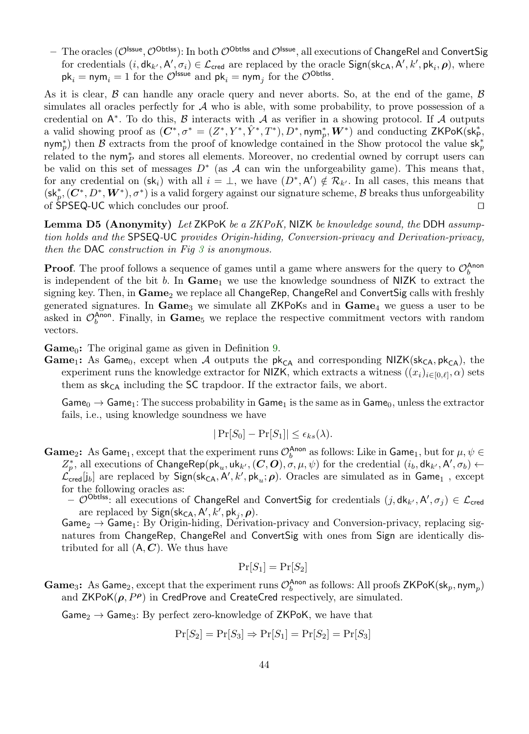– The oracles ($\mathcal{O}^{\mathsf{Issue}}, \mathcal{O}^{\mathsf{ObtIss}}$): In both $\mathcal{O}^{\mathsf{ObtIss}}$ and $\mathcal{O}^{\mathsf{Issue}}$, all executions of ChangeRel and ConvertSig for credentials $(i, \mathsf{dk}_{k'}, \mathsf{A}', \sigma_i) \in \mathcal{L}_{\mathsf{cred}}$ are replaced by the oracle $\mathsf{Sign}(\mathsf{sk}_{\mathsf{CA}}, \mathsf{A}', k', \mathsf{pk}_i, \boldsymbol{\rho})$, where $\mathsf{pk}_i = \mathsf{nym}_i = 1$ for the $\mathcal{O}^{\mathsf{Issue}}$ and $\mathsf{pk}_i = \mathsf{nym}_j$ for the $\mathcal{O}^{\mathsf{ObtIss}}$.

As it is clear, $\mathcal{B}$ can handle any oracle query and never aborts. So, at the end of the game, $\mathcal{B}$ simulates all oracles perfectly for $\mathcal{A}$ who is able, with some probability, to prove possession of a credential on $\mathsf{A}^*$. To do this, $\mathcal{B}$ interacts with $\mathcal{A}$ as verifier in a showing protocol. If $\mathcal{A}$ outputs a valid showing proof as $(\boldsymbol{C}^*, \sigma^* = (Z^*, Y^*, \hat{Y}^*, T^*), D^*, \mathsf{nym}_p^*, \boldsymbol{W}^*)$ and conducting $\mathsf{ZKPoK}(\mathsf{sk}_{\mathsf{P}}^*, \mathsf{nym}_p^*)$ then $\mathcal{B}$ extracts from the proof of knowledge contained in the Show protocol the value $\mathsf{sk}_p^*$ related to the $\mathsf{nym}_P^*$ and stores all elements. Moreover, no credential owned by corrupt users can be valid on this set of messages $D^*$ (as $\mathcal{A}$ can win the unforgeability game). This means that, for any credential on $(\mathsf{sk}_i)$ with all $i = \perp$, we have $(D^*, \mathsf{A}') \notin \mathcal{R}_{k'}$. In all cases, this means that $(\mathsf{sk}_p^*, (\boldsymbol{C}^*, D^*, \boldsymbol{W}^*), \sigma^*)$ is a valid forgery against our signature scheme, $\mathcal{B}$ breaks thus unforgeability of SPSEQ-UC which concludes our proof. $\square$

**Lemma D5 (Anonymity)** *Let* ZKPoK *be a ZKPoK,* NIZK *be knowledge sound, the* DDH *assumption holds and the* SPSEQ-UC *provides Origin-hiding, Conversion-privacy and Derivation-privacy, then the* DAC *construction in Fig 3 is anonymous.*

**Proof**. The proof follows a sequence of games until a game where answers for the query to $\mathcal{O}_b^{\mathsf{Anon}}$ is independent of the bit $b$. In **Game**$_1$ we use the knowledge soundness of NIZK to extract the signing key. Then, in **Game**$_2$ we replace all ChangeRep, ChangeRel and ConvertSig calls with freshly generated signatures. In **Game**$_3$ we simulate all ZKPoKs and in **Game**$_4$ we guess a user to be asked in $\mathcal{O}_b^{\mathsf{Anon}}$. Finally, in **Game**$_5$ we replace the respective commitment vectors with random vectors.

**Game**$_0$**:** The original game as given in Definition 9.

**Game**$_1$**:** As $\mathsf{Game}_0$, except when $\mathcal{A}$ outputs the $\mathsf{pk}_{\mathsf{CA}}$ and corresponding $\mathsf{NIZK}(\mathsf{sk}_{\mathsf{CA}}, \mathsf{pk}_{\mathsf{CA}})$, the experiment runs the knowledge extractor for NIZK, which extracts a witness $((x_i)_{i \in [0,\ell]}, \alpha)$ sets them as $\mathsf{sk}_{\mathsf{CA}}$ including the SC trapdoor. If the extractor fails, we abort.

$\mathsf{Game}_0 \to \mathsf{Game}_1$: The success probability in $\mathsf{Game}_1$ is the same as in $\mathsf{Game}_0$, unless the extractor fails, i.e., using knowledge soundness we have

$$|\Pr[S_0] - \Pr[S_1]| \leq \epsilon_{ks}(\lambda).$$

**Game**$_2$**:** As $\mathsf{Game}_1$, except that the experiment runs $\mathcal{O}_b^{\mathsf{Anon}}$ as follows: Like in $\mathsf{Game}_1$, but for $\mu, \psi \in Z_p^*$, all executions of $\mathsf{ChangeRep}(\mathsf{pk}_u, \mathsf{uk}_{k'}, (\boldsymbol{C}, \boldsymbol{O}), \sigma, \mu, \psi)$ for the credential $(i_b, \mathsf{dk}_{k'}, \mathsf{A}', \sigma_b) \leftarrow \mathcal{L}_{\mathsf{cred}}[j_b]$ are replaced by $\mathsf{Sign}(\mathsf{sk}_{\mathsf{CA}}, \mathsf{A}', k', \mathsf{pk}_u; \boldsymbol{\rho})$. Oracles are simulated as in $\mathsf{Game}_1$ , except for the following oracles as:

– $\mathcal{O}^{\mathsf{ObtIss}}$: all executions of ChangeRel and ConvertSig for credentials $(j, \mathsf{dk}_{k'}, \mathsf{A}', \sigma_j) \in \mathcal{L}_{\mathsf{cred}}$ are replaced by $\mathsf{Sign}(\mathsf{sk}_{\mathsf{CA}}, \mathsf{A}', k', \mathsf{pk}_j, \boldsymbol{\rho})$.

$\mathsf{Game}_2 \to \mathsf{Game}_1$: By Origin-hiding, Derivation-privacy and Conversion-privacy, replacing signatures from ChangeRep, ChangeRel and ConvertSig with ones from Sign are identically distributed for all $(\mathsf{A}, \boldsymbol{C})$. We thus have

$$\Pr[S_1] = \Pr[S_2]$$

**Game**$_3$**:** As $\mathsf{Game}_2$, except that the experiment runs $\mathcal{O}_b^{\mathsf{Anon}}$ as follows: All proofs $\mathsf{ZKPoK}(\mathsf{sk}_p, \mathsf{nym}_p)$ and $\mathsf{ZKPoK}(\boldsymbol{\rho}, P^{\boldsymbol{\rho}})$ in CredProve and CreateCred respectively, are simulated.

$\mathsf{Game}_2 \to \mathsf{Game}_3$: By perfect zero-knowledge of ZKPoK, we have that

$$\Pr[S_2] = \Pr[S_3] \Rightarrow \Pr[S_1] = \Pr[S_2] = \Pr[S_3]$$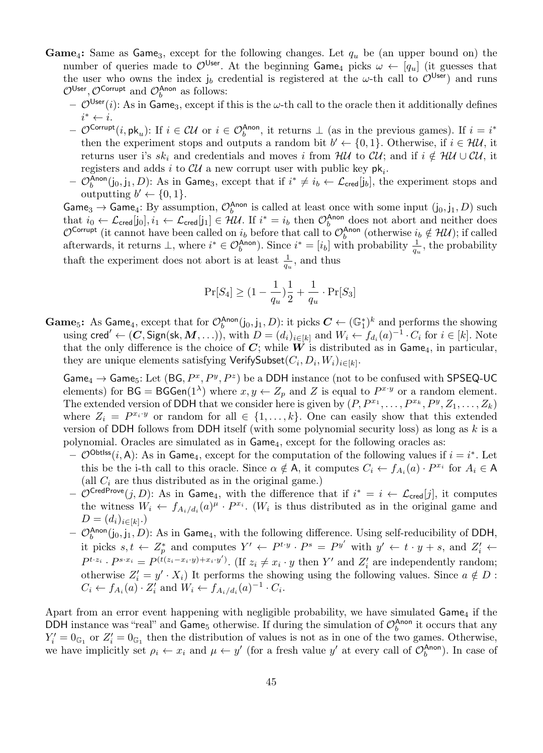**Game$_4$:** Same as $\mathsf{Game}_3$, except for the following changes. Let $q_u$ be (an upper bound on) the number of queries made to $\mathcal{O}^{\mathsf{User}}$. At the beginning $\mathsf{Game}_4$ picks $\omega \leftarrow [q_u]$ (it guesses that the user who owns the index $\mathsf{j}_b$ credential is registered at the $\omega$-th call to $\mathcal{O}^{\mathsf{User}}$) and runs $\mathcal{O}^{\mathsf{User}}, \mathcal{O}^{\mathsf{Corrupt}}$ and $\mathcal{O}_b^{\mathsf{Anon}}$ as follows:

- $\mathcal{O}^{\mathsf{User}}(i)$: As in $\mathsf{Game}_3$, except if this is the $\omega$-th call to the oracle then it additionally defines $i^* \leftarrow i$.
- $\mathcal{O}^{\mathsf{Corrupt}}(i, \mathsf{pk}_u)$: If $i \in \mathcal{CU}$ or $i \in \mathcal{O}_b^{\mathsf{Anon}}$, it returns $\perp$ (as in the previous games). If $i = i^*$ then the experiment stops and outputs a random bit $b' \leftarrow \{0,1\}$. Otherwise, if $i \in \mathcal{HU}$, it returns user i's $sk_i$ and credentials and moves $i$ from $\mathcal{HU}$ to $\mathcal{CU}$; and if $i \notin \mathcal{HU} \cup \mathcal{CU}$, it registers and adds $i$ to $\mathcal{CU}$ a new corrupt user with public key $\mathsf{pk}_i$.
- $\mathcal{O}_b^{\mathsf{Anon}}(\mathsf{j}_0, \mathsf{j}_1, D)$: As in $\mathsf{Game}_3$, except that if $i^* \neq i_b \leftarrow \mathcal{L}_{\mathsf{cred}}[\mathsf{j}_b]$, the experiment stops and outputting $b' \leftarrow \{0,1\}$.

$\mathsf{Game}_3 \rightarrow \mathsf{Game}_4$: By assumption, $\mathcal{O}_b^{\mathsf{Anon}}$ is called at least once with some input $(\mathsf{j}_0, \mathsf{j}_1, D)$ such that $i_0 \leftarrow \mathcal{L}_{\mathsf{cred}}[\mathsf{j}_0], i_1 \leftarrow \mathcal{L}_{\mathsf{cred}}[\mathsf{j}_1] \in \mathcal{HU}$. If $i^* = i_b$ then $\mathcal{O}_b^{\mathsf{Anon}}$ does not abort and neither does $\mathcal{O}^{\mathsf{Corrupt}}$ (it cannot have been called on $i_b$ before that call to $\mathcal{O}_b^{\mathsf{Anon}}$ (otherwise $i_b \notin \mathcal{HU}$); if called afterwards, it returns $\perp$, where $i^* \in \mathcal{O}_b^{\mathsf{Anon}}$). Since $i^* = [i_b]$ with probability $\frac{1}{q_u}$, the probability thaft the experiment does not abort is at least $\frac{1}{q_u}$, and thus

$$\Pr[S_4] \geq (1 - \frac{1}{q_u})\frac{1}{2} + \frac{1}{q_u} \cdot \Pr[S_3]$$

**Game$_5$:** As $\mathsf{Game}_4$, except that for $\mathcal{O}_b^{\mathsf{Anon}}(\mathsf{j}_0, \mathsf{j}_1, D)$: it picks $\boldsymbol{C} \leftarrow (\mathbb{G}_1^*)^k$ and performs the showing using $\mathsf{cred}' \leftarrow (\boldsymbol{C}, \mathsf{Sign}(\mathsf{sk}, \boldsymbol{M}, \ldots))$, with $D = (d_i)_{i \in [k]}$ and $W_i \leftarrow f_{d_i}(a)^{-1} \cdot C_i$ for $i \in [k]$. Note that the only difference is the choice of $\boldsymbol{C}$; while $\boldsymbol{W}$ is distributed as in $\mathsf{Game}_4$, in particular, they are unique elements satisfying $\mathsf{VerifySubset}(C_i, D_i, W_i)_{i \in [k]}$.

$\mathsf{Game}_4 \rightarrow \mathsf{Game}_5$: Let $(\mathsf{BG}, P^x, P^y, P^z)$ be a $\mathsf{DDH}$ instance (not to be confused with $\mathsf{SPSEQ\text{-}UC}$ elements) for $\mathsf{BG} = \mathsf{BGGen}(1^\lambda)$ where $x, y \leftarrow Z_p$ and $Z$ is equal to $P^{x \cdot y}$ or a random element. The extended version of $\mathsf{DDH}$ that we consider here is given by $(P, P^{x_1}, \ldots, P^{x_k}, P^y, Z_1, \ldots, Z_k)$ where $Z_i = P^{x_i \cdot y}$ or random for all $\in \{1, \ldots, k\}$. One can easily show that this extended version of $\mathsf{DDH}$ follows from $\mathsf{DDH}$ itself (with some polynomial security loss) as long as $k$ is a polynomial. Oracles are simulated as in $\mathsf{Game}_4$, except for the following oracles as:

- $\mathcal{O}^{\mathsf{Obtlss}}(i, \mathsf{A})$: As in $\mathsf{Game}_4$, except for the computation of the following values if $i = i^*$. Let this be the i-th call to this oracle. Since $\alpha \notin \mathsf{A}$, it computes $C_i \leftarrow f_{A_i}(a) \cdot P^{x_i}$ for $A_i \in \mathsf{A}$ (all $C_i$ are thus distributed as in the original game.)
- $\mathcal{O}^{\mathsf{CredProve}}(j, D)$: As in $\mathsf{Game}_4$, with the difference that if $i^* = i \leftarrow \mathcal{L}_{\mathsf{cred}}[j]$, it computes the witness $W_i \leftarrow f_{A_i/d_i}(a)^{\mu} \cdot P^{x_i}$. ($W_i$ is thus distributed as in the original game and $D = (d_i)_{i \in [k]}$.)
- $\mathcal{O}_b^{\mathsf{Anon}}(\mathsf{j}_0, \mathsf{j}_1, D)$: As in $\mathsf{Game}_4$, with the following difference. Using self-reducibility of $\mathsf{DDH}$, it picks $s, t \leftarrow Z_p^*$ and computes $Y' \leftarrow P^{t \cdot y} \cdot P^s = P^{y'}$ with $y' \leftarrow t \cdot y + s$, and $Z_i' \leftarrow P^{t \cdot z_i} \cdot P^{s \cdot x_i} = P^{(t(z_i - x_i \cdot y) + x_i \cdot y')}$. (If $z_i \neq x_i \cdot y$ then $Y'$ and $Z_i'$ are independently random; otherwise $Z_i' = y' \cdot X_i$) It performs the showing using the following values. Since $a \notin D$ : $C_i \leftarrow f_{A_i}(a) \cdot Z_i'$ and $W_i \leftarrow f_{A_i/d_i}(a)^{-1} \cdot C_i$.

Apart from an error event happening with negligible probability, we have simulated $\mathsf{Game}_4$ if the $\mathsf{DDH}$ instance was "real" and $\mathsf{Game}_5$ otherwise. If during the simulation of $\mathcal{O}_b^{\mathsf{Anon}}$ it occurs that any $Y_i' = 0_{\mathbb{G}_1}$ or $Z_i' = 0_{\mathbb{G}_1}$ then the distribution of values is not as in one of the two games. Otherwise, we have implicitly set $\rho_i \leftarrow x_i$ and $\mu \leftarrow y'$ (for a fresh value $y'$ at every call of $\mathcal{O}_b^{\mathsf{Anon}}$). In case of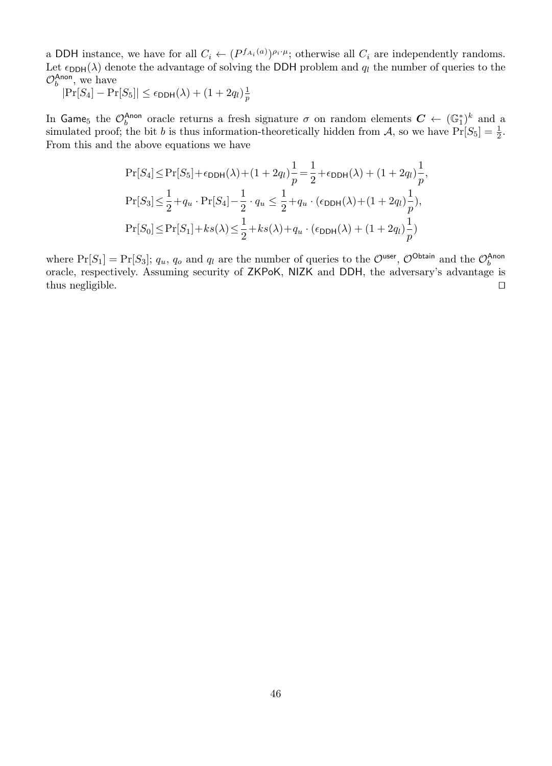a DDH instance, we have for all $C_i \leftarrow (P^{f_{A_i}(a)})^{\rho_i \cdot \mu}$; otherwise all $C_i$ are independently randoms. Let $\epsilon_{\mathsf{DDH}}(\lambda)$ denote the advantage of solving the DDH problem and $q_l$ the number of queries to the $\mathcal{O}_b^{\mathsf{Anon}}$, we have

$|\Pr[S_4] - \Pr[S_5]| \leq \epsilon_{\mathsf{DDH}}(\lambda) + (1 + 2q_l)\frac{1}{p}$

In $\mathsf{Game}_5$ the $\mathcal{O}_b^{\mathsf{Anon}}$ oracle returns a fresh signature $\sigma$ on random elements $\boldsymbol{C} \leftarrow (\mathbb{G}_1^*)^k$ and a simulated proof; the bit $b$ is thus information-theoretically hidden from $\mathcal{A}$, so we have $\Pr[S_5] = \frac{1}{2}$. From this and the above equations we have

$$\Pr[S_4] \leq \Pr[S_5] + \epsilon_{\mathsf{DDH}}(\lambda) + (1 + 2q_l)\frac{1}{p} = \frac{1}{2} + \epsilon_{\mathsf{DDH}}(\lambda) + (1 + 2q_l)\frac{1}{p},$$
$$\Pr[S_3] \leq \frac{1}{2} + q_u \cdot \Pr[S_4] - \frac{1}{2} \cdot q_u \leq \frac{1}{2} + q_u \cdot (\epsilon_{\mathsf{DDH}}(\lambda) + (1 + 2q_l)\frac{1}{p}),$$
$$\Pr[S_0] \leq \Pr[S_1] + ks(\lambda) \leq \frac{1}{2} + ks(\lambda) + q_u \cdot (\epsilon_{\mathsf{DDH}}(\lambda) + (1 + 2q_l)\frac{1}{p})$$

where $\Pr[S_1] = \Pr[S_3]$; $q_u$, $q_o$ and $q_l$ are the number of queries to the $\mathcal{O}^{\mathsf{user}}$, $\mathcal{O}^{\mathsf{Obtain}}$ and the $\mathcal{O}_b^{\mathsf{Anon}}$ oracle, respectively. Assuming security of ZKPoK, NIZK and DDH, the adversary's advantage is thus negligible. ◻